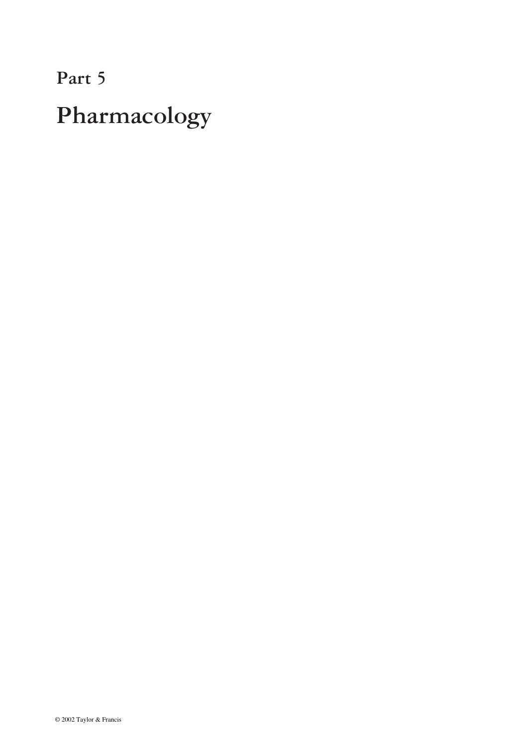# Part 5

# Pharmacology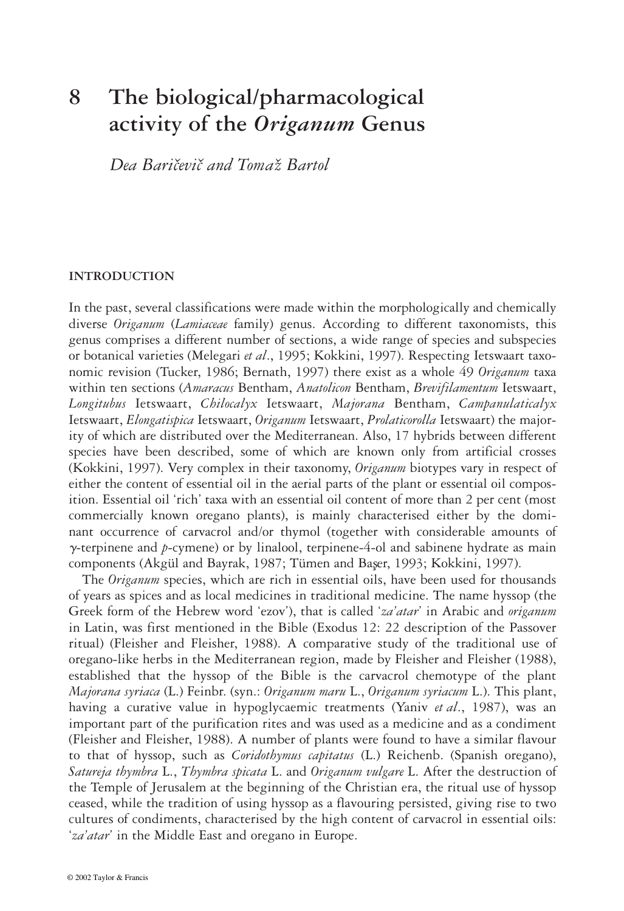# 8 The biological/pharmacological activity of the *Origanum* Genus

*Dea Baričevič and Tomaž Bartol*

## INTRODUCTION

In the past, several classifications were made within the morphologically and chemically diverse *Origanum* (*Lamiaceae* family) genus. According to different taxonomists, this genus comprises a different number of sections, a wide range of species and subspecies or botanical varieties (Melegari *et al*., 1995; Kokkini, 1997). Respecting Ietswaart taxonomic revision (Tucker, 1986; Bernath, 1997) there exist as a whole 49 *Origanum* taxa within ten sections (*Amaracus* Bentham, *Anatolicon* Bentham, *Brevifilamentum* Ietswaart, *Longitubus* Ietswaart, *Chilocalyx* Ietswaart, *Majorana* Bentham, *Campanulaticalyx* Ietswaart, *Elongatispica* Ietswaart, *Origanum* Ietswaart, *Prolaticorolla* Ietswaart) the majority of which are distributed over the Mediterranean. Also, 17 hybrids between different species have been described, some of which are known only from artificial crosses (Kokkini, 1997). Very complex in their taxonomy, *Origanum* biotypes vary in respect of either the content of essential oil in the aerial parts of the plant or essential oil composition. Essential oil 'rich' taxa with an essential oil content of more than 2 per cent (most commercially known oregano plants), is mainly characterised either by the dominant occurrence of carvacrol and/or thymol (together with considerable amounts of $\gamma$-terpinene and *p*-cymene) or by linalool, terpinene-4-ol and sabinene hydrate as main components (Akgül and Bayrak, 1987; Tümen and Başer, 1993; Kokkini, 1997).

The *Origanum* species, which are rich in essential oils, have been used for thousands of years as spices and as local medicines in traditional medicine. The name hyssop (the Greek form of the Hebrew word 'ezov'), that is called '*za'atar*' in Arabic and *origanum* in Latin, was first mentioned in the Bible (Exodus 12: 22 description of the Passover ritual) (Fleisher and Fleisher, 1988). A comparative study of the traditional use of oregano-like herbs in the Mediterranean region, made by Fleisher and Fleisher (1988), established that the hyssop of the Bible is the carvacrol chemotype of the plant *Majorana syriaca* (L.) Feinbr. (syn.: *Origanum maru* L., *Origanum syriacum* L.). This plant, having a curative value in hypoglycaemic treatments (Yaniv *et al*., 1987), was an important part of the purification rites and was used as a medicine and as a condiment (Fleisher and Fleisher, 1988). A number of plants were found to have a similar flavour to that of hyssop, such as *Coridothymus capitatus* (L.) Reichenb. (Spanish oregano), *Satureja thymbra* L., *Thymbra spicata* L. and *Origanum vulgare* L. After the destruction of the Temple of Jerusalem at the beginning of the Christian era, the ritual use of hyssop ceased, while the tradition of using hyssop as a flavouring persisted, giving rise to two cultures of condiments, characterised by the high content of carvacrol in essential oils: '*za'atar*' in the Middle East and oregano in Europe.

© 2002 Taylor & Francis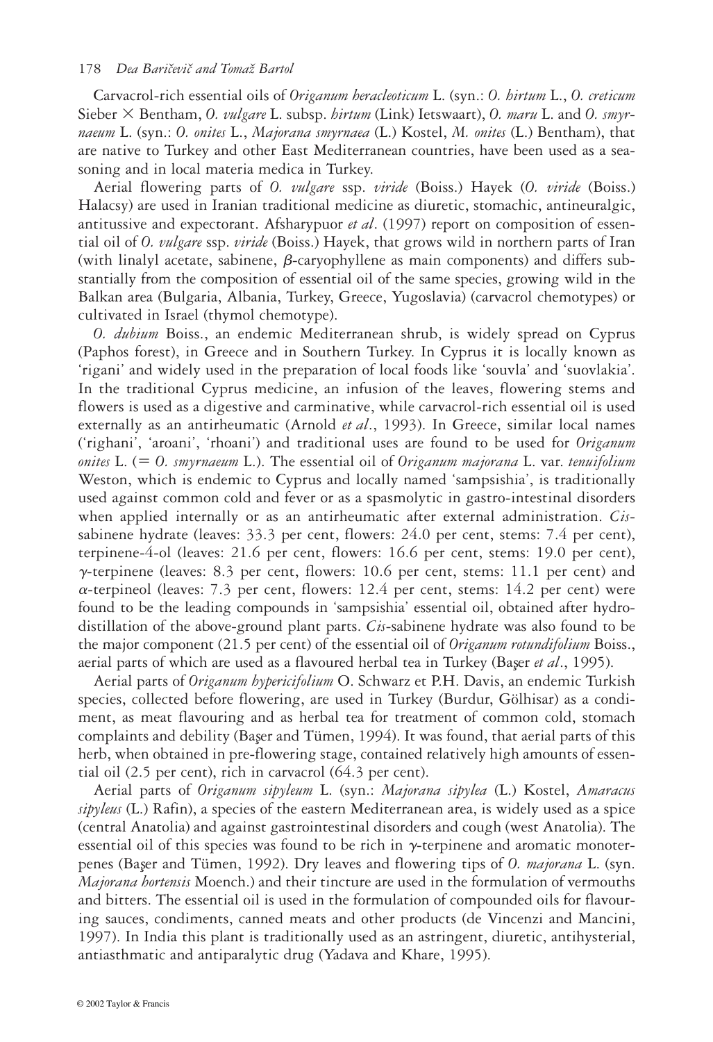Carvacrol-rich essential oils of *Origanum heracleoticum* L. (syn.: *O. hirtum* L., *O. creticum* Sieber × Bentham, *O. vulgare* L. subsp. *hirtum* (Link) Ietswaart), *O. maru* L. and *O. smyrnaeum* L. (syn.: *O. onites* L., *Majorana smyrnaea* (L.) Kostel, *M. onites* (L.) Bentham), that are native to Turkey and other East Mediterranean countries, have been used as a seasoning and in local materia medica in Turkey.

Aerial flowering parts of *O. vulgare* ssp. *viride* (Boiss.) Hayek (*O. viride* (Boiss.) Halacsy) are used in Iranian traditional medicine as diuretic, stomachic, antineuralgic, antitussive and expectorant. Afsharypuor *et al*. (1997) report on composition of essential oil of *O. vulgare* ssp. *viride* (Boiss.) Hayek, that grows wild in northern parts of Iran (with linalyl acetate, sabinene, $\beta$-caryophyllene as main components) and differs substantially from the composition of essential oil of the same species, growing wild in the Balkan area (Bulgaria, Albania, Turkey, Greece, Yugoslavia) (carvacrol chemotypes) or cultivated in Israel (thymol chemotype).

*O. dubium* Boiss., an endemic Mediterranean shrub, is widely spread on Cyprus (Paphos forest), in Greece and in Southern Turkey. In Cyprus it is locally known as 'rigani' and widely used in the preparation of local foods like 'souvla' and 'suovlakia'. In the traditional Cyprus medicine, an infusion of the leaves, flowering stems and flowers is used as a digestive and carminative, while carvacrol-rich essential oil is used externally as an antirheumatic (Arnold *et al*., 1993). In Greece, similar local names ('righani', 'aroani', 'rhoani') and traditional uses are found to be used for *Origanum onites* L. (= *O. smyrnaeum* L.). The essential oil of *Origanum majorana* L. var. *tenuifolium* Weston, which is endemic to Cyprus and locally named 'sampsishia', is traditionally used against common cold and fever or as a spasmolytic in gastro-intestinal disorders when applied internally or as an antirheumatic after external administration. *Cis*-sabinene hydrate (leaves: 33.3 per cent, flowers: 24.0 per cent, stems: 7.4 per cent), terpinene-4-ol (leaves: 21.6 per cent, flowers: 16.6 per cent, stems: 19.0 per cent), $\gamma$-terpinene (leaves: 8.3 per cent, flowers: 10.6 per cent, stems: 11.1 per cent) and $\alpha$-terpineol (leaves: 7.3 per cent, flowers: 12.4 per cent, stems: 14.2 per cent) were found to be the leading compounds in 'sampsishia' essential oil, obtained after hydrodistillation of the above-ground plant parts. *Cis*-sabinene hydrate was also found to be the major component (21.5 per cent) of the essential oil of *Origanum rotundifolium* Boiss., aerial parts of which are used as a flavoured herbal tea in Turkey (Başer *et al*., 1995).

Aerial parts of *Origanum hypericifolium* O. Schwarz et P.H. Davis, an endemic Turkish species, collected before flowering, are used in Turkey (Burdur, Gölhisar) as a condiment, as meat flavouring and as herbal tea for treatment of common cold, stomach complaints and debility (Başer and Tümen, 1994). It was found, that aerial parts of this herb, when obtained in pre-flowering stage, contained relatively high amounts of essential oil (2.5 per cent), rich in carvacrol (64.3 per cent).

Aerial parts of *Origanum sipyleum* L. (syn.: *Majorana sipylea* (L.) Kostel, *Amaracus sipyleus* (L.) Rafin), a species of the eastern Mediterranean area, is widely used as a spice (central Anatolia) and against gastrointestinal disorders and cough (west Anatolia). The essential oil of this species was found to be rich in $\gamma$-terpinene and aromatic monoterpenes (Başer and Tümen, 1992). Dry leaves and flowering tips of *O. majorana* L. (syn. *Majorana hortensis* Moench.) and their tincture are used in the formulation of vermouths and bitters. The essential oil is used in the formulation of compounded oils for flavouring sauces, condiments, canned meats and other products (de Vincenzi and Mancini, 1997). In India this plant is traditionally used as an astringent, diuretic, antihysterial, antiasthmatic and antiparalytic drug (Yadava and Khare, 1995).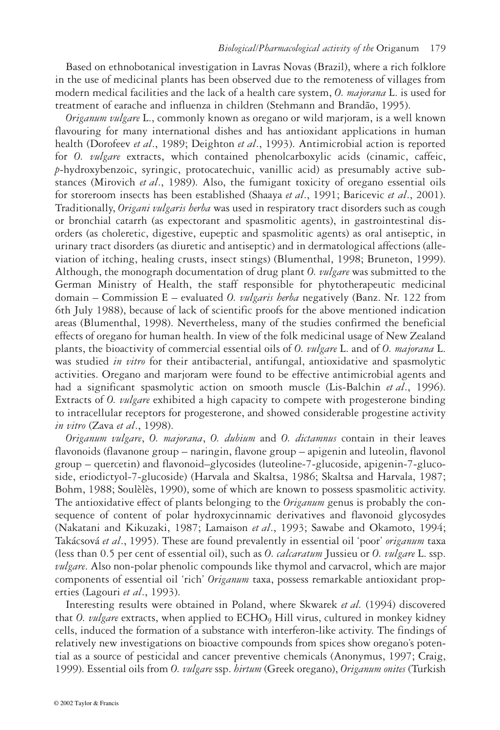Based on ethnobotanical investigation in Lavras Novas (Brazil), where a rich folklore in the use of medicinal plants has been observed due to the remoteness of villages from modern medical facilities and the lack of a health care system, *O. majorana* L. is used for treatment of earache and influenza in children (Stehmann and Brandão, 1995).

*Origanum vulgare* L., commonly known as oregano or wild marjoram, is a well known flavouring for many international dishes and has antioxidant applications in human health (Dorofeev *et al.*, 1989; Deighton *et al.*, 1993). Antimicrobial action is reported for *O. vulgare* extracts, which contained phenolcarboxylic acids (cinamic, caffeic, *p*-hydroxybenzoic, syringic, protocatechuic, vanillic acid) as presumably active substances (Mirovich *et al.*, 1989). Also, the fumigant toxicity of oregano essential oils for storeroom insects has been established (Shaaya *et al.*, 1991; Baricevic *et al.*, 2001). Traditionally, *Origani vulgaris herba* was used in respiratory tract disorders such as cough or bronchial catarrh (as expectorant and spasmolitic agents), in gastrointestinal disorders (as choleretic, digestive, eupeptic and spasmolitic agents) as oral antiseptic, in urinary tract disorders (as diuretic and antiseptic) and in dermatological affections (alleviation of itching, healing crusts, insect stings) (Blumenthal, 1998; Bruneton, 1999). Although, the monograph documentation of drug plant *O. vulgare* was submitted to the German Ministry of Health, the staff responsible for phytotherapeutic medicinal domain – Commission E – evaluated *O. vulgaris herba* negatively (Banz. Nr. 122 from 6th July 1988), because of lack of scientific proofs for the above mentioned indication areas (Blumenthal, 1998). Nevertheless, many of the studies confirmed the beneficial effects of oregano for human health. In view of the folk medicinal usage of New Zealand plants, the bioactivity of commercial essential oils of *O. vulgare* L. and of *O. majorana* L. was studied *in vitro* for their antibacterial, antifungal, antioxidative and spasmolytic activities. Oregano and marjoram were found to be effective antimicrobial agents and had a significant spasmolytic action on smooth muscle (Lis-Balchin *et al.*, 1996). Extracts of *O. vulgare* exhibited a high capacity to compete with progesterone binding to intracellular receptors for progesterone, and showed considerable progestine activity *in vitro* (Zava *et al.*, 1998).

*Origanum vulgare*, *O. majorana*, *O. dubium* and *O. dictamnus* contain in their leaves flavonoids (flavanone group – naringin, flavone group – apigenin and luteolin, flavonol group – quercetin) and flavonoid–glycosides (luteoline-7-glucoside, apigenin-7-glucoside, eriodictyol-7-glucoside) (Harvala and Skaltsa, 1986; Skaltsa and Harvala, 1987; Bohm, 1988; Soulèlès, 1990), some of which are known to possess spasmolitic activity. The antioxidative effect of plants belonging to the *Origanum* genus is probably the consequence of content of polar hydroxycinnamic derivatives and flavonoid glycosydes (Nakatani and Kikuzaki, 1987; Lamaison *et al.*, 1993; Sawabe and Okamoto, 1994; Takácsová *et al.*, 1995). These are found prevalently in essential oil 'poor' *origanum* taxa (less than 0.5 per cent of essential oil), such as *O. calcaratum* Jussieu or *O. vulgare* L. ssp. *vulgare*. Also non-polar phenolic compounds like thymol and carvacrol, which are major components of essential oil 'rich' *Origanum* taxa, possess remarkable antioxidant properties (Lagouri *et al.*, 1993).

Interesting results were obtained in Poland, where Skwarek *et al.* (1994) discovered that *O. vulgare* extracts, when applied to $ECHO_9$ Hill virus, cultured in monkey kidney cells, induced the formation of a substance with interferon-like activity. The findings of relatively new investigations on bioactive compounds from spices show oregano's potential as a source of pesticidal and cancer preventive chemicals (Anonymus, 1997; Craig, 1999). Essential oils from *O. vulgare* ssp. *hirtum* (Greek oregano), *Origanum onites* (Turkish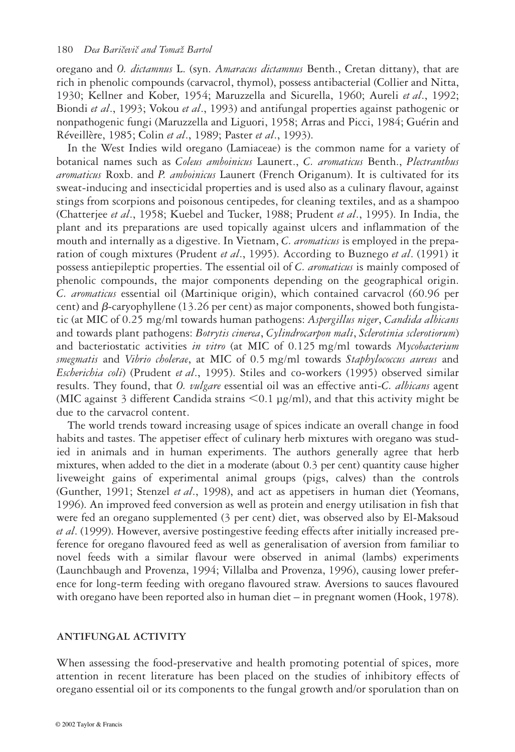oregano and *O. dictamnus* L. (syn. *Amaracus dictamnus* Benth., Cretan dittany), that are rich in phenolic compounds (carvacrol, thymol), possess antibacterial (Collier and Nitta, 1930; Kellner and Kober, 1954; Maruzzella and Sicurella, 1960; Aureli *et al*., 1992; Biondi *et al*., 1993; Vokou *et al*., 1993) and antifungal properties against pathogenic or nonpathogenic fungi (Maruzzella and Liguori, 1958; Arras and Picci, 1984; Guérin and Réveillère, 1985; Colin *et al*., 1989; Paster *et al*., 1993).

In the West Indies wild oregano (Lamiaceae) is the common name for a variety of botanical names such as *Coleus amboinicus* Launert., *C. aromaticus* Benth., *Plectranthus aromaticus* Roxb. and *P. amboinicus* Launert (French Origanum). It is cultivated for its sweat-inducing and insecticidal properties and is used also as a culinary flavour, against stings from scorpions and poisonous centipedes, for cleaning textiles, and as a shampoo (Chatterjee *et al*., 1958; Kuebel and Tucker, 1988; Prudent *et al*., 1995). In India, the plant and its preparations are used topically against ulcers and inflammation of the mouth and internally as a digestive. In Vietnam, *C. aromaticus* is employed in the preparation of cough mixtures (Prudent *et al*., 1995). According to Buznego *et al*. (1991) it possess antiepileptic properties. The essential oil of *C. aromaticus* is mainly composed of phenolic compounds, the major components depending on the geographical origin. *C. aromaticus* essential oil (Martinique origin), which contained carvacrol (60.96 per cent) and $\beta$-caryophyllene (13.26 per cent) as major components, showed both fungistatic (at MIC of 0.25 mg/ml towards human pathogens: *Aspergillus niger*, *Candida albicans* and towards plant pathogens: *Botrytis cinerea*, *Cylindrocarpon mali*, *Sclerotinia sclerotiorum*) and bacteriostatic activities *in vitro* (at MIC of 0.125 mg/ml towards *Mycobacterium smegmatis* and *Vibrio cholerae*, at MIC of 0.5 mg/ml towards *Staphylococcus aureus* and *Escherichia coli*) (Prudent *et al*., 1995). Stiles and co-workers (1995) observed similar results. They found, that *O. vulgare* essential oil was an effective anti-*C. albicans* agent (MIC against 3 different Candida strains $<$0.1 µg/ml), and that this activity might be due to the carvacrol content.

The world trends toward increasing usage of spices indicate an overall change in food habits and tastes. The appetiser effect of culinary herb mixtures with oregano was studied in animals and in human experiments. The authors generally agree that herb mixtures, when added to the diet in a moderate (about 0.3 per cent) quantity cause higher liveweight gains of experimental animal groups (pigs, calves) than the controls (Gunther, 1991; Stenzel *et al*., 1998), and act as appetisers in human diet (Yeomans, 1996). An improved feed conversion as well as protein and energy utilisation in fish that were fed an oregano supplemented (3 per cent) diet, was observed also by El-Maksoud *et al*. (1999). However, aversive postingestive feeding effects after initially increased preference for oregano flavoured feed as well as generalisation of aversion from familiar to novel feeds with a similar flavour were observed in animal (lambs) experiments (Launchbaugh and Provenza, 1994; Villalba and Provenza, 1996), causing lower preference for long-term feeding with oregano flavoured straw. Aversions to sauces flavoured with oregano have been reported also in human diet – in pregnant women (Hook, 1978).

## ANTIFUNGAL ACTIVITY

When assessing the food-preservative and health promoting potential of spices, more attention in recent literature has been placed on the studies of inhibitory effects of oregano essential oil or its components to the fungal growth and/or sporulation than on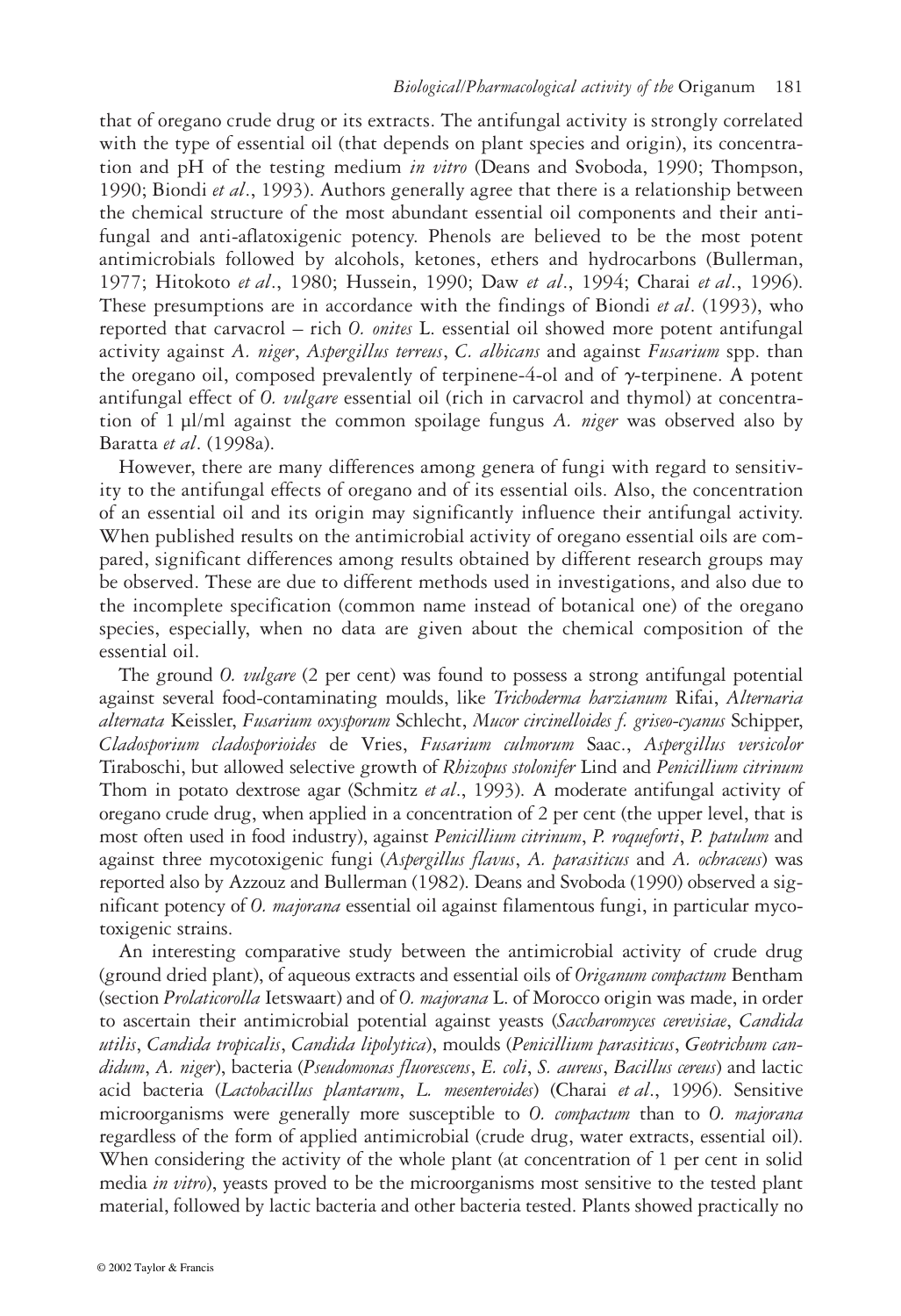that of oregano crude drug or its extracts. The antifungal activity is strongly correlated with the type of essential oil (that depends on plant species and origin), its concentration and pH of the testing medium *in vitro* (Deans and Svoboda, 1990; Thompson, 1990; Biondi *et al*., 1993). Authors generally agree that there is a relationship between the chemical structure of the most abundant essential oil components and their antifungal and anti-aflatoxigenic potency. Phenols are believed to be the most potent antimicrobials followed by alcohols, ketones, ethers and hydrocarbons (Bullerman, 1977; Hitokoto *et al*., 1980; Hussein, 1990; Daw *et al*., 1994; Charai *et al*., 1996). These presumptions are in accordance with the findings of Biondi *et al*. (1993), who reported that carvacrol – rich *O. onites* L. essential oil showed more potent antifungal activity against *A. niger*, *Aspergillus terreus*, *C. albicans* and against *Fusarium* spp. than the oregano oil, composed prevalently of terpinene-4-ol and of $\gamma$-terpinene. A potent antifungal effect of *O. vulgare* essential oil (rich in carvacrol and thymol) at concentration of 1 μl/ml against the common spoilage fungus *A. niger* was observed also by Baratta *et al*. (1998a).

However, there are many differences among genera of fungi with regard to sensitivity to the antifungal effects of oregano and of its essential oils. Also, the concentration of an essential oil and its origin may significantly influence their antifungal activity. When published results on the antimicrobial activity of oregano essential oils are compared, significant differences among results obtained by different research groups may be observed. These are due to different methods used in investigations, and also due to the incomplete specification (common name instead of botanical one) of the oregano species, especially, when no data are given about the chemical composition of the essential oil.

The ground *O. vulgare* (2 per cent) was found to possess a strong antifungal potential against several food-contaminating moulds, like *Trichoderma harzianum* Rifai, *Alternaria alternata* Keissler, *Fusarium oxysporum* Schlecht, *Mucor circinelloides f. griseo-cyanus* Schipper, *Cladosporium cladosporioides* de Vries, *Fusarium culmorum* Saac., *Aspergillus versicolor* Tiraboschi, but allowed selective growth of *Rhizopus stolonifer* Lind and *Penicillium citrinum* Thom in potato dextrose agar (Schmitz *et al*., 1993). A moderate antifungal activity of oregano crude drug, when applied in a concentration of 2 per cent (the upper level, that is most often used in food industry), against *Penicillium citrinum*, *P. roqueforti*, *P. patulum* and against three mycotoxigenic fungi (*Aspergillus flavus*, *A. parasiticus* and *A. ochraceus*) was reported also by Azzouz and Bullerman (1982). Deans and Svoboda (1990) observed a significant potency of *O. majorana* essential oil against filamentous fungi, in particular mycotoxigenic strains.

An interesting comparative study between the antimicrobial activity of crude drug (ground dried plant), of aqueous extracts and essential oils of *Origanum compactum* Bentham (section *Prolaticorolla* Ietswaart) and of *O. majorana* L. of Morocco origin was made, in order to ascertain their antimicrobial potential against yeasts (*Saccharomyces cerevisiae*, *Candida utilis*, *Candida tropicalis*, *Candida lipolytica*), moulds (*Penicillium parasiticus*, *Geotrichum candidum*, *A. niger*), bacteria (*Pseudomonas fluorescens*, *E. coli*, *S. aureus*, *Bacillus cereus*) and lactic acid bacteria (*Lactobacillus plantarum*, *L. mesenteroides*) (Charai *et al*., 1996). Sensitive microorganisms were generally more susceptible to *O. compactum* than to *O. majorana* regardless of the form of applied antimicrobial (crude drug, water extracts, essential oil). When considering the activity of the whole plant (at concentration of 1 per cent in solid media *in vitro*), yeasts proved to be the microorganisms most sensitive to the tested plant material, followed by lactic bacteria and other bacteria tested. Plants showed practically no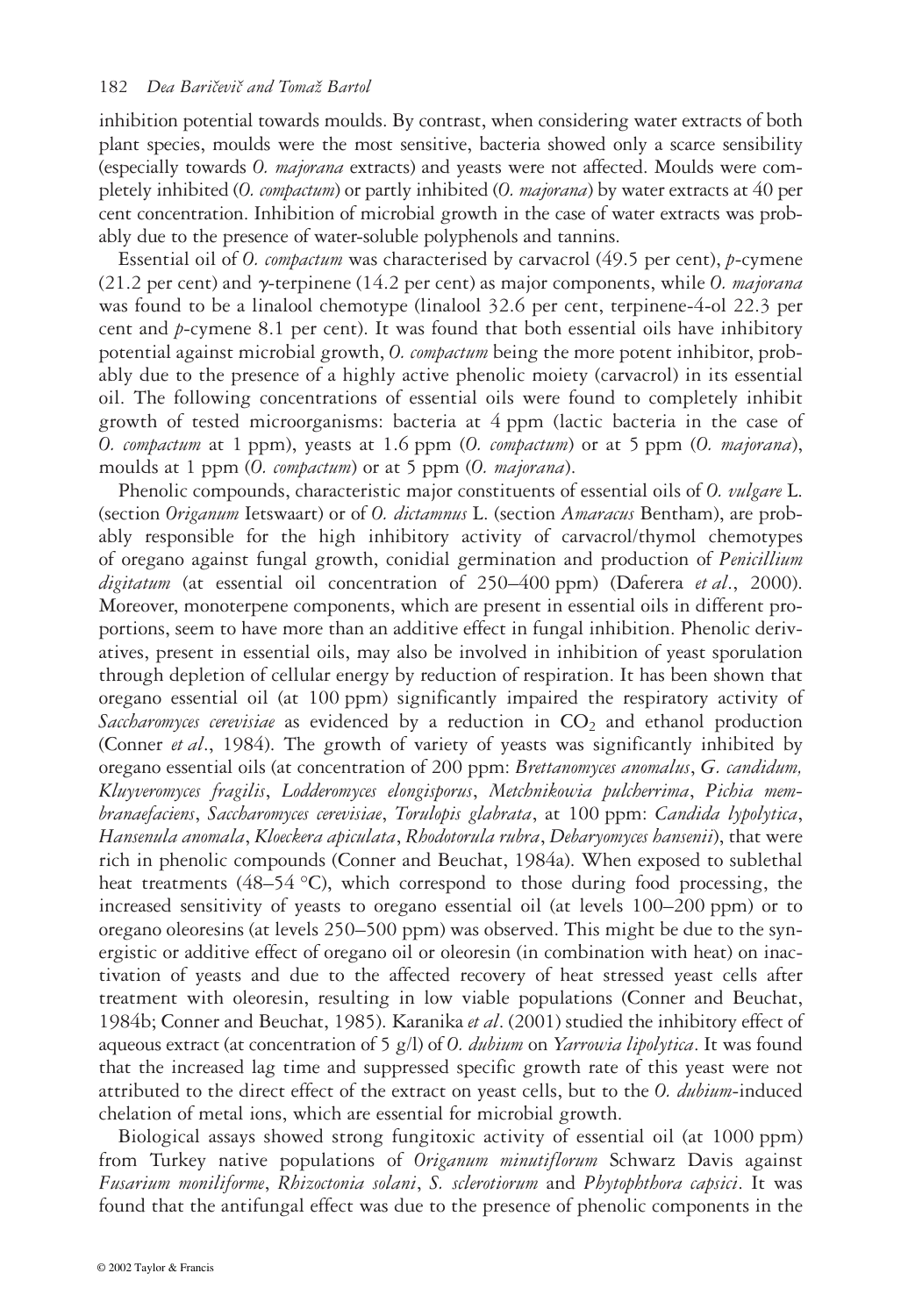inhibition potential towards moulds. By contrast, when considering water extracts of both plant species, moulds were the most sensitive, bacteria showed only a scarce sensibility (especially towards *O. majorana* extracts) and yeasts were not affected. Moulds were completely inhibited (*O. compactum*) or partly inhibited (*O. majorana*) by water extracts at 40 per cent concentration. Inhibition of microbial growth in the case of water extracts was probably due to the presence of water-soluble polyphenols and tannins.

Essential oil of *O. compactum* was characterised by carvacrol (49.5 per cent), *p*-cymene (21.2 per cent) and γ-terpinene (14.2 per cent) as major components, while *O. majorana* was found to be a linalool chemotype (linalool 32.6 per cent, terpinene-4-ol 22.3 per cent and *p*-cymene 8.1 per cent). It was found that both essential oils have inhibitory potential against microbial growth, *O. compactum* being the more potent inhibitor, probably due to the presence of a highly active phenolic moiety (carvacrol) in its essential oil. The following concentrations of essential oils were found to completely inhibit growth of tested microorganisms: bacteria at 4 ppm (lactic bacteria in the case of *O. compactum* at 1 ppm), yeasts at 1.6 ppm (*O. compactum*) or at 5 ppm (*O. majorana*), moulds at 1 ppm (*O. compactum*) or at 5 ppm (*O. majorana*).

Phenolic compounds, characteristic major constituents of essential oils of *O. vulgare* L. (section *Origanum* Ietswaart) or of *O. dictamnus* L. (section *Amaracus* Bentham), are probably responsible for the high inhibitory activity of carvacrol/thymol chemotypes of oregano against fungal growth, conidial germination and production of *Penicillium digitatum* (at essential oil concentration of 250–400 ppm) (Daferera *et al*., 2000). Moreover, monoterpene components, which are present in essential oils in different proportions, seem to have more than an additive effect in fungal inhibition. Phenolic derivatives, present in essential oils, may also be involved in inhibition of yeast sporulation through depletion of cellular energy by reduction of respiration. It has been shown that oregano essential oil (at 100 ppm) significantly impaired the respiratory activity of *Saccharomyces cerevisiae* as evidenced by a reduction in $CO_2$ and ethanol production (Conner *et al*., 1984). The growth of variety of yeasts was significantly inhibited by oregano essential oils (at concentration of 200 ppm: *Brettanomyces anomalus*, *G. candidum, Kluyveromyces fragilis*, *Lodderomyces elongisporus*, *Metchnikowia pulcherrima*, *Pichia membranaefaciens*, *Saccharomyces cerevisiae*, *Torulopis glabrata*, at 100 ppm: *Candida lypolytica*, *Hansenula anomala*, *Kloeckera apiculata*, *Rhodotorula rubra*, *Debaryomyces hansenii*), that were rich in phenolic compounds (Conner and Beuchat, 1984a). When exposed to sublethal heat treatments (48–54 °C), which correspond to those during food processing, the increased sensitivity of yeasts to oregano essential oil (at levels 100–200 ppm) or to oregano oleoresins (at levels 250–500 ppm) was observed. This might be due to the synergistic or additive effect of oregano oil or oleoresin (in combination with heat) on inactivation of yeasts and due to the affected recovery of heat stressed yeast cells after treatment with oleoresin, resulting in low viable populations (Conner and Beuchat, 1984b; Conner and Beuchat, 1985). Karanika *et al*. (2001) studied the inhibitory effect of aqueous extract (at concentration of 5 g/l) of *O. dubium* on *Yarrowia lipolytica*. It was found that the increased lag time and suppressed specific growth rate of this yeast were not attributed to the direct effect of the extract on yeast cells, but to the *O. dubium*-induced chelation of metal ions, which are essential for microbial growth.

Biological assays showed strong fungitoxic activity of essential oil (at 1000 ppm) from Turkey native populations of *Origanum minutiflorum* Schwarz Davis against *Fusarium moniliforme*, *Rhizoctonia solani*, *S. sclerotiorum* and *Phytophthora capsici*. It was found that the antifungal effect was due to the presence of phenolic components in the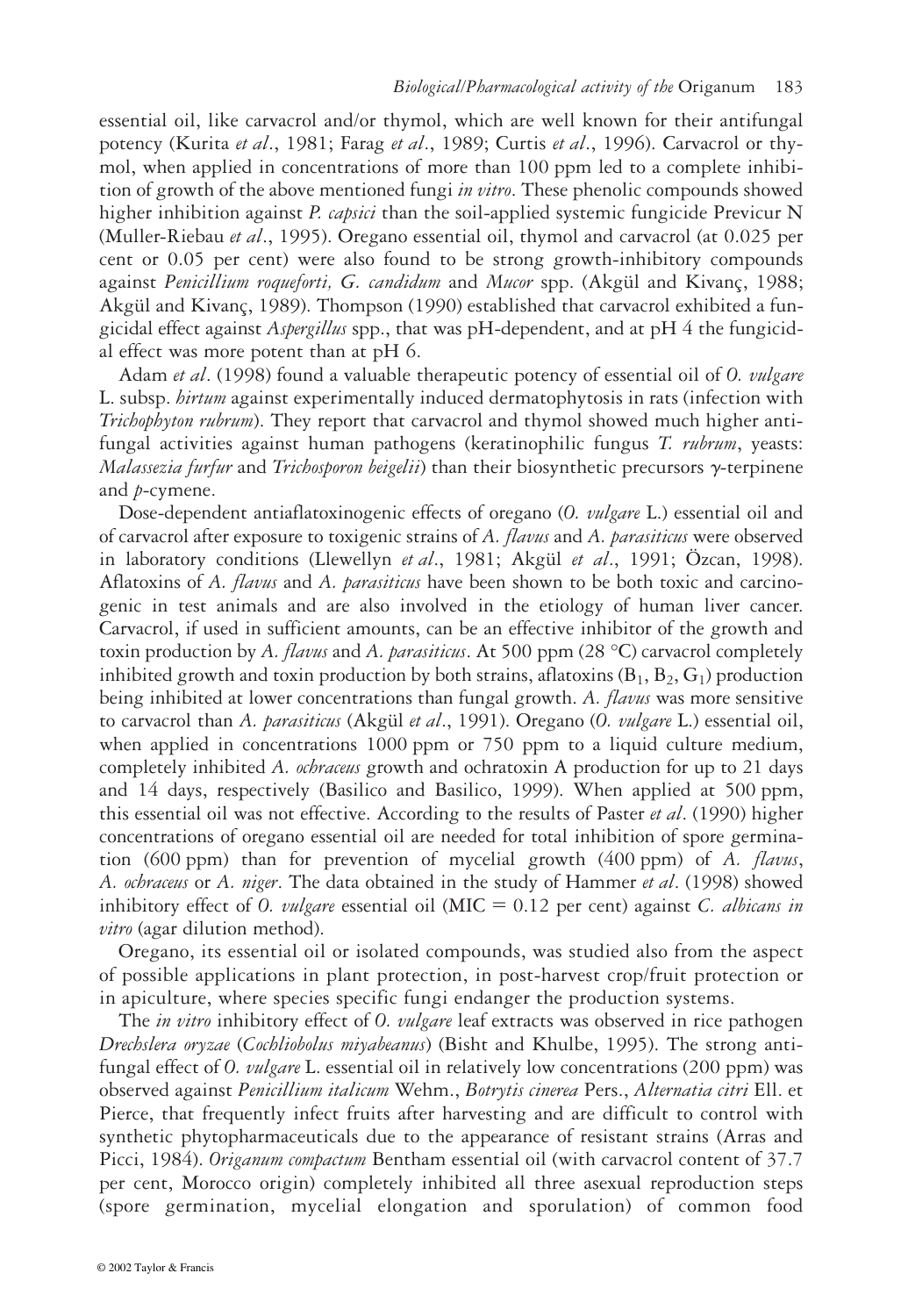essential oil, like carvacrol and/or thymol, which are well known for their antifungal potency (Kurita *et al*., 1981; Farag *et al*., 1989; Curtis *et al*., 1996). Carvacrol or thymol, when applied in concentrations of more than 100 ppm led to a complete inhibition of growth of the above mentioned fungi *in vitro*. These phenolic compounds showed higher inhibition against *P. capsici* than the soil-applied systemic fungicide Previcur N (Muller-Riebau *et al*., 1995). Oregano essential oil, thymol and carvacrol (at 0.025 per cent or 0.05 per cent) were also found to be strong growth-inhibitory compounds against *Penicillium roqueforti, G. candidum* and *Mucor* spp. (Akgül and Kivanç, 1988; Akgül and Kivanç, 1989). Thompson (1990) established that carvacrol exhibited a fungicidal effect against *Aspergillus* spp., that was pH-dependent, and at pH 4 the fungicidal effect was more potent than at pH 6.

Adam *et al*. (1998) found a valuable therapeutic potency of essential oil of *O. vulgare* L. subsp. *hirtum* against experimentally induced dermatophytosis in rats (infection with *Trichophyton rubrum*). They report that carvacrol and thymol showed much higher antifungal activities against human pathogens (keratinophilic fungus *T. rubrum*, yeasts: *Malassezia furfur* and *Trichosporon beigelii*) than their biosynthetic precursors γ-terpinene and *p*-cymene.

Dose-dependent antiaflatoxinogenic effects of oregano (*O. vulgare* L.) essential oil and of carvacrol after exposure to toxigenic strains of *A. flavus* and *A. parasiticus* were observed in laboratory conditions (Llewellyn *et al*., 1981; Akgül *et al*., 1991; Özcan, 1998). Aflatoxins of *A. flavus* and *A. parasiticus* have been shown to be both toxic and carcinogenic in test animals and are also involved in the etiology of human liver cancer. Carvacrol, if used in sufficient amounts, can be an effective inhibitor of the growth and toxin production by *A. flavus* and *A. parasiticus*. At 500 ppm (28 °C) carvacrol completely inhibited growth and toxin production by both strains, aflatoxins ($B_1$, $B_2$, $G_1$) production being inhibited at lower concentrations than fungal growth. *A. flavus* was more sensitive to carvacrol than *A. parasiticus* (Akgül *et al*., 1991). Oregano (*O. vulgare* L.) essential oil, when applied in concentrations 1000 ppm or 750 ppm to a liquid culture medium, completely inhibited *A. ochraceus* growth and ochratoxin A production for up to 21 days and 14 days, respectively (Basilico and Basilico, 1999). When applied at 500 ppm, this essential oil was not effective. According to the results of Paster *et al*. (1990) higher concentrations of oregano essential oil are needed for total inhibition of spore germination (600 ppm) than for prevention of mycelial growth (400 ppm) of *A. flavus*, *A. ochraceus* or *A. niger*. The data obtained in the study of Hammer *et al*. (1998) showed inhibitory effect of *O. vulgare* essential oil (MIC = 0.12 per cent) against *C. albicans in vitro* (agar dilution method).

Oregano, its essential oil or isolated compounds, was studied also from the aspect of possible applications in plant protection, in post-harvest crop/fruit protection or in apiculture, where species specific fungi endanger the production systems.

The *in vitro* inhibitory effect of *O. vulgare* leaf extracts was observed in rice pathogen *Drechslera oryzae* (*Cochliobolus miyabeanus*) (Bisht and Khulbe, 1995). The strong antifungal effect of *O. vulgare* L. essential oil in relatively low concentrations (200 ppm) was observed against *Penicillium italicum* Wehm., *Botrytis cinerea* Pers., *Alternatia citri* Ell. et Pierce, that frequently infect fruits after harvesting and are difficult to control with synthetic phytopharmaceuticals due to the appearance of resistant strains (Arras and Picci, 1984). *Origanum compactum* Bentham essential oil (with carvacrol content of 37.7 per cent, Morocco origin) completely inhibited all three asexual reproduction steps (spore germination, mycelial elongation and sporulation) of common food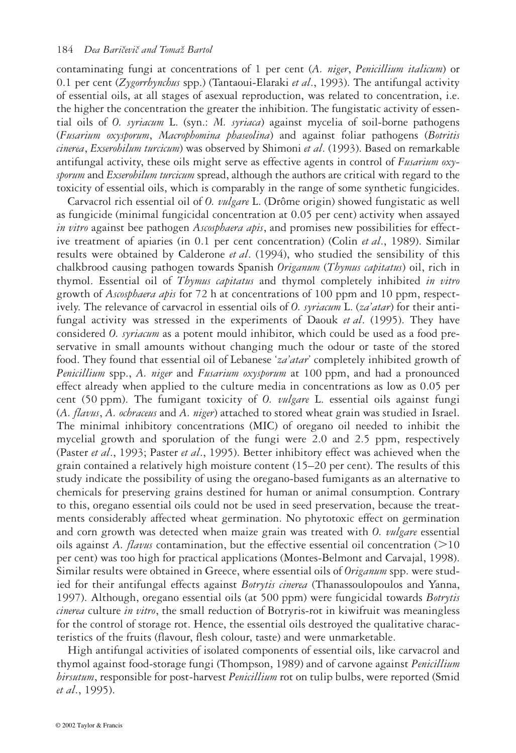contaminating fungi at concentrations of 1 per cent (*A. niger*, *Penicillium italicum*) or 0.1 per cent (*Zygorrhynchus* spp.) (Tantaoui-Elaraki *et al*., 1993). The antifungal activity of essential oils, at all stages of asexual reproduction, was related to concentration, i.e. the higher the concentration the greater the inhibition. The fungistatic activity of essential oils of *O. syriacum* L. (syn.: *M. syriaca*) against mycelia of soil-borne pathogens (*Fusarium oxysporum*, *Macrophomina phaseolina*) and against foliar pathogens (*Botritis cinerea*, *Exserohilum turcicum*) was observed by Shimoni *et al*. (1993). Based on remarkable antifungal activity, these oils might serve as effective agents in control of *Fusarium oxysporum* and *Exserohilum turcicum* spread, although the authors are critical with regard to the toxicity of essential oils, which is comparably in the range of some synthetic fungicides.

Carvacrol rich essential oil of *O. vulgare* L. (Drôme origin) showed fungistatic as well as fungicide (minimal fungicidal concentration at 0.05 per cent) activity when assayed *in vitro* against bee pathogen *Ascosphaera apis*, and promises new possibilities for effective treatment of apiaries (in 0.1 per cent concentration) (Colin *et al*., 1989). Similar results were obtained by Calderone *et al*. (1994), who studied the sensibility of this chalkbrood causing pathogen towards Spanish *Origanum* (*Thymus capitatus*) oil, rich in thymol. Essential oil of *Thymus capitatus* and thymol completely inhibited *in vitro* growth of *Ascosphaera apis* for 72 h at concentrations of 100 ppm and 10 ppm, respectively. The relevance of carvacrol in essential oils of *O. syriacum* L. (*za'atar*) for their antifungal activity was stressed in the experiments of Daouk *et al*. (1995). They have considered *O. syriacum* as a potent mould inhibitor, which could be used as a food preservative in small amounts without changing much the odour or taste of the stored food. They found that essential oil of Lebanese '*za'atar*' completely inhibited growth of *Penicillium* spp., *A. niger* and *Fusarium oxysporum* at 100 ppm, and had a pronounced effect already when applied to the culture media in concentrations as low as 0.05 per cent (50 ppm). The fumigant toxicity of *O. vulgare* L. essential oils against fungi (*A. flavus*, *A. ochraceus* and *A. niger*) attached to stored wheat grain was studied in Israel. The minimal inhibitory concentrations (MIC) of oregano oil needed to inhibit the mycelial growth and sporulation of the fungi were 2.0 and 2.5 ppm, respectively (Paster *et al*., 1993; Paster *et al*., 1995). Better inhibitory effect was achieved when the grain contained a relatively high moisture content (15–20 per cent). The results of this study indicate the possibility of using the oregano-based fumigants as an alternative to chemicals for preserving grains destined for human or animal consumption. Contrary to this, oregano essential oils could not be used in seed preservation, because the treatments considerably affected wheat germination. No phytotoxic effect on germination and corn growth was detected when maize grain was treated with *O. vulgare* essential oils against *A. flavus* contamination, but the effective essential oil concentration ($>10$ per cent) was too high for practical applications (Montes-Belmont and Carvajal, 1998). Similar results were obtained in Greece, where essential oils of *Origanum* spp. were studied for their antifungal effects against *Botrytis cinerea* (Thanassoulopoulos and Yanna, 1997). Although, oregano essential oils (at 500 ppm) were fungicidal towards *Botrytis cinerea* culture *in vitro*, the small reduction of Botryris-rot in kiwifruit was meaningless for the control of storage rot. Hence, the essential oils destroyed the qualitative characteristics of the fruits (flavour, flesh colour, taste) and were unmarketable.

High antifungal activities of isolated components of essential oils, like carvacrol and thymol against food-storage fungi (Thompson, 1989) and of carvone against *Penicillium hirsutum*, responsible for post-harvest *Penicillium* rot on tulip bulbs, were reported (Smid *et al*., 1995).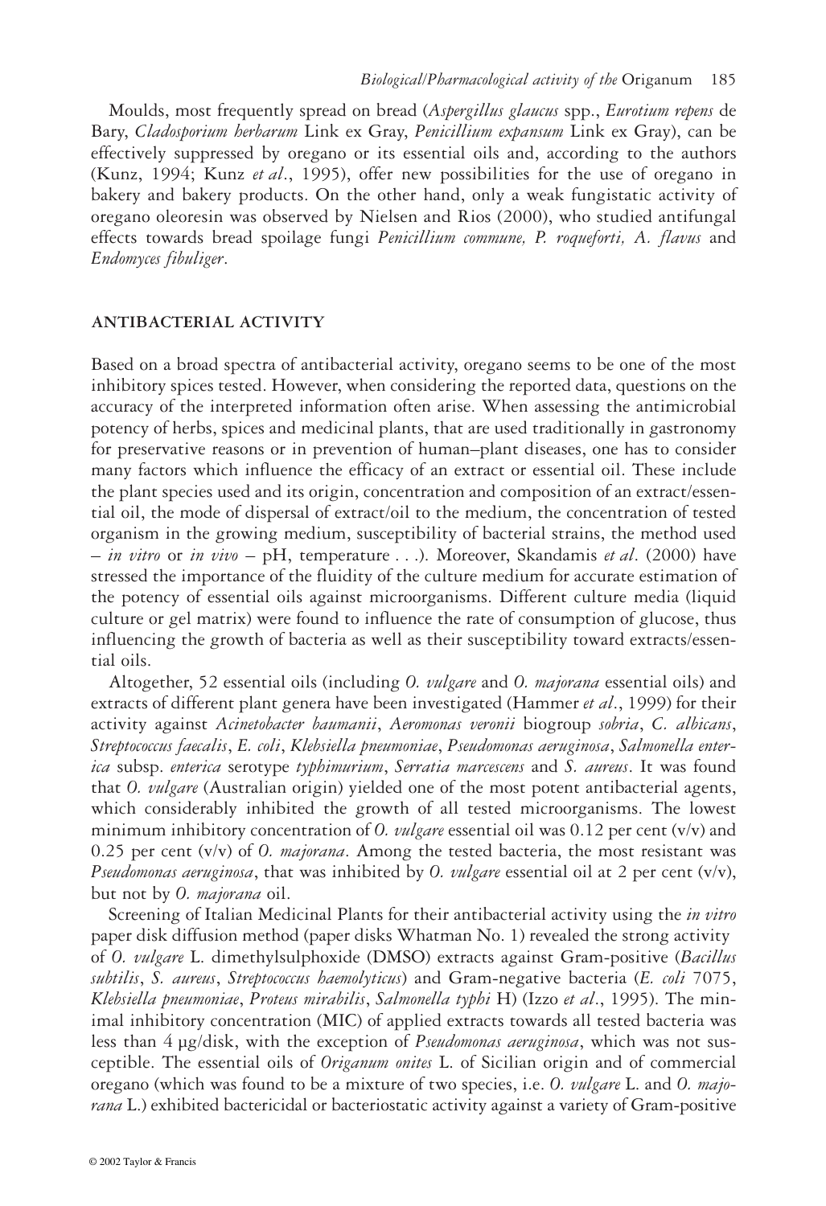Moulds, most frequently spread on bread (*Aspergillus glaucus* spp., *Eurotium repens* de Bary, *Cladosporium herbarum* Link ex Gray, *Penicillium expansum* Link ex Gray), can be effectively suppressed by oregano or its essential oils and, according to the authors (Kunz, 1994; Kunz *et al*., 1995), offer new possibilities for the use of oregano in bakery and bakery products. On the other hand, only a weak fungistatic activity of oregano oleoresin was observed by Nielsen and Rios (2000), who studied antifungal effects towards bread spoilage fungi *Penicillium commune, P. roqueforti, A. flavus* and *Endomyces fibuliger*.

## ANTIBACTERIAL ACTIVITY

Based on a broad spectra of antibacterial activity, oregano seems to be one of the most inhibitory spices tested. However, when considering the reported data, questions on the accuracy of the interpreted information often arise. When assessing the antimicrobial potency of herbs, spices and medicinal plants, that are used traditionally in gastronomy for preservative reasons or in prevention of human–plant diseases, one has to consider many factors which influence the efficacy of an extract or essential oil. These include the plant species used and its origin, concentration and composition of an extract/essential oil, the mode of dispersal of extract/oil to the medium, the concentration of tested organism in the growing medium, susceptibility of bacterial strains, the method used – *in vitro* or *in vivo* – pH, temperature . . .). Moreover, Skandamis *et al*. (2000) have stressed the importance of the fluidity of the culture medium for accurate estimation of the potency of essential oils against microorganisms. Different culture media (liquid culture or gel matrix) were found to influence the rate of consumption of glucose, thus influencing the growth of bacteria as well as their susceptibility toward extracts/essential oils.

Altogether, 52 essential oils (including *O. vulgare* and *O. majorana* essential oils) and extracts of different plant genera have been investigated (Hammer *et al*., 1999) for their activity against *Acinetobacter baumanii*, *Aeromonas veronii* biogroup *sobria*, *C. albicans*, *Streptococcus faecalis*, *E. coli*, *Klebsiella pneumoniae*, *Pseudomonas aeruginosa*, *Salmonella enterica* subsp. *enterica* serotype *typhimurium*, *Serratia marcescens* and *S. aureus*. It was found that *O. vulgare* (Australian origin) yielded one of the most potent antibacterial agents, which considerably inhibited the growth of all tested microorganisms. The lowest minimum inhibitory concentration of *O. vulgare* essential oil was 0.12 per cent (v/v) and 0.25 per cent (v/v) of *O. majorana*. Among the tested bacteria, the most resistant was *Pseudomonas aeruginosa*, that was inhibited by *O. vulgare* essential oil at 2 per cent (v/v), but not by *O. majorana* oil.

Screening of Italian Medicinal Plants for their antibacterial activity using the *in vitro* paper disk diffusion method (paper disks Whatman No. 1) revealed the strong activity of *O. vulgare* L. dimethylsulphoxide (DMSO) extracts against Gram-positive (*Bacillus subtilis*, *S. aureus*, *Streptococcus haemolyticus*) and Gram-negative bacteria (*E. coli* 7075, *Klebsiella pneumoniae*, *Proteus mirabilis*, *Salmonella typhi* H) (Izzo *et al*., 1995). The minimal inhibitory concentration (MIC) of applied extracts towards all tested bacteria was less than 4 μg/disk, with the exception of *Pseudomonas aeruginosa*, which was not susceptible. The essential oils of *Origanum onites* L. of Sicilian origin and of commercial oregano (which was found to be a mixture of two species, i.e. *O. vulgare* L. and *O. majorana* L.) exhibited bactericidal or bacteriostatic activity against a variety of Gram-positive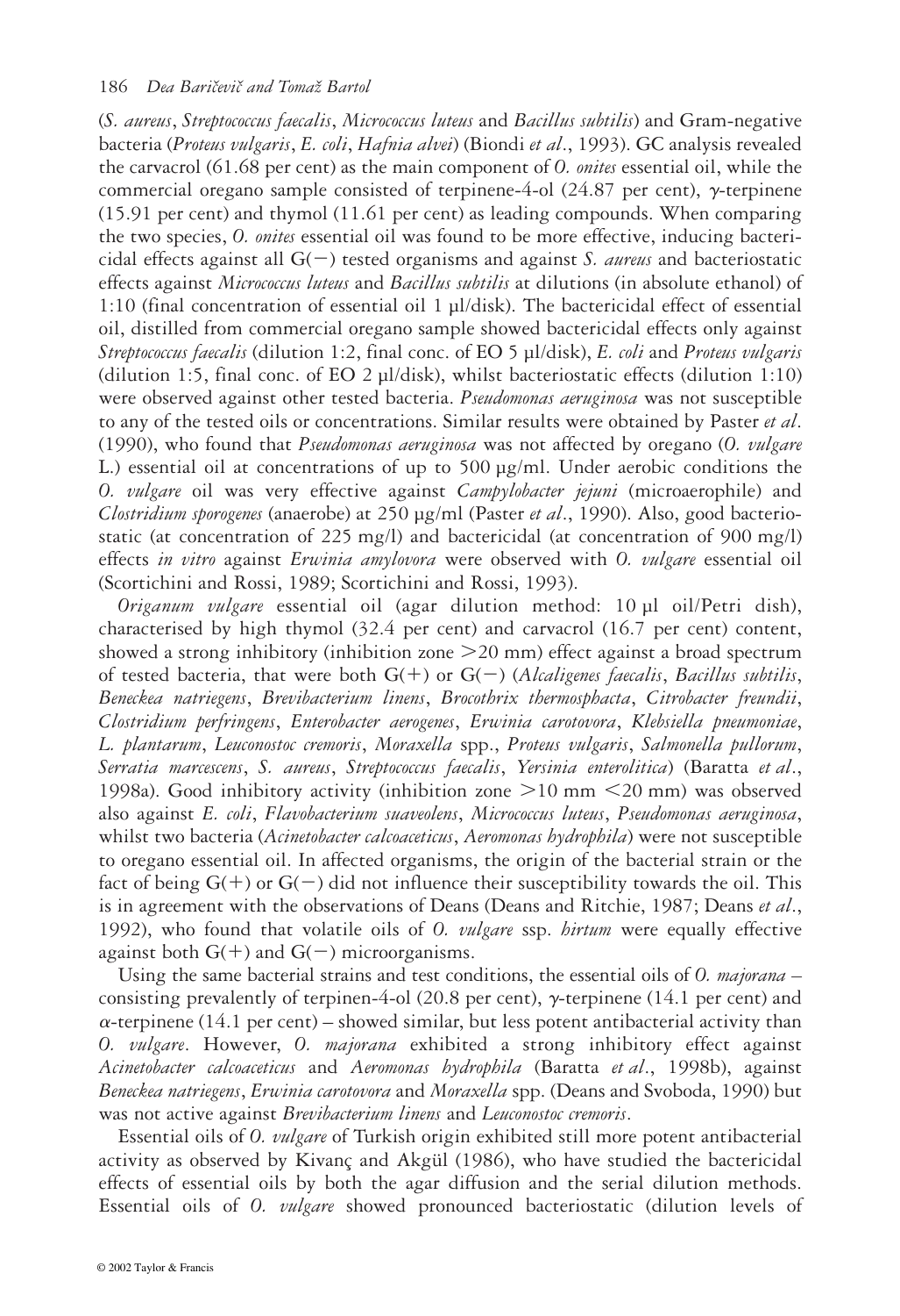(*S. aureus*, *Streptococcus faecalis*, *Micrococcus luteus* and *Bacillus subtilis*) and Gram-negative bacteria (*Proteus vulgaris*, *E. coli*, *Hafnia alvei*) (Biondi *et al*., 1993). GC analysis revealed the carvacrol (61.68 per cent) as the main component of *O. onites* essential oil, while the commercial oregano sample consisted of terpinene-4-ol (24.87 per cent), γ-terpinene (15.91 per cent) and thymol (11.61 per cent) as leading compounds. When comparing the two species, *O. onites* essential oil was found to be more effective, inducing bactericidal effects against all G(−) tested organisms and against *S. aureus* and bacteriostatic effects against *Micrococcus luteus* and *Bacillus subtilis* at dilutions (in absolute ethanol) of 1:10 (final concentration of essential oil 1 μl/disk). The bactericidal effect of essential oil, distilled from commercial oregano sample showed bactericidal effects only against *Streptococcus faecalis* (dilution 1:2, final conc. of EO 5 μl/disk), *E. coli* and *Proteus vulgaris* (dilution 1:5, final conc. of EO 2 μl/disk), whilst bacteriostatic effects (dilution 1:10) were observed against other tested bacteria. *Pseudomonas aeruginosa* was not susceptible to any of the tested oils or concentrations. Similar results were obtained by Paster *et al*. (1990), who found that *Pseudomonas aeruginosa* was not affected by oregano (*O. vulgare* L.) essential oil at concentrations of up to 500 μg/ml. Under aerobic conditions the *O. vulgare* oil was very effective against *Campylobacter jejuni* (microaerophile) and *Clostridium sporogenes* (anaerobe) at 250 μg/ml (Paster *et al*., 1990). Also, good bacteriostatic (at concentration of 225 mg/l) and bactericidal (at concentration of 900 mg/l) effects *in vitro* against *Erwinia amylovora* were observed with *O. vulgare* essential oil (Scortichini and Rossi, 1989; Scortichini and Rossi, 1993).

*Origanum vulgare* essential oil (agar dilution method: 10 μl oil/Petri dish), characterised by high thymol (32.4 per cent) and carvacrol (16.7 per cent) content, showed a strong inhibitory (inhibition zone >20 mm) effect against a broad spectrum of tested bacteria, that were both G(+) or G(−) (*Alcaligenes faecalis*, *Bacillus subtilis*, *Beneckea natriegens*, *Brevibacterium linens*, *Brocothrix thermosphacta*, *Citrobacter freundii*, *Clostridium perfringens*, *Enterobacter aerogenes*, *Erwinia carotovora*, *Klebsiella pneumoniae*, *L. plantarum*, *Leuconostoc cremoris*, *Moraxella* spp., *Proteus vulgaris*, *Salmonella pullorum*, *Serratia marcescens*, *S. aureus*, *Streptococcus faecalis*, *Yersinia enterolitica*) (Baratta *et al*., 1998a). Good inhibitory activity (inhibition zone >10 mm <20 mm) was observed also against *E. coli*, *Flavobacterium suaveolens*, *Micrococcus luteus*, *Pseudomonas aeruginosa*, whilst two bacteria (*Acinetobacter calcoaceticus*, *Aeromonas hydrophila*) were not susceptible to oregano essential oil. In affected organisms, the origin of the bacterial strain or the fact of being G(+) or G(−) did not influence their susceptibility towards the oil. This is in agreement with the observations of Deans (Deans and Ritchie, 1987; Deans *et al*., 1992), who found that volatile oils of *O. vulgare* ssp. *hirtum* were equally effective against both G(+) and G(−) microorganisms.

Using the same bacterial strains and test conditions, the essential oils of *O. majorana* – consisting prevalently of terpinen-4-ol (20.8 per cent), γ-terpinene (14.1 per cent) and α-terpinene (14.1 per cent) – showed similar, but less potent antibacterial activity than *O. vulgare*. However, *O. majorana* exhibited a strong inhibitory effect against *Acinetobacter calcoaceticus* and *Aeromonas hydrophila* (Baratta *et al*., 1998b), against *Beneckea natriegens*, *Erwinia carotovora* and *Moraxella* spp. (Deans and Svoboda, 1990) but was not active against *Brevibacterium linens* and *Leuconostoc cremoris*.

Essential oils of *O. vulgare* of Turkish origin exhibited still more potent antibacterial activity as observed by Kivanç and Akgül (1986), who have studied the bactericidal effects of essential oils by both the agar diffusion and the serial dilution methods. Essential oils of *O. vulgare* showed pronounced bacteriostatic (dilution levels of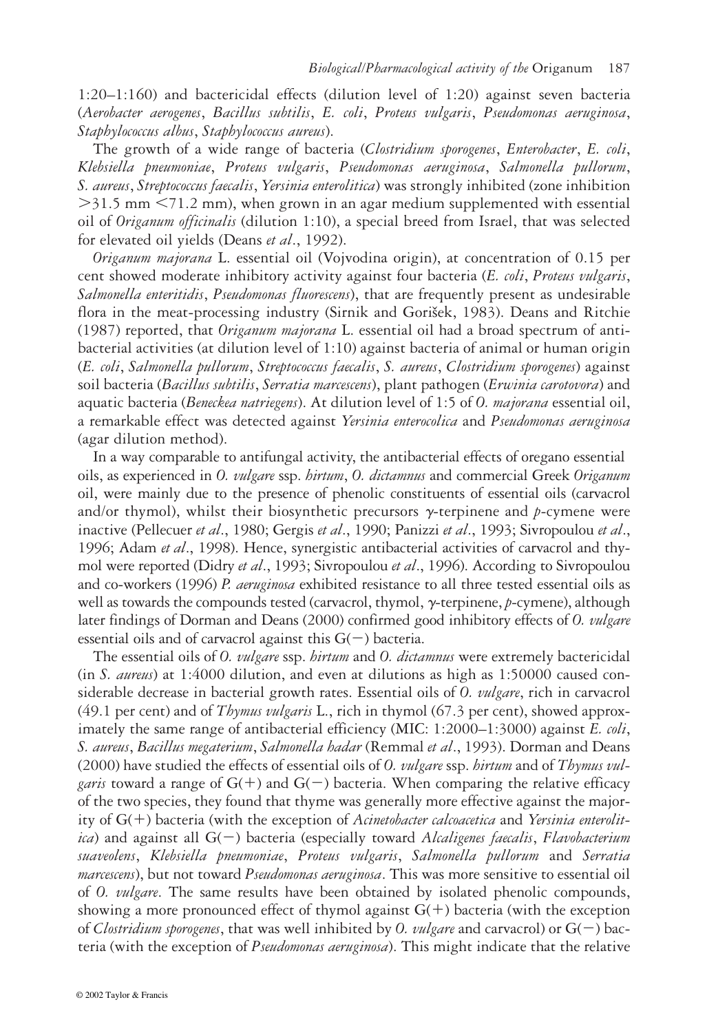1:20–1:160) and bactericidal effects (dilution level of 1:20) against seven bacteria (*Aerobacter aerogenes*, *Bacillus subtilis*, *E. coli*, *Proteus vulgaris*, *Pseudomonas aeruginosa*, *Staphylococcus albus*, *Staphylococcus aureus*).

The growth of a wide range of bacteria (*Clostridium sporogenes*, *Enterobacter*, *E. coli*, *Klebsiella pneumoniae*, *Proteus vulgaris*, *Pseudomonas aeruginosa*, *Salmonella pullorum*, *S. aureus*, *Streptococcus faecalis*, *Yersinia enterolitica*) was strongly inhibited (zone inhibition $>31.5$ mm $<71.2$ mm), when grown in an agar medium supplemented with essential oil of *Origanum officinalis* (dilution 1:10), a special breed from Israel, that was selected for elevated oil yields (Deans *et al*., 1992).

*Origanum majorana* L. essential oil (Vojvodina origin), at concentration of 0.15 per cent showed moderate inhibitory activity against four bacteria (*E. coli*, *Proteus vulgaris*, *Salmonella enteritidis*, *Pseudomonas fluorescens*), that are frequently present as undesirable flora in the meat-processing industry (Sirnik and Gorišek, 1983). Deans and Ritchie (1987) reported, that *Origanum majorana* L. essential oil had a broad spectrum of antibacterial activities (at dilution level of 1:10) against bacteria of animal or human origin (*E. coli*, *Salmonella pullorum*, *Streptococcus faecalis*, *S. aureus*, *Clostridium sporogenes*) against soil bacteria (*Bacillus subtilis*, *Serratia marcescens*), plant pathogen (*Erwinia carotovora*) and aquatic bacteria (*Beneckea natriegens*). At dilution level of 1:5 of *O. majorana* essential oil, a remarkable effect was detected against *Yersinia enterocolica* and *Pseudomonas aeruginosa* (agar dilution method).

In a way comparable to antifungal activity, the antibacterial effects of oregano essential oils, as experienced in *O. vulgare* ssp. *hirtum*, *O. dictamnus* and commercial Greek *Origanum* oil, were mainly due to the presence of phenolic constituents of essential oils (carvacrol and/or thymol), whilst their biosynthetic precursors $\gamma$-terpinene and *p*-cymene were inactive (Pellecuer *et al*., 1980; Gergis *et al*., 1990; Panizzi *et al*., 1993; Sivropoulou *et al*., 1996; Adam *et al*., 1998). Hence, synergistic antibacterial activities of carvacrol and thymol were reported (Didry *et al*., 1993; Sivropoulou *et al*., 1996). According to Sivropoulou and co-workers (1996) *P. aeruginosa* exhibited resistance to all three tested essential oils as well as towards the compounds tested (carvacrol, thymol, $\gamma$-terpinene, *p*-cymene), although later findings of Dorman and Deans (2000) confirmed good inhibitory effects of *O. vulgare* essential oils and of carvacrol against this G(−) bacteria.

The essential oils of *O. vulgare* ssp. *hirtum* and *O. dictamnus* were extremely bactericidal (in *S. aureus*) at 1:4000 dilution, and even at dilutions as high as 1:50000 caused considerable decrease in bacterial growth rates. Essential oils of *O. vulgare*, rich in carvacrol (49.1 per cent) and of *Thymus vulgaris* L., rich in thymol (67.3 per cent), showed approximately the same range of antibacterial efficiency (MIC: 1:2000–1:3000) against *E. coli*, *S. aureus*, *Bacillus megaterium*, *Salmonella hadar* (Remmal *et al*., 1993). Dorman and Deans (2000) have studied the effects of essential oils of *O. vulgare* ssp. *hirtum* and of *Thymus vulgaris* toward a range of G(+) and G(−) bacteria. When comparing the relative efficacy of the two species, they found that thyme was generally more effective against the majority of G(+) bacteria (with the exception of *Acinetobacter calcoacetica* and *Yersinia enterolitica*) and against all G(−) bacteria (especially toward *Alcaligenes faecalis*, *Flavobacterium suaveolens*, *Klebsiella pneumoniae*, *Proteus vulgaris*, *Salmonella pullorum* and *Serratia marcescens*), but not toward *Pseudomonas aeruginosa*. This was more sensitive to essential oil of *O. vulgare*. The same results have been obtained by isolated phenolic compounds, showing a more pronounced effect of thymol against G(+) bacteria (with the exception of *Clostridium sporogenes*, that was well inhibited by *O. vulgare* and carvacrol) or G(−) bacteria (with the exception of *Pseudomonas aeruginosa*). This might indicate that the relative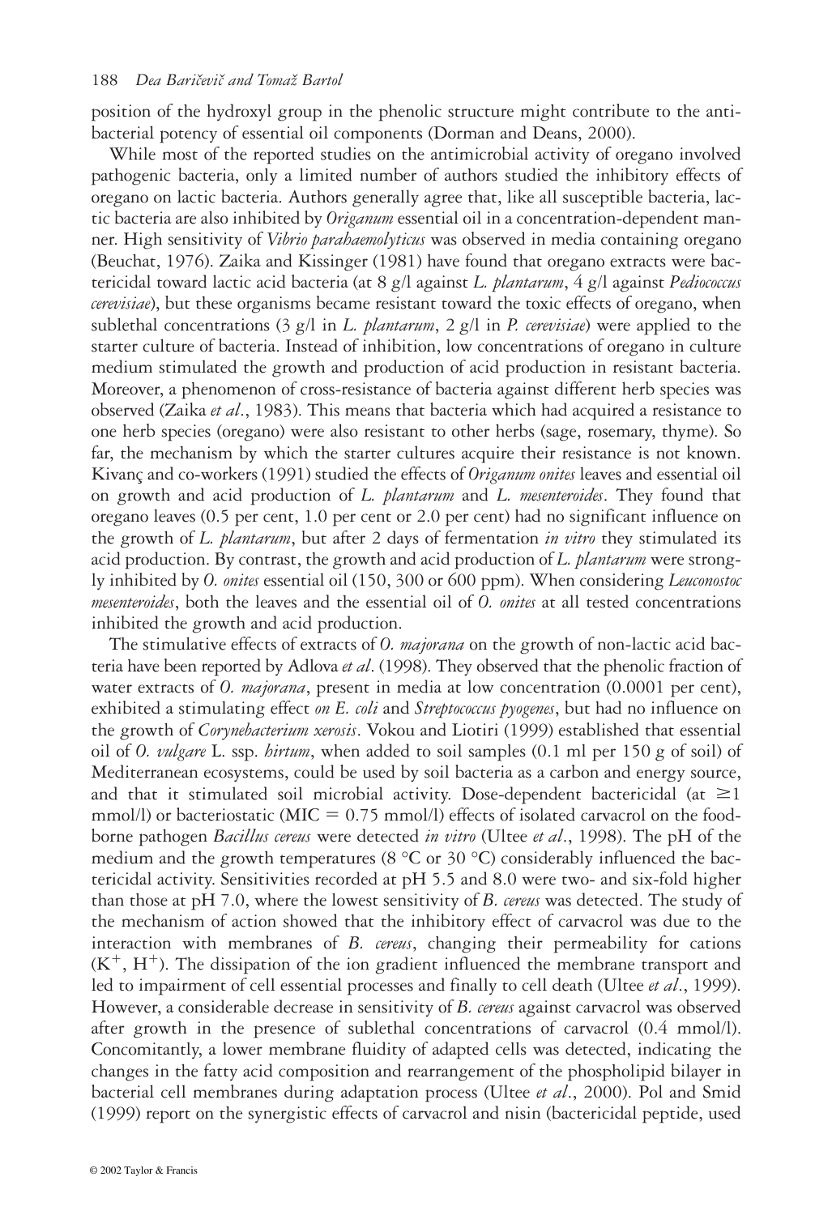position of the hydroxyl group in the phenolic structure might contribute to the antibacterial potency of essential oil components (Dorman and Deans, 2000).

While most of the reported studies on the antimicrobial activity of oregano involved pathogenic bacteria, only a limited number of authors studied the inhibitory effects of oregano on lactic bacteria. Authors generally agree that, like all susceptible bacteria, lactic bacteria are also inhibited by *Origanum* essential oil in a concentration-dependent manner. High sensitivity of *Vibrio parahaemolyticus* was observed in media containing oregano (Beuchat, 1976). Zaika and Kissinger (1981) have found that oregano extracts were bactericidal toward lactic acid bacteria (at 8 g/l against *L. plantarum*, 4 g/l against *Pediococcus cerevisiae*), but these organisms became resistant toward the toxic effects of oregano, when sublethal concentrations (3 g/l in *L. plantarum*, 2 g/l in *P. cerevisiae*) were applied to the starter culture of bacteria. Instead of inhibition, low concentrations of oregano in culture medium stimulated the growth and production of acid production in resistant bacteria. Moreover, a phenomenon of cross-resistance of bacteria against different herb species was observed (Zaika *et al*., 1983). This means that bacteria which had acquired a resistance to one herb species (oregano) were also resistant to other herbs (sage, rosemary, thyme). So far, the mechanism by which the starter cultures acquire their resistance is not known. Kivanç and co-workers (1991) studied the effects of *Origanum onites* leaves and essential oil on growth and acid production of *L. plantarum* and *L. mesenteroides*. They found that oregano leaves (0.5 per cent, 1.0 per cent or 2.0 per cent) had no significant influence on the growth of *L. plantarum*, but after 2 days of fermentation *in vitro* they stimulated its acid production. By contrast, the growth and acid production of *L. plantarum* were strongly inhibited by *O. onites* essential oil (150, 300 or 600 ppm). When considering *Leuconostoc mesenteroides*, both the leaves and the essential oil of *O. onites* at all tested concentrations inhibited the growth and acid production.

The stimulative effects of extracts of *O. majorana* on the growth of non-lactic acid bacteria have been reported by Adlova *et al*. (1998). They observed that the phenolic fraction of water extracts of *O. majorana*, present in media at low concentration (0.0001 per cent), exhibited a stimulating effect *on E. coli* and *Streptococcus pyogenes*, but had no influence on the growth of *Corynebacterium xerosis*. Vokou and Liotiri (1999) established that essential oil of *O. vulgare* L. ssp. *hirtum*, when added to soil samples (0.1 ml per 150 g of soil) of Mediterranean ecosystems, could be used by soil bacteria as a carbon and energy source, and that it stimulated soil microbial activity. Dose-dependent bactericidal (at $\geq 1$ mmol/l) or bacteriostatic (MIC $= 0.75$ mmol/l) effects of isolated carvacrol on the food-borne pathogen *Bacillus cereus* were detected *in vitro* (Ultee *et al*., 1998). The pH of the medium and the growth temperatures (8 °C or 30 °C) considerably influenced the bactericidal activity. Sensitivities recorded at pH 5.5 and 8.0 were two- and six-fold higher than those at pH 7.0, where the lowest sensitivity of *B. cereus* was detected. The study of the mechanism of action showed that the inhibitory effect of carvacrol was due to the interaction with membranes of *B. cereus*, changing their permeability for cations ($K^+$, $H^+$). The dissipation of the ion gradient influenced the membrane transport and led to impairment of cell essential processes and finally to cell death (Ultee *et al*., 1999). However, a considerable decrease in sensitivity of *B. cereus* against carvacrol was observed after growth in the presence of sublethal concentrations of carvacrol (0.4 mmol/l). Concomitantly, a lower membrane fluidity of adapted cells was detected, indicating the changes in the fatty acid composition and rearrangement of the phospholipid bilayer in bacterial cell membranes during adaptation process (Ultee *et al*., 2000). Pol and Smid (1999) report on the synergistic effects of carvacrol and nisin (bactericidal peptide, used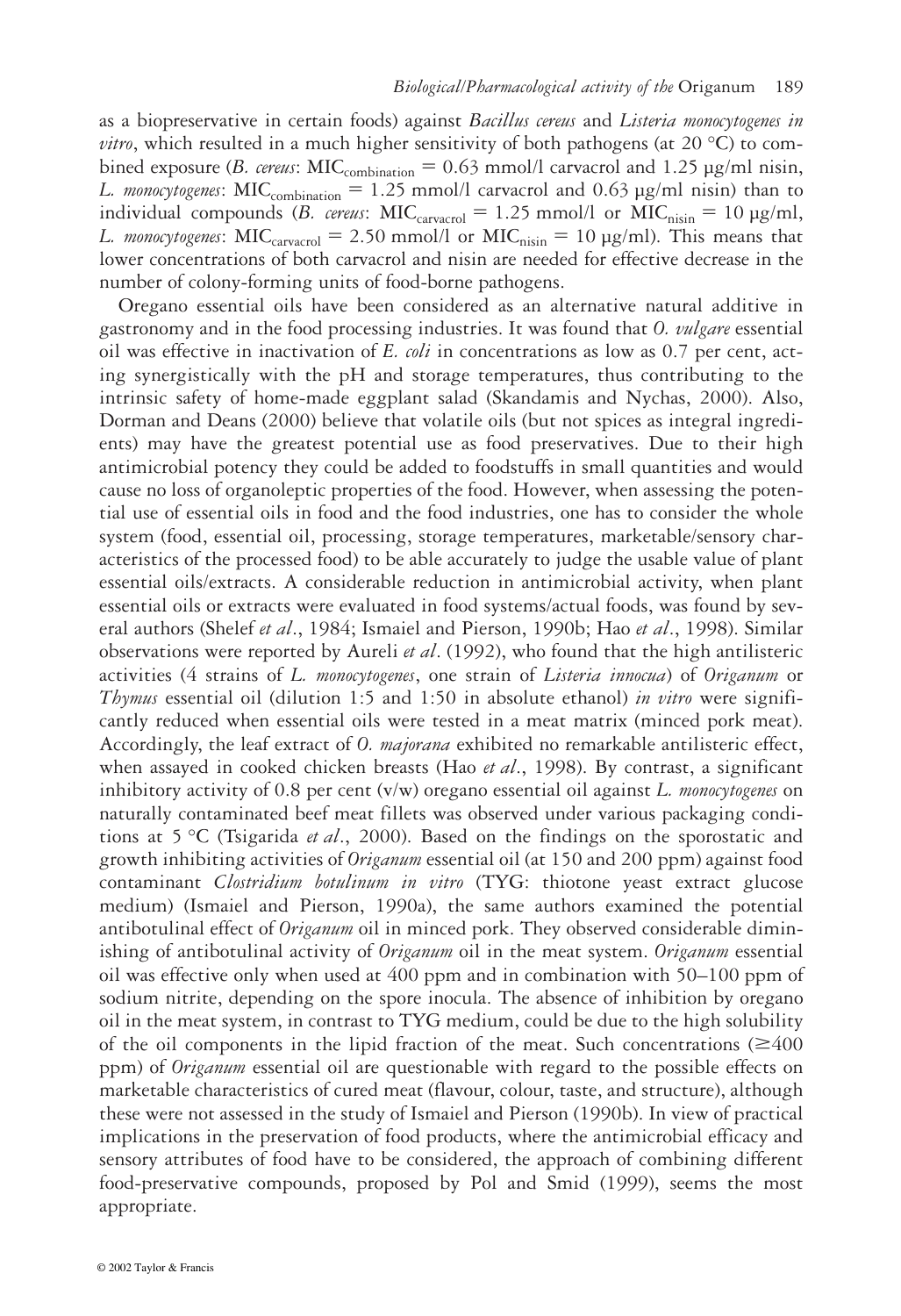as a biopreservative in certain foods) against *Bacillus cereus* and *Listeria monocytogenes in vitro*, which resulted in a much higher sensitivity of both pathogens (at 20 °C) to combined exposure (*B. cereus*: $\mathrm{MIC}_{\mathrm{combination}} = 0.63$ mmol/l carvacrol and 1.25 µg/ml nisin, *L. monocytogenes*: $\mathrm{MIC}_{\mathrm{combination}} = 1.25$ mmol/l carvacrol and 0.63 µg/ml nisin) than to individual compounds (*B. cereus*: $\mathrm{MIC}_{\mathrm{carvacrol}} = 1.25$ mmol/l or $\mathrm{MIC}_{\mathrm{nisin}} = 10$ µg/ml, *L. monocytogenes*: $\mathrm{MIC}_{\mathrm{carvacrol}} = 2.50$ mmol/l or $\mathrm{MIC}_{\mathrm{nisin}} = 10$ µg/ml). This means that lower concentrations of both carvacrol and nisin are needed for effective decrease in the number of colony-forming units of food-borne pathogens.

Oregano essential oils have been considered as an alternative natural additive in gastronomy and in the food processing industries. It was found that *O. vulgare* essential oil was effective in inactivation of *E. coli* in concentrations as low as 0.7 per cent, acting synergistically with the pH and storage temperatures, thus contributing to the intrinsic safety of home-made eggplant salad (Skandamis and Nychas, 2000). Also, Dorman and Deans (2000) believe that volatile oils (but not spices as integral ingredients) may have the greatest potential use as food preservatives. Due to their high antimicrobial potency they could be added to foodstuffs in small quantities and would cause no loss of organoleptic properties of the food. However, when assessing the potential use of essential oils in food and the food industries, one has to consider the whole system (food, essential oil, processing, storage temperatures, marketable/sensory characteristics of the processed food) to be able accurately to judge the usable value of plant essential oils/extracts. A considerable reduction in antimicrobial activity, when plant essential oils or extracts were evaluated in food systems/actual foods, was found by several authors (Shelef *et al*., 1984; Ismaiel and Pierson, 1990b; Hao *et al*., 1998). Similar observations were reported by Aureli *et al*. (1992), who found that the high antilisteric activities (4 strains of *L. monocytogenes*, one strain of *Listeria innocua*) of *Origanum* or *Thymus* essential oil (dilution 1:5 and 1:50 in absolute ethanol) *in vitro* were significantly reduced when essential oils were tested in a meat matrix (minced pork meat). Accordingly, the leaf extract of *O. majorana* exhibited no remarkable antilisteric effect, when assayed in cooked chicken breasts (Hao *et al*., 1998). By contrast, a significant inhibitory activity of 0.8 per cent (v/w) oregano essential oil against *L. monocytogenes* on naturally contaminated beef meat fillets was observed under various packaging conditions at 5 °C (Tsigarida *et al*., 2000). Based on the findings on the sporostatic and growth inhibiting activities of *Origanum* essential oil (at 150 and 200 ppm) against food contaminant *Clostridium botulinum in vitro* (TYG: thiotone yeast extract glucose medium) (Ismaiel and Pierson, 1990a), the same authors examined the potential antibotulinal effect of *Origanum* oil in minced pork. They observed considerable diminishing of antibotulinal activity of *Origanum* oil in the meat system. *Origanum* essential oil was effective only when used at 400 ppm and in combination with 50–100 ppm of sodium nitrite, depending on the spore inocula. The absence of inhibition by oregano oil in the meat system, in contrast to TYG medium, could be due to the high solubility of the oil components in the lipid fraction of the meat. Such concentrations ($\geq$400 ppm) of *Origanum* essential oil are questionable with regard to the possible effects on marketable characteristics of cured meat (flavour, colour, taste, and structure), although these were not assessed in the study of Ismaiel and Pierson (1990b). In view of practical implications in the preservation of food products, where the antimicrobial efficacy and sensory attributes of food have to be considered, the approach of combining different food-preservative compounds, proposed by Pol and Smid (1999), seems the most appropriate.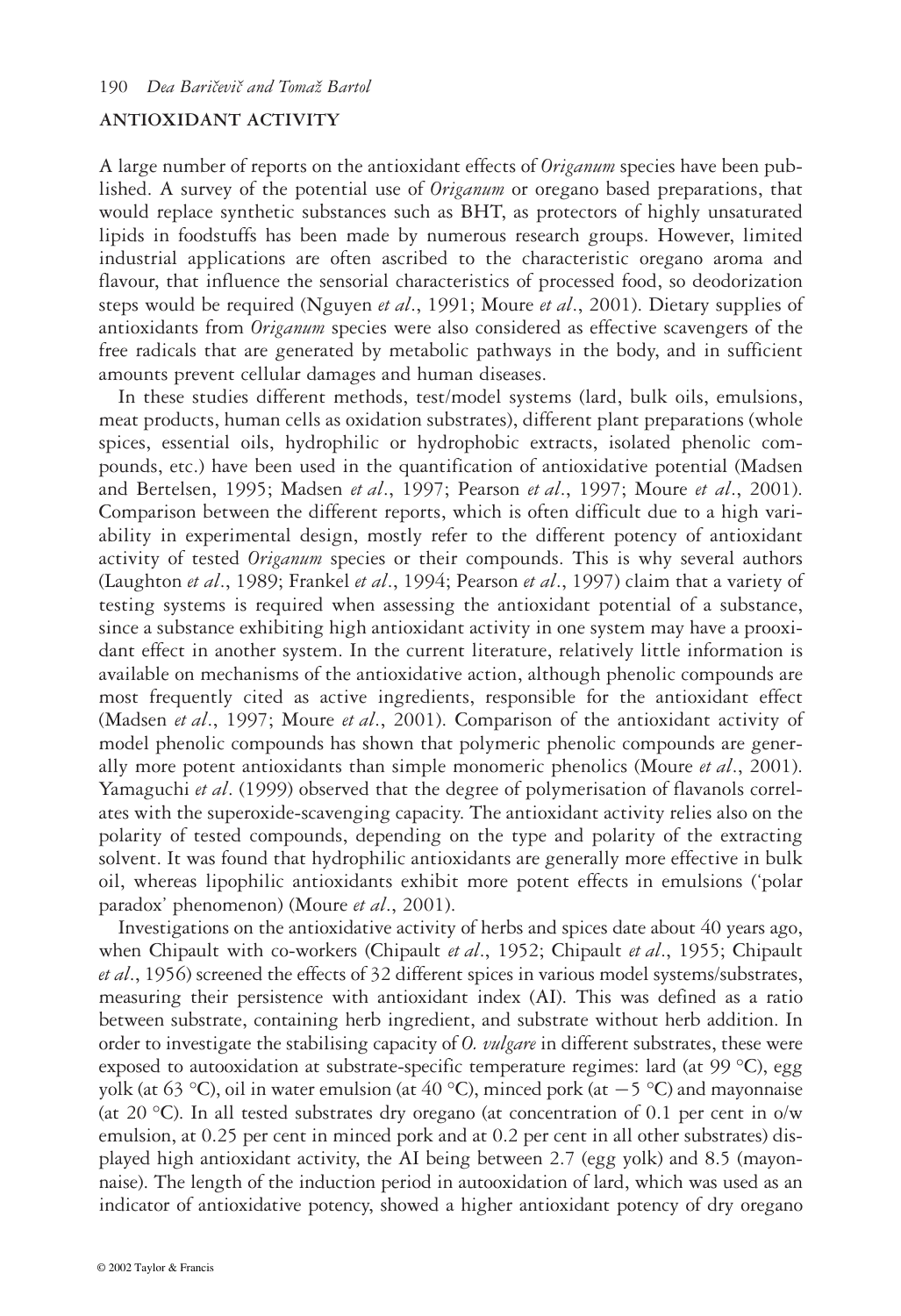## ANTIOXIDANT ACTIVITY

A large number of reports on the antioxidant effects of *Origanum* species have been published. A survey of the potential use of *Origanum* or oregano based preparations, that would replace synthetic substances such as BHT, as protectors of highly unsaturated lipids in foodstuffs has been made by numerous research groups. However, limited industrial applications are often ascribed to the characteristic oregano aroma and flavour, that influence the sensorial characteristics of processed food, so deodorization steps would be required (Nguyen *et al*., 1991; Moure *et al*., 2001). Dietary supplies of antioxidants from *Origanum* species were also considered as effective scavengers of the free radicals that are generated by metabolic pathways in the body, and in sufficient amounts prevent cellular damages and human diseases.

In these studies different methods, test/model systems (lard, bulk oils, emulsions, meat products, human cells as oxidation substrates), different plant preparations (whole spices, essential oils, hydrophilic or hydrophobic extracts, isolated phenolic compounds, etc.) have been used in the quantification of antioxidative potential (Madsen and Bertelsen, 1995; Madsen *et al*., 1997; Pearson *et al*., 1997; Moure *et al*., 2001). Comparison between the different reports, which is often difficult due to a high variability in experimental design, mostly refer to the different potency of antioxidant activity of tested *Origanum* species or their compounds. This is why several authors (Laughton *et al*., 1989; Frankel *et al*., 1994; Pearson *et al*., 1997) claim that a variety of testing systems is required when assessing the antioxidant potential of a substance, since a substance exhibiting high antioxidant activity in one system may have a prooxidant effect in another system. In the current literature, relatively little information is available on mechanisms of the antioxidative action, although phenolic compounds are most frequently cited as active ingredients, responsible for the antioxidant effect (Madsen *et al*., 1997; Moure *et al*., 2001). Comparison of the antioxidant activity of model phenolic compounds has shown that polymeric phenolic compounds are generally more potent antioxidants than simple monomeric phenolics (Moure *et al*., 2001). Yamaguchi *et al*. (1999) observed that the degree of polymerisation of flavanols correlates with the superoxide-scavenging capacity. The antioxidant activity relies also on the polarity of tested compounds, depending on the type and polarity of the extracting solvent. It was found that hydrophilic antioxidants are generally more effective in bulk oil, whereas lipophilic antioxidants exhibit more potent effects in emulsions ('polar paradox' phenomenon) (Moure *et al*., 2001).

Investigations on the antioxidative activity of herbs and spices date about 40 years ago, when Chipault with co-workers (Chipault *et al*., 1952; Chipault *et al*., 1955; Chipault *et al*., 1956) screened the effects of 32 different spices in various model systems/substrates, measuring their persistence with antioxidant index (AI). This was defined as a ratio between substrate, containing herb ingredient, and substrate without herb addition. In order to investigate the stabilising capacity of *O. vulgare* in different substrates, these were exposed to autooxidation at substrate-specific temperature regimes: lard (at 99 °C), egg yolk (at 63 °C), oil in water emulsion (at 40 °C), minced pork (at −5 °C) and mayonnaise (at 20 °C). In all tested substrates dry oregano (at concentration of 0.1 per cent in o/w emulsion, at 0.25 per cent in minced pork and at 0.2 per cent in all other substrates) displayed high antioxidant activity, the AI being between 2.7 (egg yolk) and 8.5 (mayonnaise). The length of the induction period in autooxidation of lard, which was used as an indicator of antioxidative potency, showed a higher antioxidant potency of dry oregano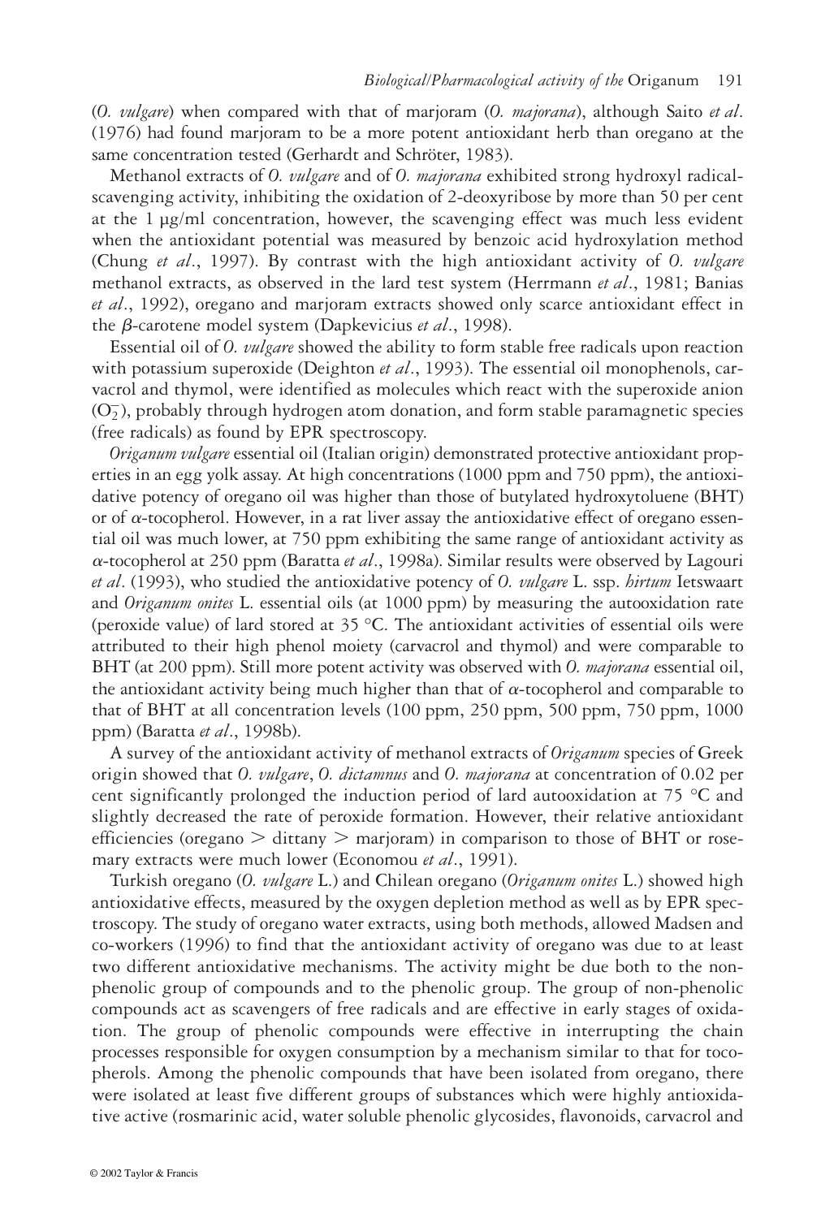(*O. vulgare*) when compared with that of marjoram (*O. majorana*), although Saito *et al*. (1976) had found marjoram to be a more potent antioxidant herb than oregano at the same concentration tested (Gerhardt and Schröter, 1983).

Methanol extracts of *O. vulgare* and of *O. majorana* exhibited strong hydroxyl radical-scavenging activity, inhibiting the oxidation of 2-deoxyribose by more than 50 per cent at the 1 μg/ml concentration, however, the scavenging effect was much less evident when the antioxidant potential was measured by benzoic acid hydroxylation method (Chung *et al*., 1997). By contrast with the high antioxidant activity of *O. vulgare* methanol extracts, as observed in the lard test system (Herrmann *et al*., 1981; Banias *et al*., 1992), oregano and marjoram extracts showed only scarce antioxidant effect in the β-carotene model system (Dapkevicius *et al*., 1998).

Essential oil of *O. vulgare* showed the ability to form stable free radicals upon reaction with potassium superoxide (Deighton *et al*., 1993). The essential oil monophenols, carvacrol and thymol, were identified as molecules which react with the superoxide anion ($O_2^-$), probably through hydrogen atom donation, and form stable paramagnetic species (free radicals) as found by EPR spectroscopy.

*Origanum vulgare* essential oil (Italian origin) demonstrated protective antioxidant properties in an egg yolk assay. At high concentrations (1000 ppm and 750 ppm), the antioxidative potency of oregano oil was higher than those of butylated hydroxytoluene (BHT) or of α-tocopherol. However, in a rat liver assay the antioxidative effect of oregano essential oil was much lower, at 750 ppm exhibiting the same range of antioxidant activity as α-tocopherol at 250 ppm (Baratta *et al*., 1998a). Similar results were observed by Lagouri *et al*. (1993), who studied the antioxidative potency of *O. vulgare* L. ssp. *hirtum* Ietswaart and *Origanum onites* L. essential oils (at 1000 ppm) by measuring the autooxidation rate (peroxide value) of lard stored at 35 °C. The antioxidant activities of essential oils were attributed to their high phenol moiety (carvacrol and thymol) and were comparable to BHT (at 200 ppm). Still more potent activity was observed with *O. majorana* essential oil, the antioxidant activity being much higher than that of α-tocopherol and comparable to that of BHT at all concentration levels (100 ppm, 250 ppm, 500 ppm, 750 ppm, 1000 ppm) (Baratta *et al*., 1998b).

A survey of the antioxidant activity of methanol extracts of *Origanum* species of Greek origin showed that *O. vulgare*, *O. dictamnus* and *O. majorana* at concentration of 0.02 per cent significantly prolonged the induction period of lard autooxidation at 75 °C and slightly decreased the rate of peroxide formation. However, their relative antioxidant efficiencies (oregano > dittany > marjoram) in comparison to those of BHT or rosemary extracts were much lower (Economou *et al*., 1991).

Turkish oregano (*O. vulgare* L.) and Chilean oregano (*Origanum onites* L.) showed high antioxidative effects, measured by the oxygen depletion method as well as by EPR spectroscopy. The study of oregano water extracts, using both methods, allowed Madsen and co-workers (1996) to find that the antioxidant activity of oregano was due to at least two different antioxidative mechanisms. The activity might be due both to the non-phenolic group of compounds and to the phenolic group. The group of non-phenolic compounds act as scavengers of free radicals and are effective in early stages of oxidation. The group of phenolic compounds were effective in interrupting the chain processes responsible for oxygen consumption by a mechanism similar to that for tocopherols. Among the phenolic compounds that have been isolated from oregano, there were isolated at least five different groups of substances which were highly antioxidative active (rosmarinic acid, water soluble phenolic glycosides, flavonoids, carvacrol and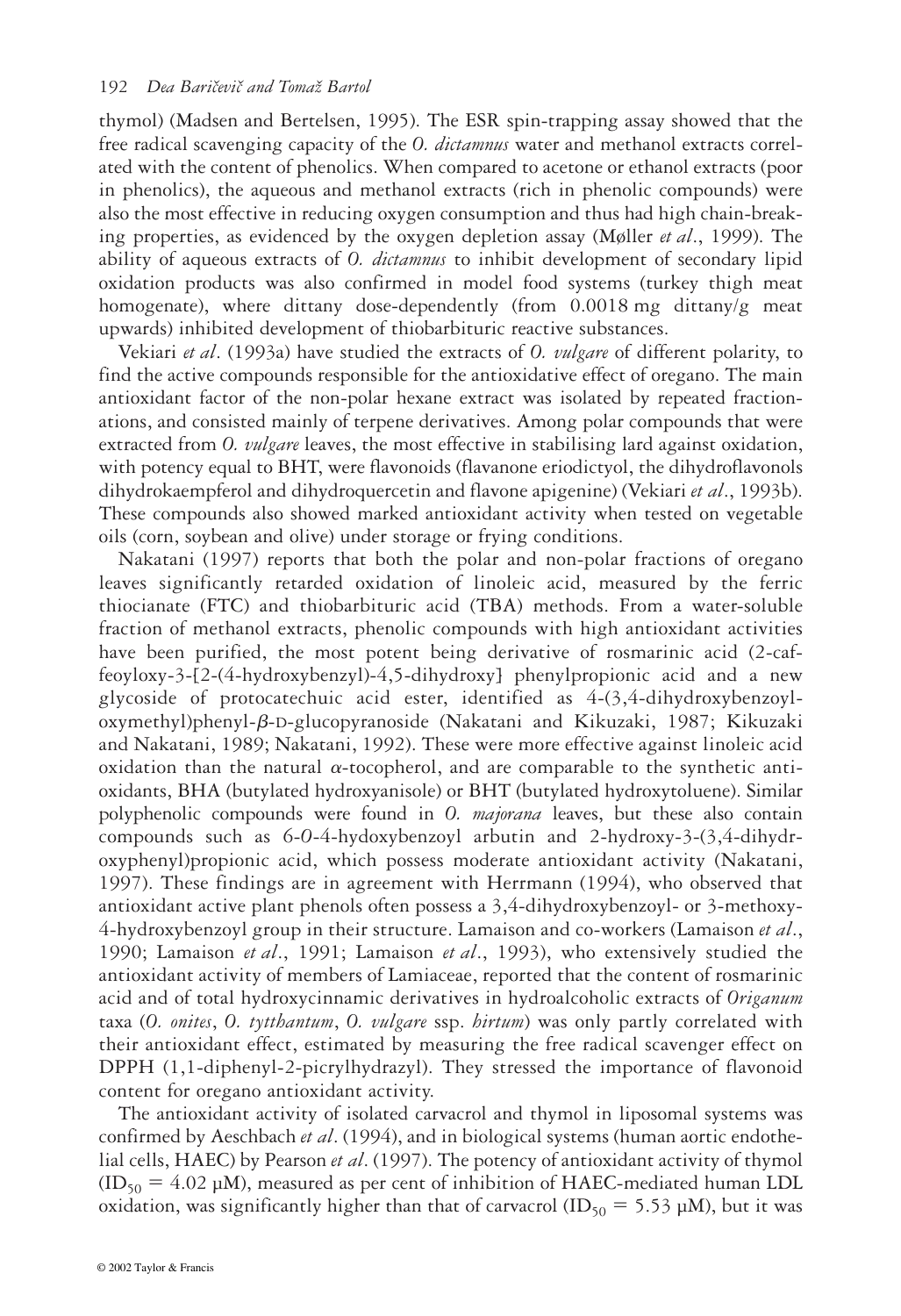thymol) (Madsen and Bertelsen, 1995). The ESR spin-trapping assay showed that the free radical scavenging capacity of the *O. dictamnus* water and methanol extracts correlated with the content of phenolics. When compared to acetone or ethanol extracts (poor in phenolics), the aqueous and methanol extracts (rich in phenolic compounds) were also the most effective in reducing oxygen consumption and thus had high chain-breaking properties, as evidenced by the oxygen depletion assay (Møller *et al*., 1999). The ability of aqueous extracts of *O. dictamnus* to inhibit development of secondary lipid oxidation products was also confirmed in model food systems (turkey thigh meat homogenate), where dittany dose-dependently (from 0.0018 mg dittany/g meat upwards) inhibited development of thiobarbituric reactive substances.

Vekiari *et al*. (1993a) have studied the extracts of *O. vulgare* of different polarity, to find the active compounds responsible for the antioxidative effect of oregano. The main antioxidant factor of the non-polar hexane extract was isolated by repeated fractionations, and consisted mainly of terpene derivatives. Among polar compounds that were extracted from *O. vulgare* leaves, the most effective in stabilising lard against oxidation, with potency equal to BHT, were flavonoids (flavanone eriodictyol, the dihydroflavonols dihydrokaempferol and dihydroquercetin and flavone apigenine) (Vekiari *et al*., 1993b). These compounds also showed marked antioxidant activity when tested on vegetable oils (corn, soybean and olive) under storage or frying conditions.

Nakatani (1997) reports that both the polar and non-polar fractions of oregano leaves significantly retarded oxidation of linoleic acid, measured by the ferric thiocianate (FTC) and thiobarbituric acid (TBA) methods. From a water-soluble fraction of methanol extracts, phenolic compounds with high antioxidant activities have been purified, the most potent being derivative of rosmarinic acid (2-caffeoyloxy-3-[2-(4-hydroxybenzyl)-4,5-dihydroxy] phenylpropionic acid and a new glycoside of protocatechuic acid ester, identified as 4-(3,4-dihydroxybenzoyloxymethyl)phenyl-$\beta$-D-glucopyranoside (Nakatani and Kikuzaki, 1987; Kikuzaki and Nakatani, 1989; Nakatani, 1992). These were more effective against linoleic acid oxidation than the natural $\alpha$-tocopherol, and are comparable to the synthetic antioxidants, BHA (butylated hydroxyanisole) or BHT (butylated hydroxytoluene). Similar polyphenolic compounds were found in *O. majorana* leaves, but these also contain compounds such as 6-*O*-4-hydoxybenzoyl arbutin and 2-hydroxy-3-(3,4-dihydroxyphenyl)propionic acid, which possess moderate antioxidant activity (Nakatani, 1997). These findings are in agreement with Herrmann (1994), who observed that antioxidant active plant phenols often possess a 3,4-dihydroxybenzoyl- or 3-methoxy-4-hydroxybenzoyl group in their structure. Lamaison and co-workers (Lamaison *et al*., 1990; Lamaison *et al*., 1991; Lamaison *et al*., 1993), who extensively studied the antioxidant activity of members of Lamiaceae, reported that the content of rosmarinic acid and of total hydroxycinnamic derivatives in hydroalcoholic extracts of *Origanum* taxa (*O. onites*, *O. tytthantum*, *O. vulgare* ssp. *hirtum*) was only partly correlated with their antioxidant effect, estimated by measuring the free radical scavenger effect on DPPH (1,1-diphenyl-2-picrylhydrazyl). They stressed the importance of flavonoid content for oregano antioxidant activity.

The antioxidant activity of isolated carvacrol and thymol in liposomal systems was confirmed by Aeschbach *et al*. (1994), and in biological systems (human aortic endothelial cells, HAEC) by Pearson *et al*. (1997). The potency of antioxidant activity of thymol ($ID_{50} = 4.02$ μM), measured as per cent of inhibition of HAEC-mediated human LDL oxidation, was significantly higher than that of carvacrol ($ID_{50} = 5.53$ μM), but it was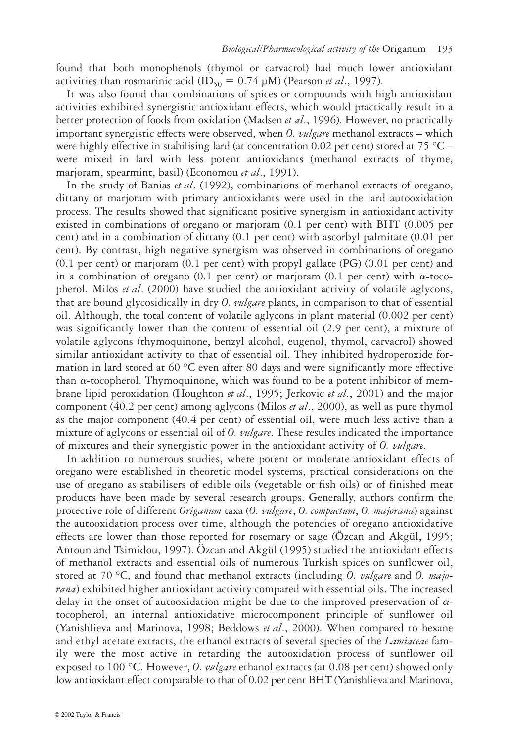found that both monophenols (thymol or carvacrol) had much lower antioxidant activities than rosmarinic acid ($ID_{50} = 0.74$ μM) (Pearson *et al*., 1997).

It was also found that combinations of spices or compounds with high antioxidant activities exhibited synergistic antioxidant effects, which would practically result in a better protection of foods from oxidation (Madsen *et al*., 1996). However, no practically important synergistic effects were observed, when *O. vulgare* methanol extracts – which were highly effective in stabilising lard (at concentration 0.02 per cent) stored at 75 °C – were mixed in lard with less potent antioxidants (methanol extracts of thyme, marjoram, spearmint, basil) (Economou *et al*., 1991).

In the study of Banias *et al*. (1992), combinations of methanol extracts of oregano, dittany or marjoram with primary antioxidants were used in the lard autooxidation process. The results showed that significant positive synergism in antioxidant activity existed in combinations of oregano or marjoram (0.1 per cent) with BHT (0.005 per cent) and in a combination of dittany (0.1 per cent) with ascorbyl palmitate (0.01 per cent). By contrast, high negative synergism was observed in combinations of oregano (0.1 per cent) or marjoram (0.1 per cent) with propyl gallate (PG) (0.01 per cent) and in a combination of oregano (0.1 per cent) or marjoram (0.1 per cent) with α-tocopherol. Milos *et al*. (2000) have studied the antioxidant activity of volatile aglycons, that are bound glycosidically in dry *O. vulgare* plants, in comparison to that of essential oil. Although, the total content of volatile aglycons in plant material (0.002 per cent) was significantly lower than the content of essential oil (2.9 per cent), a mixture of volatile aglycons (thymoquinone, benzyl alcohol, eugenol, thymol, carvacrol) showed similar antioxidant activity to that of essential oil. They inhibited hydroperoxide formation in lard stored at 60 °C even after 80 days and were significantly more effective than α-tocopherol. Thymoquinone, which was found to be a potent inhibitor of membrane lipid peroxidation (Houghton *et al*., 1995; Jerkovic *et al*., 2001) and the major component (40.2 per cent) among aglycons (Milos *et al*., 2000), as well as pure thymol as the major component (40.4 per cent) of essential oil, were much less active than a mixture of aglycons or essential oil of *O. vulgare*. These results indicated the importance of mixtures and their synergistic power in the antioxidant activity of *O. vulgare*.

In addition to numerous studies, where potent or moderate antioxidant effects of oregano were established in theoretic model systems, practical considerations on the use of oregano as stabilisers of edible oils (vegetable or fish oils) or of finished meat products have been made by several research groups. Generally, authors confirm the protective role of different *Origanum* taxa (*O. vulgare*, *O. compactum*, *O. majorana*) against the autooxidation process over time, although the potencies of oregano antioxidative effects are lower than those reported for rosemary or sage (Özcan and Akgül, 1995; Antoun and Tsimidou, 1997). Özcan and Akgül (1995) studied the antioxidant effects of methanol extracts and essential oils of numerous Turkish spices on sunflower oil, stored at 70 °C, and found that methanol extracts (including *O. vulgare* and *O. majorana*) exhibited higher antioxidant activity compared with essential oils. The increased delay in the onset of autooxidation might be due to the improved preservation of α-tocopherol, an internal antioxidative microcomponent principle of sunflower oil (Yanishlieva and Marinova, 1998; Beddows *et al*., 2000). When compared to hexane and ethyl acetate extracts, the ethanol extracts of several species of the *Lamiaceae* family were the most active in retarding the autooxidation process of sunflower oil exposed to 100 °C. However, *O. vulgare* ethanol extracts (at 0.08 per cent) showed only low antioxidant effect comparable to that of 0.02 per cent BHT (Yanishlieva and Marinova,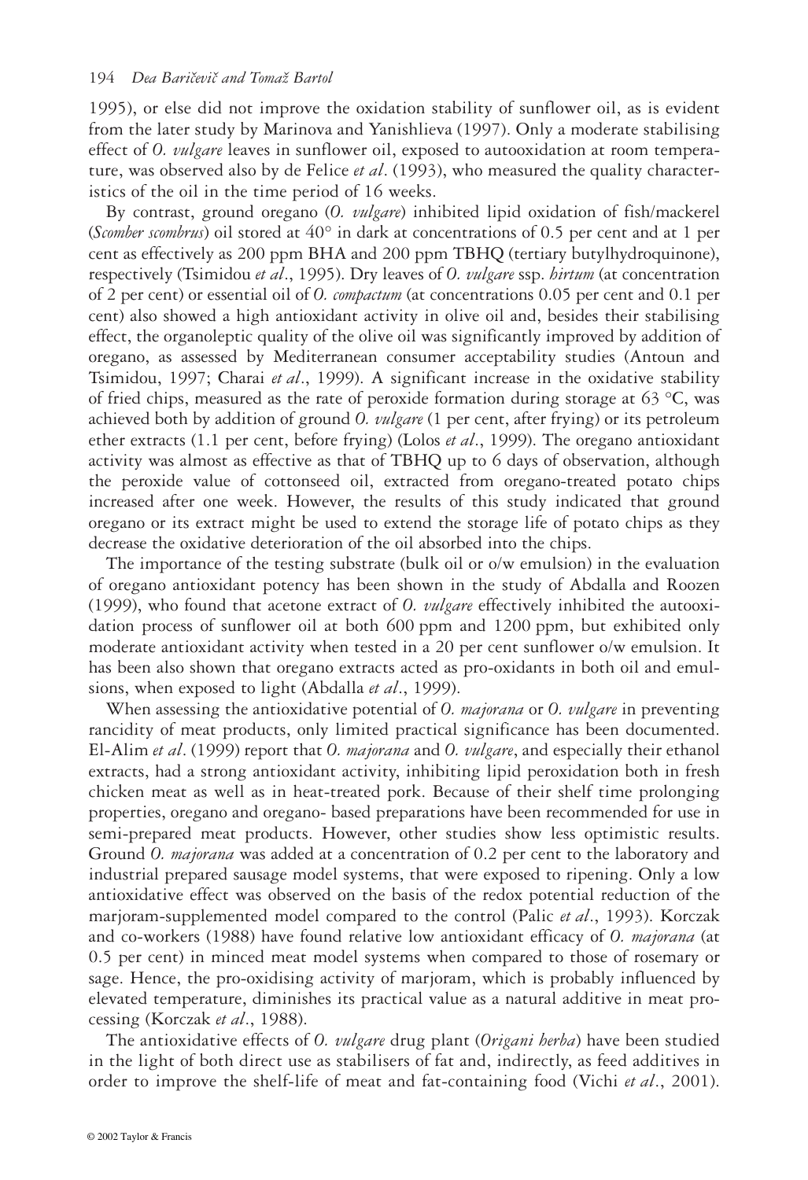1995), or else did not improve the oxidation stability of sunflower oil, as is evident from the later study by Marinova and Yanishlieva (1997). Only a moderate stabilising effect of *O. vulgare* leaves in sunflower oil, exposed to autooxidation at room temperature, was observed also by de Felice *et al*. (1993), who measured the quality characteristics of the oil in the time period of 16 weeks.

By contrast, ground oregano (*O. vulgare*) inhibited lipid oxidation of fish/mackerel (*Scomber scombrus*) oil stored at 40° in dark at concentrations of 0.5 per cent and at 1 per cent as effectively as 200 ppm BHA and 200 ppm TBHQ (tertiary butylhydroquinone), respectively (Tsimidou *et al*., 1995). Dry leaves of *O. vulgare* ssp. *hirtum* (at concentration of 2 per cent) or essential oil of *O. compactum* (at concentrations 0.05 per cent and 0.1 per cent) also showed a high antioxidant activity in olive oil and, besides their stabilising effect, the organoleptic quality of the olive oil was significantly improved by addition of oregano, as assessed by Mediterranean consumer acceptability studies (Antoun and Tsimidou, 1997; Charai *et al*., 1999). A significant increase in the oxidative stability of fried chips, measured as the rate of peroxide formation during storage at 63 °C, was achieved both by addition of ground *O. vulgare* (1 per cent, after frying) or its petroleum ether extracts (1.1 per cent, before frying) (Lolos *et al*., 1999). The oregano antioxidant activity was almost as effective as that of TBHQ up to 6 days of observation, although the peroxide value of cottonseed oil, extracted from oregano-treated potato chips increased after one week. However, the results of this study indicated that ground oregano or its extract might be used to extend the storage life of potato chips as they decrease the oxidative deterioration of the oil absorbed into the chips.

The importance of the testing substrate (bulk oil or o/w emulsion) in the evaluation of oregano antioxidant potency has been shown in the study of Abdalla and Roozen (1999), who found that acetone extract of *O. vulgare* effectively inhibited the autooxidation process of sunflower oil at both 600 ppm and 1200 ppm, but exhibited only moderate antioxidant activity when tested in a 20 per cent sunflower o/w emulsion. It has been also shown that oregano extracts acted as pro-oxidants in both oil and emulsions, when exposed to light (Abdalla *et al*., 1999).

When assessing the antioxidative potential of *O. majorana* or *O. vulgare* in preventing rancidity of meat products, only limited practical significance has been documented. El-Alim *et al*. (1999) report that *O. majorana* and *O. vulgare*, and especially their ethanol extracts, had a strong antioxidant activity, inhibiting lipid peroxidation both in fresh chicken meat as well as in heat-treated pork. Because of their shelf time prolonging properties, oregano and oregano- based preparations have been recommended for use in semi-prepared meat products. However, other studies show less optimistic results. Ground *O. majorana* was added at a concentration of 0.2 per cent to the laboratory and industrial prepared sausage model systems, that were exposed to ripening. Only a low antioxidative effect was observed on the basis of the redox potential reduction of the marjoram-supplemented model compared to the control (Palic *et al*., 1993). Korczak and co-workers (1988) have found relative low antioxidant efficacy of *O. majorana* (at 0.5 per cent) in minced meat model systems when compared to those of rosemary or sage. Hence, the pro-oxidising activity of marjoram, which is probably influenced by elevated temperature, diminishes its practical value as a natural additive in meat processing (Korczak *et al*., 1988).

The antioxidative effects of *O. vulgare* drug plant (*Origani herba*) have been studied in the light of both direct use as stabilisers of fat and, indirectly, as feed additives in order to improve the shelf-life of meat and fat-containing food (Vichi *et al*., 2001).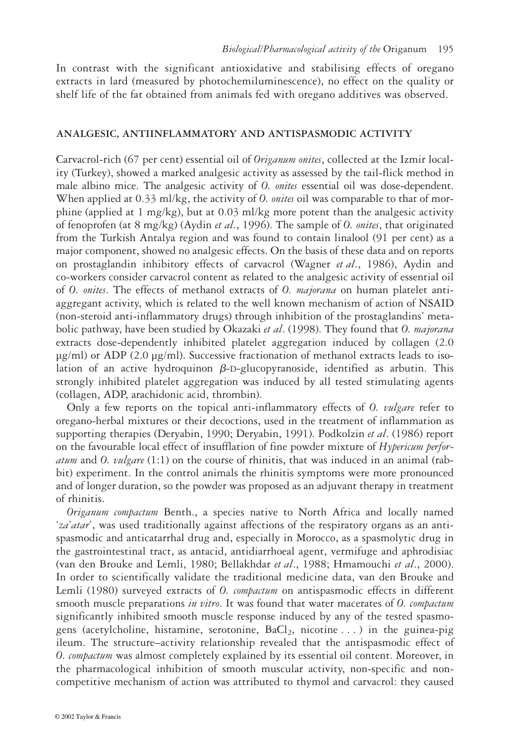In contrast with the significant antioxidative and stabilising effects of oregano extracts in lard (measured by photochemiluminescence), no effect on the quality or shelf life of the fat obtained from animals fed with oregano additives was observed.

## ANALGESIC, ANTIINFLAMMATORY AND ANTISPASMODIC ACTIVITY

Carvacrol-rich (67 per cent) essential oil of *Origanum onites*, collected at the Izmir locality (Turkey), showed a marked analgesic activity as assessed by the tail-flick method in male albino mice. The analgesic activity of *O. onites* essential oil was dose-dependent. When applied at 0.33 ml/kg, the activity of *O. onites* oil was comparable to that of morphine (applied at 1 mg/kg), but at 0.03 ml/kg more potent than the analgesic activity of fenoprofen (at 8 mg/kg) (Aydin *et al*., 1996). The sample of *O. onites*, that originated from the Turkish Antalya region and was found to contain linalool (91 per cent) as a major component, showed no analgesic effects. On the basis of these data and on reports on prostaglandin inhibitory effects of carvacrol (Wagner *et al*., 1986), Aydin and co-workers consider carvacrol content as related to the analgesic activity of essential oil of *O. onites*. The effects of methanol extracts of *O. majorana* on human platelet antiaggregant activity, which is related to the well known mechanism of action of NSAID (non-steroid anti-inflammatory drugs) through inhibition of the prostaglandins' metabolic pathway, have been studied by Okazaki *et al*. (1998). They found that *O. majorana* extracts dose-dependently inhibited platelet aggregation induced by collagen (2.0 μg/ml) or ADP (2.0 μg/ml). Successive fractionation of methanol extracts leads to isolation of an active hydroquinon $\beta$-D-glucopyranoside, identified as arbutin. This strongly inhibited platelet aggregation was induced by all tested stimulating agents (collagen, ADP, arachidonic acid, thrombin).

Only a few reports on the topical anti-inflammatory effects of *O. vulgare* refer to oregano-herbal mixtures or their decoctions, used in the treatment of inflammation as supporting therapies (Deryabin, 1990; Deryabin, 1991). Podkolzin *et al*. (1986) report on the favourable local effect of insufflation of fine powder mixture of *Hypericum perforatum* and *O. vulgare* (1:1) on the course of rhinitis, that was induced in an animal (rabbit) experiment. In the control animals the rhinitis symptoms were more pronounced and of longer duration, so the powder was proposed as an adjuvant therapy in treatment of rhinitis.

*Origanum compactum* Benth., a species native to North Africa and locally named '*za'atar*', was used traditionally against affections of the respiratory organs as an antispasmodic and anticatarrhal drug and, especially in Morocco, as a spasmolytic drug in the gastrointestinal tract, as antacid, antidiarrhoeal agent, vermifuge and aphrodisiac (van den Brouke and Lemli, 1980; Bellakhdar *et al*., 1988; Hmamouchi *et al*., 2000). In order to scientifically validate the traditional medicine data, van den Brouke and Lemli (1980) surveyed extracts of *O. compactum* on antispasmodic effects in different smooth muscle preparations *in vitro*. It was found that water macerates of *O. compactum* significantly inhibited smooth muscle response induced by any of the tested spasmogens (acetylcholine, histamine, serotonine, $BaCl_2$, nicotine . . . ) in the guinea-pig ileum. The structure–activity relationship revealed that the antispasmodic effect of *O. compactum* was almost completely explained by its essential oil content. Moreover, in the pharmacological inhibition of smooth muscular activity, non-specific and non-competitive mechanism of action was attributed to thymol and carvacrol: they caused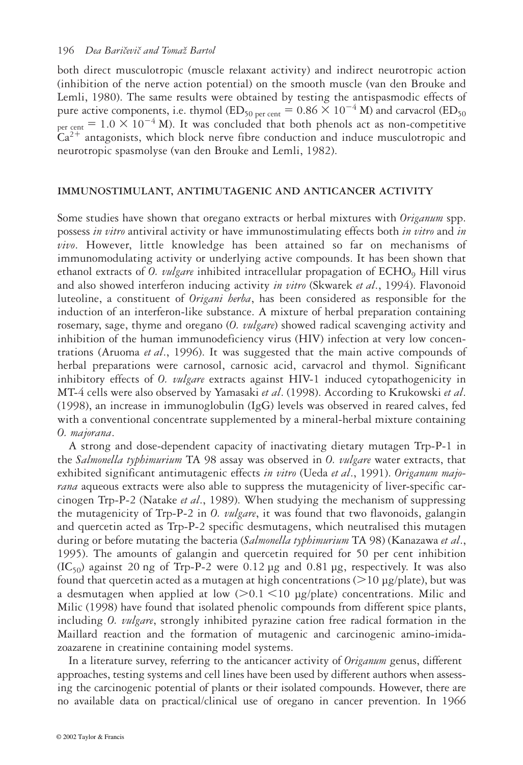both direct musculotropic (muscle relaxant activity) and indirect neurotropic action (inhibition of the nerve action potential) on the smooth muscle (van den Brouke and Lemli, 1980). The same results were obtained by testing the antispasmodic effects of pure active components, i.e. thymol ($ED_{50\ \text{per cent}} = 0.86 \times 10^{-4}$ M) and carvacrol ($ED_{50\ \text{per cent}} = 1.0 \times 10^{-4}$ M). It was concluded that both phenols act as non-competitive $Ca^{2+}$ antagonists, which block nerve fibre conduction and induce musculotropic and neurotropic spasmolyse (van den Brouke and Lemli, 1982).

## IMMUNOSTIMULANT, ANTIMUTAGENIC AND ANTICANCER ACTIVITY

Some studies have shown that oregano extracts or herbal mixtures with *Origanum* spp. possess *in vitro* antiviral activity or have immunostimulating effects both *in vitro* and *in vivo*. However, little knowledge has been attained so far on mechanisms of immunomodulating activity or underlying active compounds. It has been shown that ethanol extracts of *O. vulgare* inhibited intracellular propagation of $ECHO_9$ Hill virus and also showed interferon inducing activity *in vitro* (Skwarek *et al*., 1994). Flavonoid luteoline, a constituent of *Origani herba*, has been considered as responsible for the induction of an interferon-like substance. A mixture of herbal preparation containing rosemary, sage, thyme and oregano (*O. vulgare*) showed radical scavenging activity and inhibition of the human immunodeficiency virus (HIV) infection at very low concentrations (Aruoma *et al*., 1996). It was suggested that the main active compounds of herbal preparations were carnosol, carnosic acid, carvacrol and thymol. Significant inhibitory effects of *O. vulgare* extracts against HIV-1 induced cytopathogenicity in MT-4 cells were also observed by Yamasaki *et al*. (1998). According to Krukowski *et al*. (1998), an increase in immunoglobulin (IgG) levels was observed in reared calves, fed with a conventional concentrate supplemented by a mineral-herbal mixture containing *O. majorana*.

A strong and dose-dependent capacity of inactivating dietary mutagen Trp-P-1 in the *Salmonella typhimurium* TA 98 assay was observed in *O. vulgare* water extracts, that exhibited significant antimutagenic effects *in vitro* (Ueda *et al*., 1991). *Origanum majorana* aqueous extracts were also able to suppress the mutagenicity of liver-specific carcinogen Trp-P-2 (Natake *et al*., 1989). When studying the mechanism of suppressing the mutagenicity of Trp-P-2 in *O. vulgare*, it was found that two flavonoids, galangin and quercetin acted as Trp-P-2 specific desmutagens, which neutralised this mutagen during or before mutating the bacteria (*Salmonella typhimurium* TA 98) (Kanazawa *et al*., 1995). The amounts of galangin and quercetin required for 50 per cent inhibition ($IC_{50}$) against 20 ng of Trp-P-2 were 0.12 µg and 0.81 µg, respectively. It was also found that quercetin acted as a mutagen at high concentrations (>10 µg/plate), but was a desmutagen when applied at low (>0.1 <10 µg/plate) concentrations. Milic and Milic (1998) have found that isolated phenolic compounds from different spice plants, including *O. vulgare*, strongly inhibited pyrazine cation free radical formation in the Maillard reaction and the formation of mutagenic and carcinogenic amino-imidazoazarene in creatinine containing model systems.

In a literature survey, referring to the anticancer activity of *Origanum* genus, different approaches, testing systems and cell lines have been used by different authors when assessing the carcinogenic potential of plants or their isolated compounds. However, there are no available data on practical/clinical use of oregano in cancer prevention. In 1966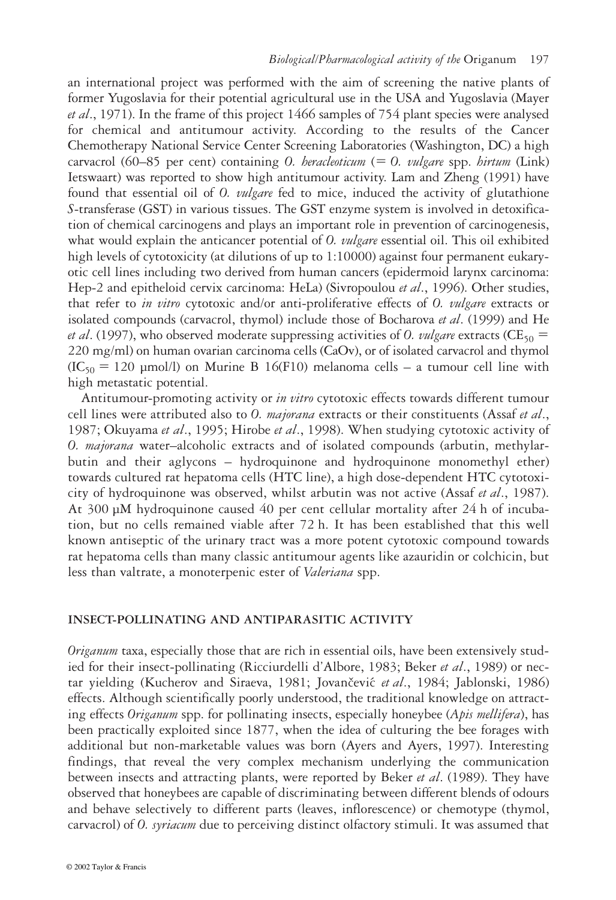an international project was performed with the aim of screening the native plants of former Yugoslavia for their potential agricultural use in the USA and Yugoslavia (Mayer *et al*., 1971). In the frame of this project 1466 samples of 754 plant species were analysed for chemical and antitumour activity. According to the results of the Cancer Chemotherapy National Service Center Screening Laboratories (Washington, DC) a high carvacrol (60–85 per cent) containing *O. heracleoticum* (= *O. vulgare* spp. *hirtum* (Link) Ietswaart) was reported to show high antitumour activity. Lam and Zheng (1991) have found that essential oil of *O. vulgare* fed to mice, induced the activity of glutathione *S*-transferase (GST) in various tissues. The GST enzyme system is involved in detoxification of chemical carcinogens and plays an important role in prevention of carcinogenesis, what would explain the anticancer potential of *O. vulgare* essential oil. This oil exhibited high levels of cytotoxicity (at dilutions of up to 1:10000) against four permanent eukaryotic cell lines including two derived from human cancers (epidermoid larynx carcinoma: Hep-2 and epitheloid cervix carcinoma: HeLa) (Sivropoulou *et al*., 1996). Other studies, that refer to *in vitro* cytotoxic and/or anti-proliferative effects of *O. vulgare* extracts or isolated compounds (carvacrol, thymol) include those of Bocharova *et al*. (1999) and He *et al*. (1997), who observed moderate suppressing activities of *O. vulgare* extracts ($CE_{50}$ = 220 mg/ml) on human ovarian carcinoma cells (CaOv), or of isolated carvacrol and thymol ($IC_{50}$ = 120 μmol/l) on Murine B 16(F10) melanoma cells – a tumour cell line with high metastatic potential.

Antitumour-promoting activity or *in vitro* cytotoxic effects towards different tumour cell lines were attributed also to *O. majorana* extracts or their constituents (Assaf *et al*., 1987; Okuyama *et al*., 1995; Hirobe *et al*., 1998). When studying cytotoxic activity of *O. majorana* water–alcoholic extracts and of isolated compounds (arbutin, methylarbutin and their aglycons – hydroquinone and hydroquinone monomethyl ether) towards cultured rat hepatoma cells (HTC line), a high dose-dependent HTC cytotoxicity of hydroquinone was observed, whilst arbutin was not active (Assaf *et al*., 1987). At 300 μM hydroquinone caused 40 per cent cellular mortality after 24 h of incubation, but no cells remained viable after 72 h. It has been established that this well known antiseptic of the urinary tract was a more potent cytotoxic compound towards rat hepatoma cells than many classic antitumour agents like azauridin or colchicin, but less than valtrate, a monoterpenic ester of *Valeriana* spp.

## INSECT-POLLINATING AND ANTIPARASITIC ACTIVITY

*Origanum* taxa, especially those that are rich in essential oils, have been extensively studied for their insect-pollinating (Ricciurdelli d'Albore, 1983; Beker *et al*., 1989) or nectar yielding (Kucherov and Siraeva, 1981; Jovančević *et al*., 1984; Jablonski, 1986) effects. Although scientifically poorly understood, the traditional knowledge on attracting effects *Origanum* spp. for pollinating insects, especially honeybee (*Apis mellifera*), has been practically exploited since 1877, when the idea of culturing the bee forages with additional but non-marketable values was born (Ayers and Ayers, 1997). Interesting findings, that reveal the very complex mechanism underlying the communication between insects and attracting plants, were reported by Beker *et al*. (1989). They have observed that honeybees are capable of discriminating between different blends of odours and behave selectively to different parts (leaves, inflorescence) or chemotype (thymol, carvacrol) of *O. syriacum* due to perceiving distinct olfactory stimuli. It was assumed that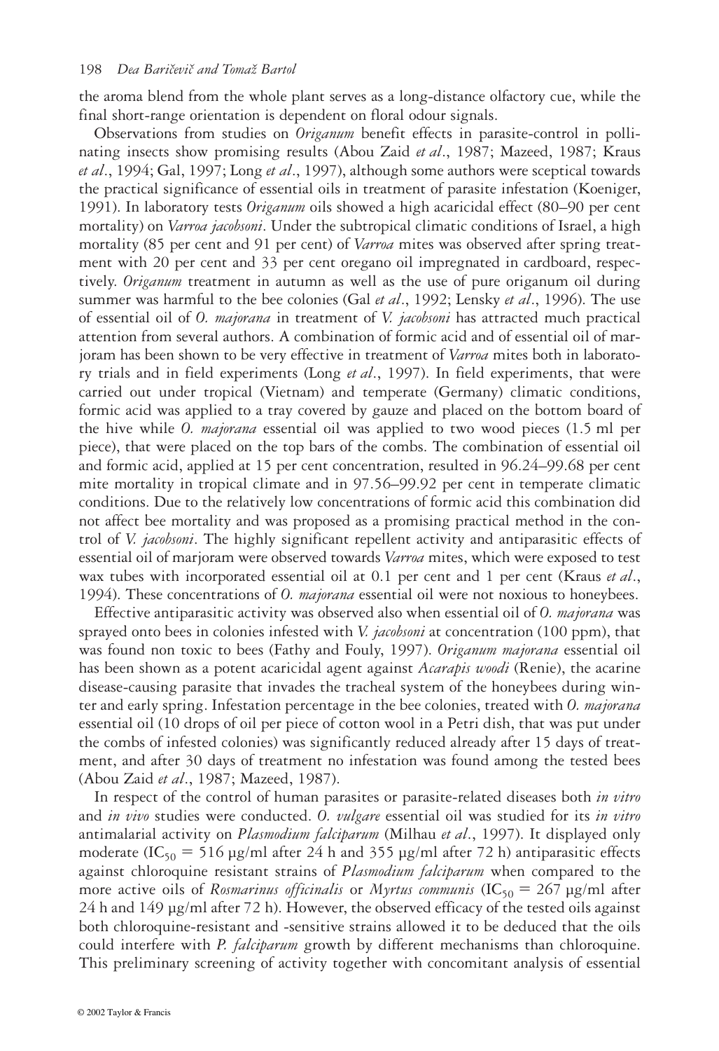the aroma blend from the whole plant serves as a long-distance olfactory cue, while the final short-range orientation is dependent on floral odour signals.

Observations from studies on *Origanum* benefit effects in parasite-control in pollinating insects show promising results (Abou Zaid *et al*., 1987; Mazeed, 1987; Kraus *et al*., 1994; Gal, 1997; Long *et al*., 1997), although some authors were sceptical towards the practical significance of essential oils in treatment of parasite infestation (Koeniger, 1991). In laboratory tests *Origanum* oils showed a high acaricidal effect (80–90 per cent mortality) on *Varroa jacobsoni*. Under the subtropical climatic conditions of Israel, a high mortality (85 per cent and 91 per cent) of *Varroa* mites was observed after spring treatment with 20 per cent and 33 per cent oregano oil impregnated in cardboard, respectively. *Origanum* treatment in autumn as well as the use of pure origanum oil during summer was harmful to the bee colonies (Gal *et al*., 1992; Lensky *et al*., 1996). The use of essential oil of *O. majorana* in treatment of *V. jacobsoni* has attracted much practical attention from several authors. A combination of formic acid and of essential oil of marjoram has been shown to be very effective in treatment of *Varroa* mites both in laboratory trials and in field experiments (Long *et al*., 1997). In field experiments, that were carried out under tropical (Vietnam) and temperate (Germany) climatic conditions, formic acid was applied to a tray covered by gauze and placed on the bottom board of the hive while *O. majorana* essential oil was applied to two wood pieces (1.5 ml per piece), that were placed on the top bars of the combs. The combination of essential oil and formic acid, applied at 15 per cent concentration, resulted in 96.24–99.68 per cent mite mortality in tropical climate and in 97.56–99.92 per cent in temperate climatic conditions. Due to the relatively low concentrations of formic acid this combination did not affect bee mortality and was proposed as a promising practical method in the control of *V. jacobsoni*. The highly significant repellent activity and antiparasitic effects of essential oil of marjoram were observed towards *Varroa* mites, which were exposed to test wax tubes with incorporated essential oil at 0.1 per cent and 1 per cent (Kraus *et al*., 1994). These concentrations of *O. majorana* essential oil were not noxious to honeybees.

Effective antiparasitic activity was observed also when essential oil of *O. majorana* was sprayed onto bees in colonies infested with *V. jacobsoni* at concentration (100 ppm), that was found non toxic to bees (Fathy and Fouly, 1997). *Origanum majorana* essential oil has been shown as a potent acaricidal agent against *Acarapis woodi* (Renie), the acarine disease-causing parasite that invades the tracheal system of the honeybees during winter and early spring. Infestation percentage in the bee colonies, treated with *O. majorana* essential oil (10 drops of oil per piece of cotton wool in a Petri dish, that was put under the combs of infested colonies) was significantly reduced already after 15 days of treatment, and after 30 days of treatment no infestation was found among the tested bees (Abou Zaid *et al*., 1987; Mazeed, 1987).

In respect of the control of human parasites or parasite-related diseases both *in vitro* and *in vivo* studies were conducted. *O. vulgare* essential oil was studied for its *in vitro* antimalarial activity on *Plasmodium falciparum* (Milhau *et al*., 1997). It displayed only moderate ($IC_{50}$ = 516 µg/ml after 24 h and 355 µg/ml after 72 h) antiparasitic effects against chloroquine resistant strains of *Plasmodium falciparum* when compared to the more active oils of *Rosmarinus officinalis* or *Myrtus communis* ($IC_{50}$ = 267 µg/ml after 24 h and 149 µg/ml after 72 h). However, the observed efficacy of the tested oils against both chloroquine-resistant and -sensitive strains allowed it to be deduced that the oils could interfere with *P. falciparum* growth by different mechanisms than chloroquine. This preliminary screening of activity together with concomitant analysis of essential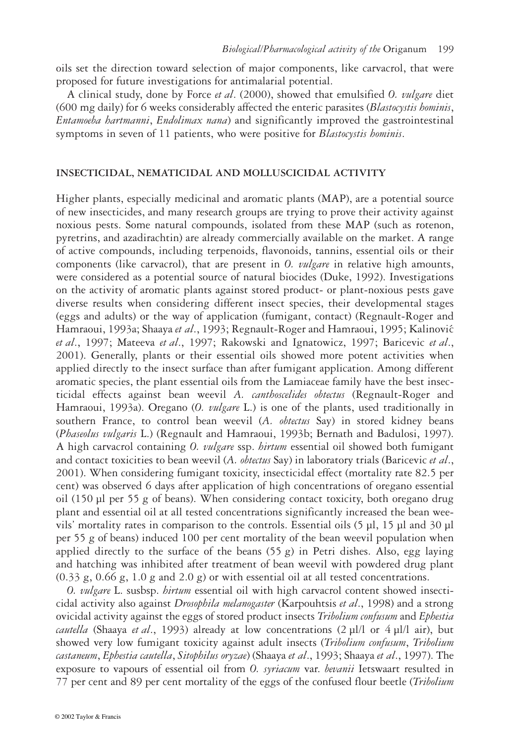oils set the direction toward selection of major components, like carvacrol, that were proposed for future investigations for antimalarial potential.

A clinical study, done by Force *et al*. (2000), showed that emulsified *O. vulgare* diet (600 mg daily) for 6 weeks considerably affected the enteric parasites (*Blastocystis hominis*, *Entamoeba hartmanni*, *Endolimax nana*) and significantly improved the gastrointestinal symptoms in seven of 11 patients, who were positive for *Blastocystis hominis*.

## INSECTICIDAL, NEMATICIDAL AND MOLLUSCICIDAL ACTIVITY

Higher plants, especially medicinal and aromatic plants (MAP), are a potential source of new insecticides, and many research groups are trying to prove their activity against noxious pests. Some natural compounds, isolated from these MAP (such as rotenon, pyretrins, and azadirachtin) are already commercially available on the market. A range of active compounds, including terpenoids, flavonoids, tannins, essential oils or their components (like carvacrol), that are present in *O. vulgare* in relative high amounts, were considered as a potential source of natural biocides (Duke, 1992). Investigations on the activity of aromatic plants against stored product- or plant-noxious pests gave diverse results when considering different insect species, their developmental stages (eggs and adults) or the way of application (fumigant, contact) (Regnault-Roger and Hamraoui, 1993a; Shaaya *et al*., 1993; Regnault-Roger and Hamraoui, 1995; Kalinović *et al*., 1997; Mateeva *et al*., 1997; Rakowski and Ignatowicz, 1997; Baricevic *et al*., 2001). Generally, plants or their essential oils showed more potent activities when applied directly to the insect surface than after fumigant application. Among different aromatic species, the plant essential oils from the Lamiaceae family have the best insecticidal effects against bean weevil *A. canthoscelides obtectus* (Regnault-Roger and Hamraoui, 1993a). Oregano (*O. vulgare* L.) is one of the plants, used traditionally in southern France, to control bean weevil (*A. obtectus* Say) in stored kidney beans (*Phaseolus vulgaris* L.) (Regnault and Hamraoui, 1993b; Bernath and Badulosi, 1997). A high carvacrol containing *O. vulgare* ssp. *hirtum* essential oil showed both fumigant and contact toxicities to bean weevil (*A. obtectus* Say) in laboratory trials (Baricevic *et al*., 2001). When considering fumigant toxicity, insecticidal effect (mortality rate 82.5 per cent) was observed 6 days after application of high concentrations of oregano essential oil (150 μl per 55 g of beans). When considering contact toxicity, both oregano drug plant and essential oil at all tested concentrations significantly increased the bean weevils' mortality rates in comparison to the controls. Essential oils (5 μl, 15 μl and 30 μl per 55 g of beans) induced 100 per cent mortality of the bean weevil population when applied directly to the surface of the beans (55 g) in Petri dishes. Also, egg laying and hatching was inhibited after treatment of bean weevil with powdered drug plant (0.33 g, 0.66 g, 1.0 g and 2.0 g) or with essential oil at all tested concentrations.

*O. vulgare* L. susbsp. *hirtum* essential oil with high carvacrol content showed insecticidal activity also against *Drosophila melanogaster* (Karpouhtsis *et al*., 1998) and a strong ovicidal activity against the eggs of stored product insects *Tribolium confusum* and *Ephestia cautella* (Shaaya *et al*., 1993) already at low concentrations (2 μl/l or 4 μl/l air), but showed very low fumigant toxicity against adult insects (*Tribolium confusum*, *Tribolium castaneum*, *Ephestia cautella*, *Sitophilus oryzae*) (Shaaya *et al*., 1993; Shaaya *et al*., 1997). The exposure to vapours of essential oil from *O. syriacum* var. *bevanii* Ietswaart resulted in 77 per cent and 89 per cent mortality of the eggs of the confused flour beetle (*Tribolium*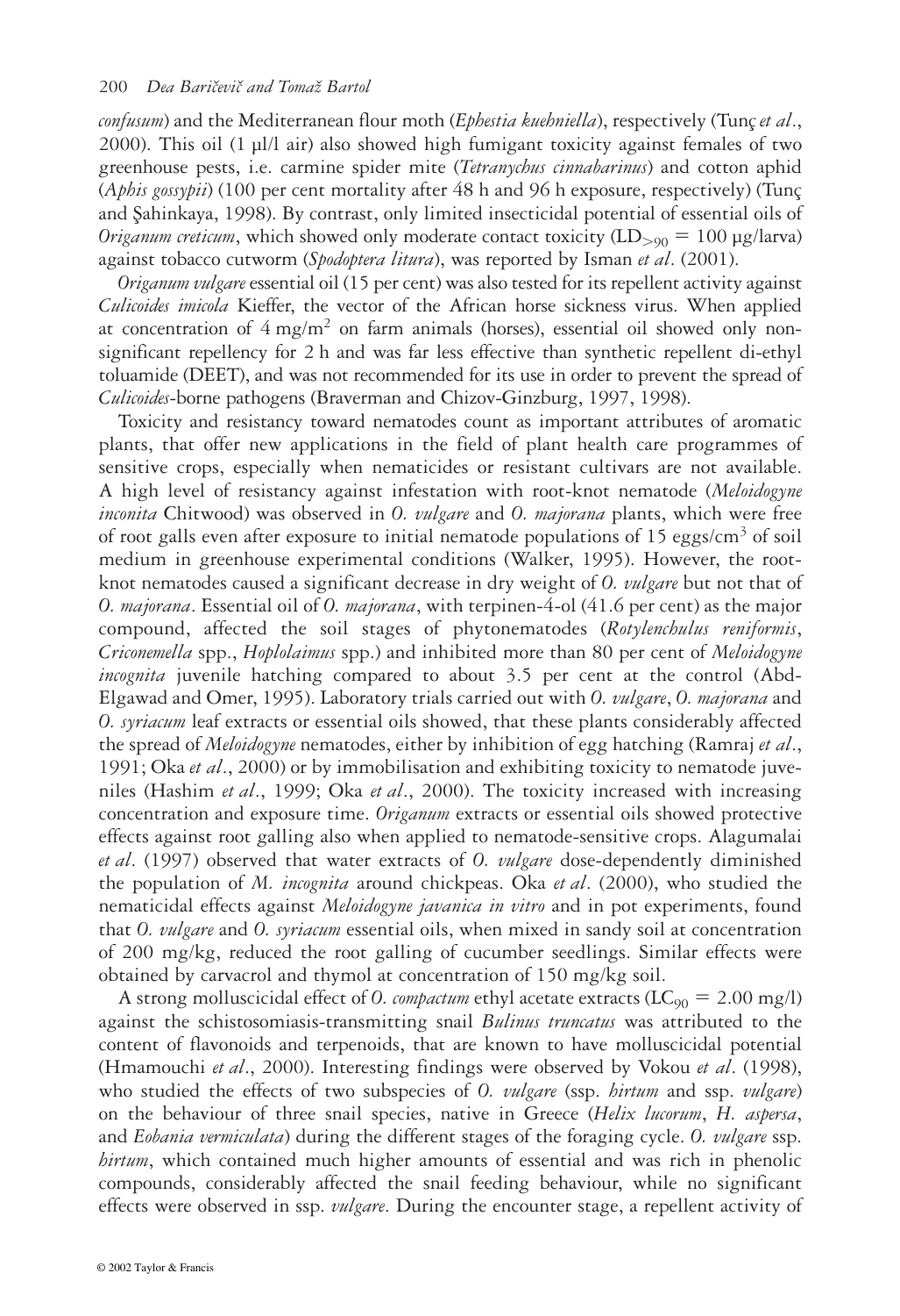*confusum*) and the Mediterranean flour moth (*Ephestia kuehniella*), respectively (Tunç *et al*., 2000). This oil (1 µl/l air) also showed high fumigant toxicity against females of two greenhouse pests, i.e. carmine spider mite (*Tetranychus cinnabarinus*) and cotton aphid (*Aphis gossypii*) (100 per cent mortality after 48 h and 96 h exposure, respectively) (Tunç and Şahinkaya, 1998). By contrast, only limited insecticidal potential of essential oils of *Origanum creticum*, which showed only moderate contact toxicity ($LD_{>90}$ = 100 µg/larva) against tobacco cutworm (*Spodoptera litura*), was reported by Isman *et al*. (2001).

*Origanum vulgare* essential oil (15 per cent) was also tested for its repellent activity against *Culicoides imicola* Kieffer, the vector of the African horse sickness virus. When applied at concentration of 4 mg/m$^2$ on farm animals (horses), essential oil showed only non-significant repellency for 2 h and was far less effective than synthetic repellent di-ethyl toluamide (DEET), and was not recommended for its use in order to prevent the spread of *Culicoides*-borne pathogens (Braverman and Chizov-Ginzburg, 1997, 1998).

Toxicity and resistancy toward nematodes count as important attributes of aromatic plants, that offer new applications in the field of plant health care programmes of sensitive crops, especially when nematicides or resistant cultivars are not available. A high level of resistancy against infestation with root-knot nematode (*Meloidogyne inconita* Chitwood) was observed in *O. vulgare* and *O. majorana* plants, which were free of root galls even after exposure to initial nematode populations of 15 eggs/cm$^3$ of soil medium in greenhouse experimental conditions (Walker, 1995). However, the root-knot nematodes caused a significant decrease in dry weight of *O. vulgare* but not that of *O. majorana*. Essential oil of *O. majorana*, with terpinen-4-ol (41.6 per cent) as the major compound, affected the soil stages of phytonematodes (*Rotylenchulus reniformis*, *Criconemella* spp., *Hoplolaimus* spp.) and inhibited more than 80 per cent of *Meloidogyne incognita* juvenile hatching compared to about 3.5 per cent at the control (Abd-Elgawad and Omer, 1995). Laboratory trials carried out with *O. vulgare*, *O. majorana* and *O. syriacum* leaf extracts or essential oils showed, that these plants considerably affected the spread of *Meloidogyne* nematodes, either by inhibition of egg hatching (Ramraj *et al*., 1991; Oka *et al*., 2000) or by immobilisation and exhibiting toxicity to nematode juveniles (Hashim *et al*., 1999; Oka *et al*., 2000). The toxicity increased with increasing concentration and exposure time. *Origanum* extracts or essential oils showed protective effects against root galling also when applied to nematode-sensitive crops. Alagumalai *et al*. (1997) observed that water extracts of *O. vulgare* dose-dependently diminished the population of *M. incognita* around chickpeas. Oka *et al*. (2000), who studied the nematicidal effects against *Meloidogyne javanica in vitro* and in pot experiments, found that *O. vulgare* and *O. syriacum* essential oils, when mixed in sandy soil at concentration of 200 mg/kg, reduced the root galling of cucumber seedlings. Similar effects were obtained by carvacrol and thymol at concentration of 150 mg/kg soil.

A strong molluscicidal effect of *O. compactum* ethyl acetate extracts ($LC_{90}$ = 2.00 mg/l) against the schistosomiasis-transmitting snail *Bulinus truncatus* was attributed to the content of flavonoids and terpenoids, that are known to have molluscicidal potential (Hmamouchi *et al*., 2000). Interesting findings were observed by Vokou *et al*. (1998), who studied the effects of two subspecies of *O. vulgare* (ssp. *hirtum* and ssp. *vulgare*) on the behaviour of three snail species, native in Greece (*Helix lucorum*, *H. aspersa*, and *Eobania vermiculata*) during the different stages of the foraging cycle. *O. vulgare* ssp. *hirtum*, which contained much higher amounts of essential and was rich in phenolic compounds, considerably affected the snail feeding behaviour, while no significant effects were observed in ssp. *vulgare*. During the encounter stage, a repellent activity of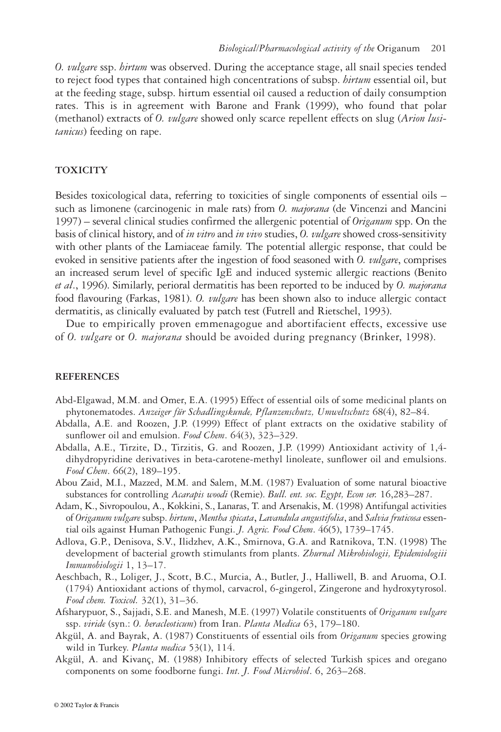*O. vulgare* ssp. *hirtum* was observed. During the acceptance stage, all snail species tended to reject food types that contained high concentrations of subsp. *hirtum* essential oil, but at the feeding stage, subsp. hirtum essential oil caused a reduction of daily consumption rates. This is in agreement with Barone and Frank (1999), who found that polar (methanol) extracts of *O. vulgare* showed only scarce repellent effects on slug (*Arion lusitanicus*) feeding on rape.

## TOXICITY

Besides toxicological data, referring to toxicities of single components of essential oils – such as limonene (carcinogenic in male rats) from *O. majorana* (de Vincenzi and Mancini 1997) – several clinical studies confirmed the allergenic potential of *Origanum* spp. On the basis of clinical history, and of *in vitro* and *in vivo* studies, *O. vulgare* showed cross-sensitivity with other plants of the Lamiaceae family. The potential allergic response, that could be evoked in sensitive patients after the ingestion of food seasoned with *O. vulgare*, comprises an increased serum level of specific IgE and induced systemic allergic reactions (Benito *et al*., 1996). Similarly, perioral dermatitis has been reported to be induced by *O. majorana* food flavouring (Farkas, 1981). *O. vulgare* has been shown also to induce allergic contact dermatitis, as clinically evaluated by patch test (Futrell and Rietschel, 1993).

Due to empirically proven emmenagogue and abortifacient effects, excessive use of *O. vulgare* or *O. majorana* should be avoided during pregnancy (Brinker, 1998).

## REFERENCES

Abd-Elgawad, M.M. and Omer, E.A. (1995) Effect of essential oils of some medicinal plants on phytonematodes. *Anzeiger für Schadlingskunde, Pflanzenschutz, Umweltschutz* 68(4), 82–84.

Abdalla, A.E. and Roozen, J.P. (1999) Effect of plant extracts on the oxidative stability of sunflower oil and emulsion. *Food Chem*. 64(3), 323–329.

Abdalla, A.E., Tirzite, D., Tirzitis, G. and Roozen, J.P. (1999) Antioxidant activity of 1,4-dihydropyridine derivatives in beta-carotene-methyl linoleate, sunflower oil and emulsions. *Food Chem*. 66(2), 189–195.

Abou Zaid, M.I., Mazzed, M.M. and Salem, M.M. (1987) Evaluation of some natural bioactive substances for controlling *Acarapis woodi* (Remie). *Bull. ent. soc. Egypt, Econ ser.* 16,283–287.

Adam, K., Sivropoulou, A., Kokkini, S., Lanaras, T. and Arsenakis, M. (1998) Antifungal activities of *Origanum vulgare* subsp. *hirtum*, *Mentha spicata*, *Lavandula angustifolia*, and *Salvia fruticosa* essential oils against Human Pathogenic Fungi. *J. Agric. Food Chem*. 46(5), 1739–1745.

Adlova, G.P., Denisova, S.V., Ilidzhev, A.K., Smirnova, G.A. and Ratnikova, T.N. (1998) The development of bacterial growth stimulants from plants. *Zhurnal Mikrobiologii, Epidemiologii Immunobiologii* 1, 13–17.

Aeschbach, R., Loliger, J., Scott, B.C., Murcia, A., Butler, J., Halliwell, B. and Aruoma, O.I. (1794) Antioxidant actions of thymol, carvacrol, 6-gingerol, Zingerone and hydroxytyrosol. *Food chem. Toxicol.* 32(1), 31–36.

Afsharypuor, S., Sajjadi, S.E. and Manesh, M.E. (1997) Volatile constituents of *Origanum vulgare* ssp. *viride* (syn.: *O. heracleoticum*) from Iran. *Planta Medica* 63, 179–180.

Akgül, A. and Bayrak, A. (1987) Constituents of essential oils from *Origanum* species growing wild in Turkey. *Planta medica* 53(1), 114.

Akgül, A. and Kivanç, M. (1988) Inhibitory effects of selected Turkish spices and oregano components on some foodborne fungi. *Int. J. Food Microbiol*. 6, 263–268.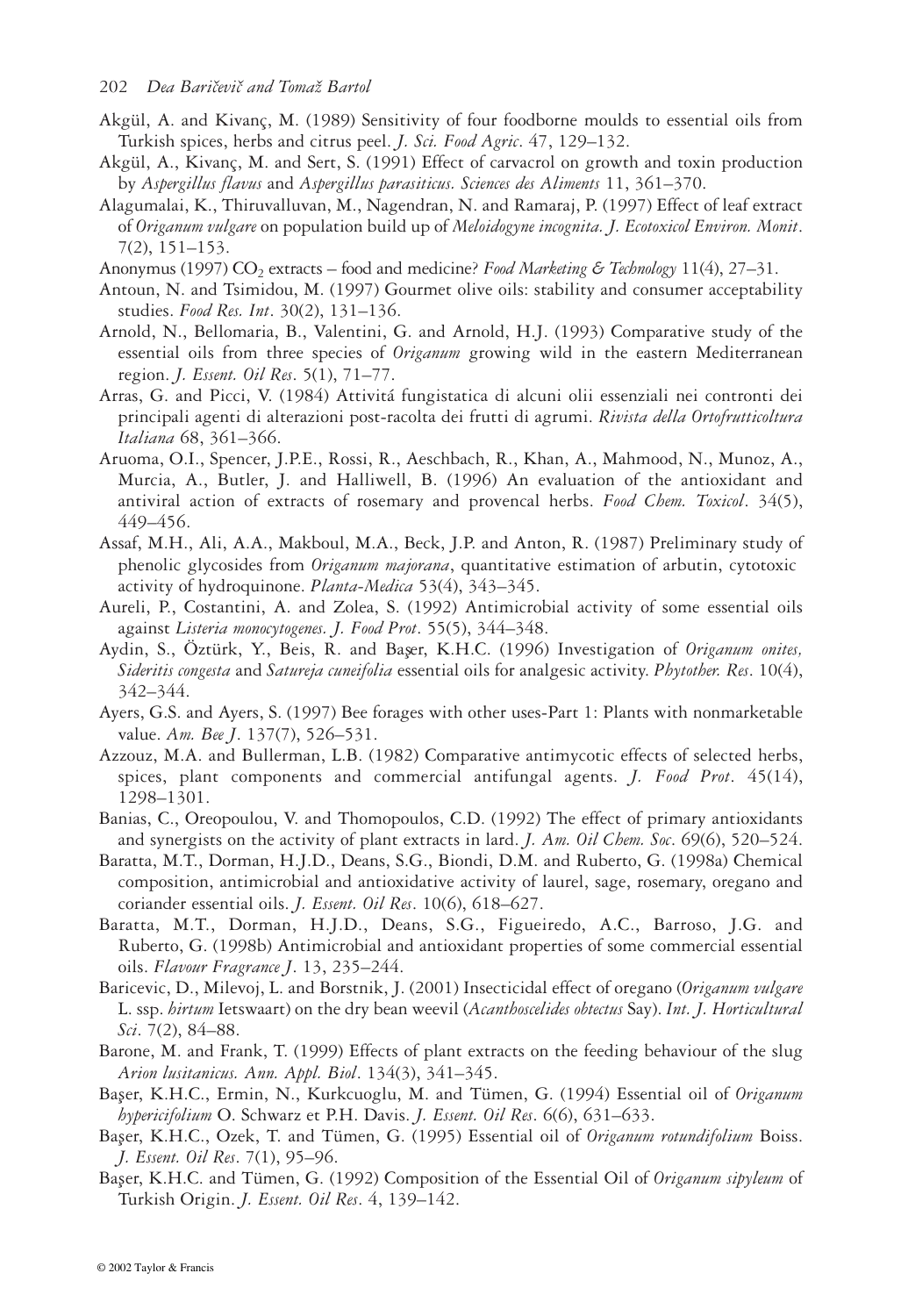Akgül, A. and Kivanç, M. (1989) Sensitivity of four foodborne moulds to essential oils from Turkish spices, herbs and citrus peel. *J. Sci. Food Agric*. 47, 129–132.

Akgül, A., Kivanç, M. and Sert, S. (1991) Effect of carvacrol on growth and toxin production by *Aspergillus flavus* and *Aspergillus parasiticus*. *Sciences des Aliments* 11, 361–370.

Alagumalai, K., Thiruvalluvan, M., Nagendran, N. and Ramaraj, P. (1997) Effect of leaf extract of *Origanum vulgare* on population build up of *Meloidogyne incognita*. *J. Ecotoxicol Environ. Monit*. 7(2), 151–153.

Anonymus (1997) $CO_2$ extracts – food and medicine? *Food Marketing & Technology* 11(4), 27–31.

Antoun, N. and Tsimidou, M. (1997) Gourmet olive oils: stability and consumer acceptability studies. *Food Res. Int*. 30(2), 131–136.

Arnold, N., Bellomaria, B., Valentini, G. and Arnold, H.J. (1993) Comparative study of the essential oils from three species of *Origanum* growing wild in the eastern Mediterranean region. *J. Essent. Oil Res*. 5(1), 71–77.

Arras, G. and Picci, V. (1984) Attivitá fungistatica di alcuni olii essenziali nei contronti dei principali agenti di alterazioni post-racolta dei frutti di agrumi. *Rivista della Ortofrutticoltura Italiana* 68, 361–366.

Aruoma, O.I., Spencer, J.P.E., Rossi, R., Aeschbach, R., Khan, A., Mahmood, N., Munoz, A., Murcia, A., Butler, J. and Halliwell, B. (1996) An evaluation of the antioxidant and antiviral action of extracts of rosemary and provencal herbs. *Food Chem. Toxicol*. 34(5), 449–456.

Assaf, M.H., Ali, A.A., Makboul, M.A., Beck, J.P. and Anton, R. (1987) Preliminary study of phenolic glycosides from *Origanum majorana*, quantitative estimation of arbutin, cytotoxic activity of hydroquinone. *Planta-Medica* 53(4), 343–345.

Aureli, P., Costantini, A. and Zolea, S. (1992) Antimicrobial activity of some essential oils against *Listeria monocytogenes*. *J. Food Prot*. 55(5), 344–348.

Aydin, S., Öztürk, Y., Beis, R. and Başer, K.H.C. (1996) Investigation of *Origanum onites, Sideritis congesta* and *Satureja cuneifolia* essential oils for analgesic activity. *Phytother. Res*. 10(4), 342–344.

Ayers, G.S. and Ayers, S. (1997) Bee forages with other uses-Part 1: Plants with nonmarketable value. *Am. Bee J*. 137(7), 526–531.

Azzouz, M.A. and Bullerman, L.B. (1982) Comparative antimycotic effects of selected herbs, spices, plant components and commercial antifungal agents. *J. Food Prot*. 45(14), 1298–1301.

Banias, C., Oreopoulou, V. and Thomopoulos, C.D. (1992) The effect of primary antioxidants and synergists on the activity of plant extracts in lard. *J. Am. Oil Chem. Soc*. 69(6), 520–524.

Baratta, M.T., Dorman, H.J.D., Deans, S.G., Biondi, D.M. and Ruberto, G. (1998a) Chemical composition, antimicrobial and antioxidative activity of laurel, sage, rosemary, oregano and coriander essential oils. *J. Essent. Oil Res*. 10(6), 618–627.

Baratta, M.T., Dorman, H.J.D., Deans, S.G., Figueiredo, A.C., Barroso, J.G. and Ruberto, G. (1998b) Antimicrobial and antioxidant properties of some commercial essential oils. *Flavour Fragrance J*. 13, 235–244.

Baricevic, D., Milevoj, L. and Borstnik, J. (2001) Insecticidal effect of oregano (*Origanum vulgare* L. ssp. *hirtum* Ietswaart) on the dry bean weevil (*Acanthoscelides obtectus* Say). *Int. J. Horticultural Sci*. 7(2), 84–88.

Barone, M. and Frank, T. (1999) Effects of plant extracts on the feeding behaviour of the slug *Arion lusitanicus*. *Ann. Appl. Biol*. 134(3), 341–345.

Başer, K.H.C., Ermin, N., Kurkcuoglu, M. and Tümen, G. (1994) Essential oil of *Origanum hypericifolium* O. Schwarz et P.H. Davis. *J. Essent. Oil Res*. 6(6), 631–633.

Başer, K.H.C., Ozek, T. and Tümen, G. (1995) Essential oil of *Origanum rotundifolium* Boiss. *J. Essent. Oil Res*. 7(1), 95–96.

Başer, K.H.C. and Tümen, G. (1992) Composition of the Essential Oil of *Origanum sipyleum* of Turkish Origin. *J. Essent. Oil Res*. 4, 139–142.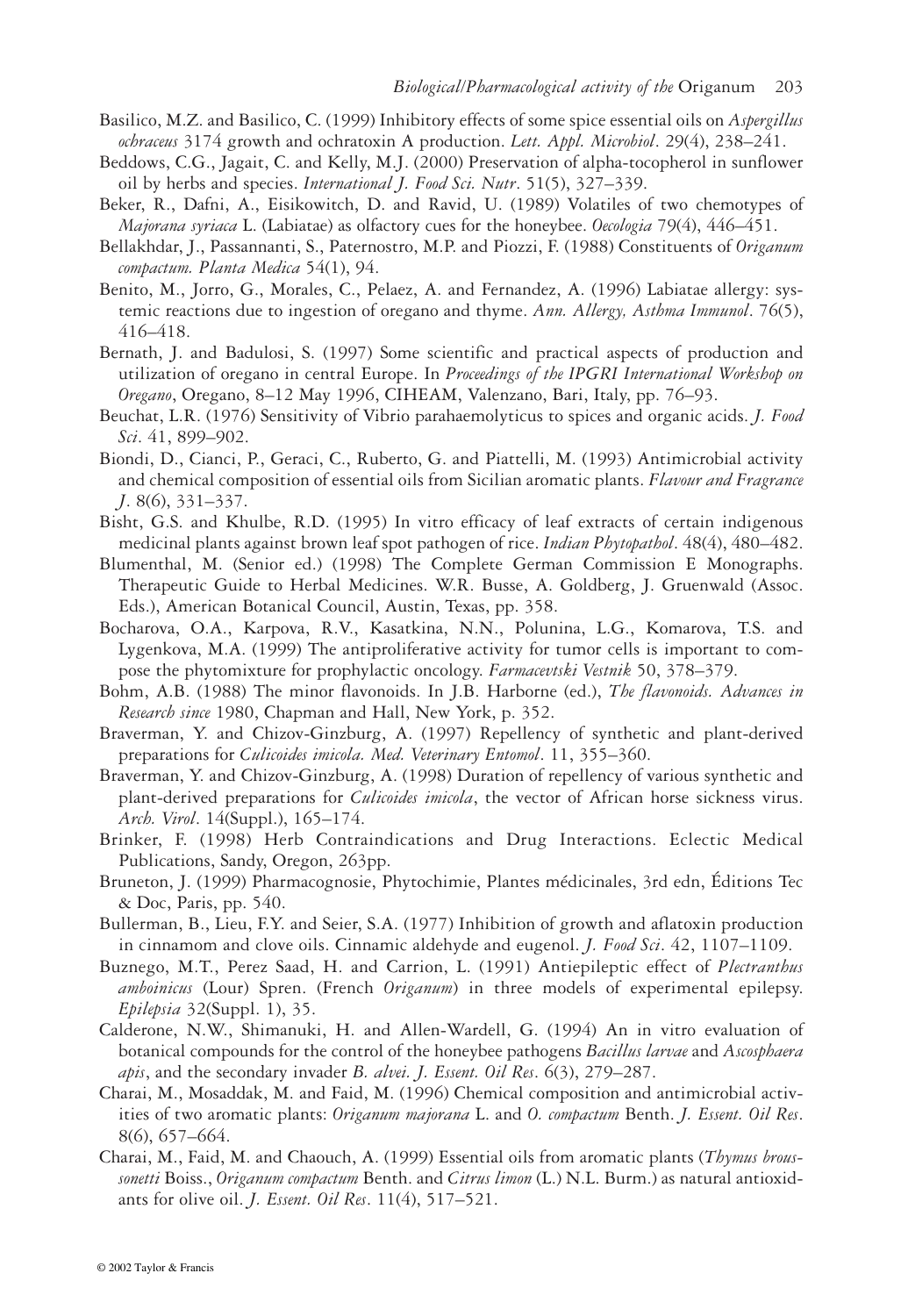Basilico, M.Z. and Basilico, C. (1999) Inhibitory effects of some spice essential oils on *Aspergillus ochraceus* 3174 growth and ochratoxin A production. *Lett. Appl. Microbiol*. 29(4), 238–241.

Beddows, C.G., Jagait, C. and Kelly, M.J. (2000) Preservation of alpha-tocopherol in sunflower oil by herbs and species. *International J. Food Sci. Nutr*. 51(5), 327–339.

Beker, R., Dafni, A., Eisikowitch, D. and Ravid, U. (1989) Volatiles of two chemotypes of *Majorana syriaca* L. (Labiatae) as olfactory cues for the honeybee. *Oecologia* 79(4), 446–451.

Bellakhdar, J., Passannanti, S., Paternostro, M.P. and Piozzi, F. (1988) Constituents of *Origanum compactum. Planta Medica* 54(1), 94.

Benito, M., Jorro, G., Morales, C., Pelaez, A. and Fernandez, A. (1996) Labiatae allergy: systemic reactions due to ingestion of oregano and thyme. *Ann. Allergy, Asthma Immunol*. 76(5), 416–418.

Bernath, J. and Badulosi, S. (1997) Some scientific and practical aspects of production and utilization of oregano in central Europe. In *Proceedings of the IPGRI International Workshop on Oregano*, Oregano, 8–12 May 1996, CIHEAM, Valenzano, Bari, Italy, pp. 76–93.

Beuchat, L.R. (1976) Sensitivity of Vibrio parahaemolyticus to spices and organic acids. *J. Food Sci*. 41, 899–902.

Biondi, D., Cianci, P., Geraci, C., Ruberto, G. and Piattelli, M. (1993) Antimicrobial activity and chemical composition of essential oils from Sicilian aromatic plants. *Flavour and Fragrance J*. 8(6), 331–337.

Bisht, G.S. and Khulbe, R.D. (1995) In vitro efficacy of leaf extracts of certain indigenous medicinal plants against brown leaf spot pathogen of rice. *Indian Phytopathol*. 48(4), 480–482.

Blumenthal, M. (Senior ed.) (1998) The Complete German Commission E Monographs. Therapeutic Guide to Herbal Medicines. W.R. Busse, A. Goldberg, J. Gruenwald (Assoc. Eds.), American Botanical Council, Austin, Texas, pp. 358.

Bocharova, O.A., Karpova, R.V., Kasatkina, N.N., Polunina, L.G., Komarova, T.S. and Lygenkova, M.A. (1999) The antiproliferative activity for tumor cells is important to compose the phytomixture for prophylactic oncology. *Farmacevtski Vestnik* 50, 378–379.

Bohm, A.B. (1988) The minor flavonoids. In J.B. Harborne (ed.), *The flavonoids. Advances in Research since* 1980, Chapman and Hall, New York, p. 352.

Braverman, Y. and Chizov-Ginzburg, A. (1997) Repellency of synthetic and plant-derived preparations for *Culicoides imicola. Med. Veterinary Entomol*. 11, 355–360.

Braverman, Y. and Chizov-Ginzburg, A. (1998) Duration of repellency of various synthetic and plant-derived preparations for *Culicoides imicola*, the vector of African horse sickness virus. *Arch. Virol*. 14(Suppl.), 165–174.

Brinker, F. (1998) Herb Contraindications and Drug Interactions. Eclectic Medical Publications, Sandy, Oregon, 263pp.

Bruneton, J. (1999) Pharmacognosie, Phytochimie, Plantes médicinales, 3rd edn, Éditions Tec & Doc, Paris, pp. 540.

Bullerman, B., Lieu, F.Y. and Seier, S.A. (1977) Inhibition of growth and aflatoxin production in cinnamom and clove oils. Cinnamic aldehyde and eugenol. *J. Food Sci*. 42, 1107–1109.

Buznego, M.T., Perez Saad, H. and Carrion, L. (1991) Antiepileptic effect of *Plectranthus amboinicus* (Lour) Spren. (French *Origanum*) in three models of experimental epilepsy. *Epilepsia* 32(Suppl. 1), 35.

Calderone, N.W., Shimanuki, H. and Allen-Wardell, G. (1994) An in vitro evaluation of botanical compounds for the control of the honeybee pathogens *Bacillus larvae* and *Ascosphaera apis*, and the secondary invader *B. alvei. J. Essent. Oil Res*. 6(3), 279–287.

Charai, M., Mosaddak, M. and Faid, M. (1996) Chemical composition and antimicrobial activities of two aromatic plants: *Origanum majorana* L. and *O. compactum* Benth. *J. Essent. Oil Res*. 8(6), 657–664.

Charai, M., Faid, M. and Chaouch, A. (1999) Essential oils from aromatic plants (*Thymus broussonetti* Boiss., *Origanum compactum* Benth. and *Citrus limon* (L.) N.L. Burm.) as natural antioxidants for olive oil. *J. Essent. Oil Res*. 11(4), 517–521.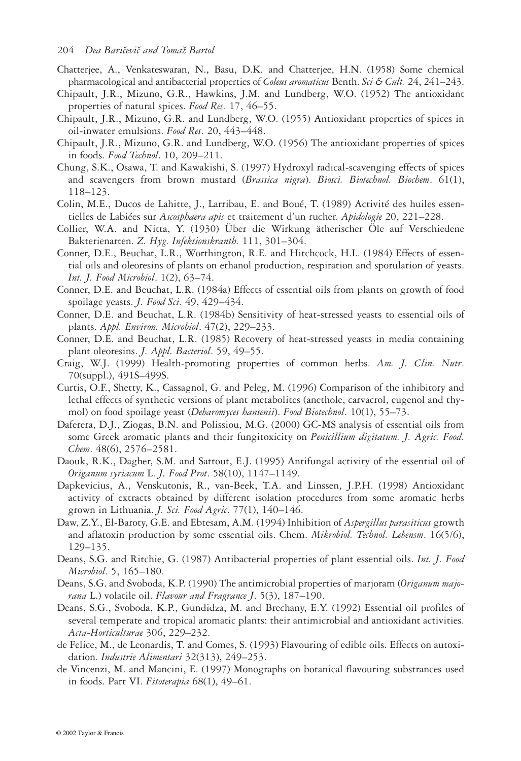Chatterjee, A., Venkateswaran, N., Basu, D.K. and Chatterjee, H.N. (1958) Some chemical pharmacological and antibacterial properties of *Coleus aromaticus* Benth. *Sci & Cult.* 24, 241–243.

Chipault, J.R., Mizuno, G.R., Hawkins, J.M. and Lundberg, W.O. (1952) The antioxidant properties of natural spices. *Food Res*. 17, 46–55.

Chipault, J.R., Mizuno, G.R. and Lundberg, W.O. (1955) Antioxidant properties of spices in oil-inwater emulsions. *Food Res*. 20, 443–448.

Chipault, J.R., Mizuno, G.R. and Lundberg, W.O. (1956) The antioxidant properties of spices in foods. *Food Technol*. 10, 209–211.

Chung, S.K., Osawa, T. and Kawakishi, S. (1997) Hydroxyl radical-scavenging effects of spices and scavengers from brown mustard (*Brassica nigra*). *Biosci. Biotechnol. Biochem*. 61(1), 118–123.

Colin, M.E., Ducos de Lahitte, J., Larribau, E. and Boué, T. (1989) Activité des huiles essentielles de Labiées sur *Ascosphaera apis* et traitement d'un rucher. *Apidologie* 20, 221–228.

Collier, W.A. and Nitta, Y. (1930) Über die Wirkung ätherischer Öle auf Verschiedene Bakterienarten. *Z. Hyg. Infektionskranth.* 111, 301–304.

Conner, D.E., Beuchat, L.R., Worthington, R.E. and Hitchcock, H.L. (1984) Effects of essential oils and oleoresins of plants on ethanol production, respiration and sporulation of yeasts. *Int. J. Food Microbiol*. 1(2), 63–74.

Conner, D.E. and Beuchat, L.R. (1984a) Effects of essential oils from plants on growth of food spoilage yeasts. *J. Food Sci*. 49, 429–434.

Conner, D.E. and Beuchat, L.R. (1984b) Sensitivity of heat-stressed yeasts to essential oils of plants. *Appl. Environ. Microbiol*. 47(2), 229–233.

Conner, D.E. and Beuchat, L.R. (1985) Recovery of heat-stressed yeasts in media containing plant oleoresins. *J. Appl. Bacteriol*. 59, 49–55.

Craig, W.J. (1999) Health-promoting properties of common herbs. *Am. J. Clin. Nutr*. 70(suppl.), 491S–499S.

Curtis, O.F., Shetty, K., Cassagnol, G. and Peleg, M. (1996) Comparison of the inhibitory and lethal effects of synthetic versions of plant metabolites (anethole, carvacrol, eugenol and thymol) on food spoilage yeast (*Debaromyces hansenii*). *Food Biotechnol*. 10(1), 55–73.

Daferera, D.J., Ziogas, B.N. and Polissiou, M.G. (2000) GC-MS analysis of essential oils from some Greek aromatic plants and their fungitoxicity on *Penicillium digitatum. J. Agric. Food. Chem*. 48(6), 2576–2581.

Daouk, R.K., Dagher, S.M. and Sattout, E.J. (1995) Antifungal activity of the essential oil of *Origanum syriacum* L. *J. Food Prot*. 58(10), 1147–1149.

Dapkevicius, A., Venskutonis, R., van-Beek, T.A. and Linssen, J.P.H. (1998) Antioxidant activity of extracts obtained by different isolation procedures from some aromatic herbs grown in Lithuania. *J. Sci. Food Agric*. 77(1), 140–146.

Daw, Z.Y., El-Baroty, G.E. and Ebtesam, A.M. (1994) Inhibition of *Aspergillus parasiticus* growth and aflatoxin production by some essential oils. Chem. *Mikrobiol. Technol. Lebensm*. 16(5/6), 129–135.

Deans, S.G. and Ritchie, G. (1987) Antibacterial properties of plant essential oils. *Int. J. Food Microbiol*. 5, 165–180.

Deans, S.G. and Svoboda, K.P. (1990) The antimicrobial properties of marjoram (*Origanum majorana* L.) volatile oil. *Flavour and Fragrance J*. 5(3), 187–190.

Deans, S.G., Svoboda, K.P., Gundidza, M. and Brechany, E.Y. (1992) Essential oil profiles of several temperate and tropical aromatic plants: their antimicrobial and antioxidant activities. *Acta-Horticulturae* 306, 229–232.

de Felice, M., de Leonardis, T. and Comes, S. (1993) Flavouring of edible oils. Effects on autoxidation. *Industrie Alimentari* 32(313), 249–253.

de Vincenzi, M. and Mancini, E. (1997) Monographs on botanical flavouring substrances used in foods. Part VI. *Fitoterapia* 68(1), 49–61.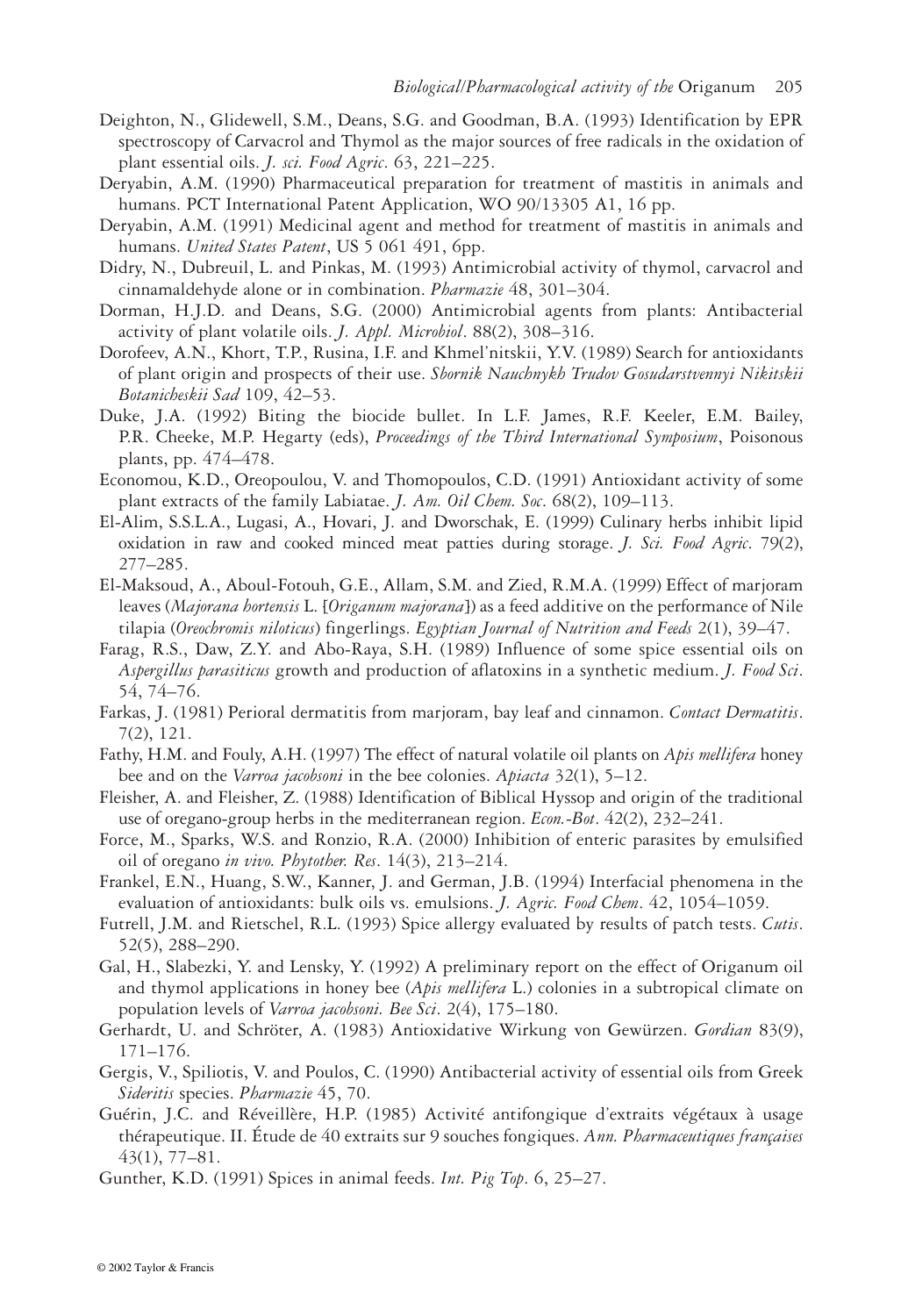Deighton, N., Glidewell, S.M., Deans, S.G. and Goodman, B.A. (1993) Identification by EPR spectroscopy of Carvacrol and Thymol as the major sources of free radicals in the oxidation of plant essential oils. *J. sci. Food Agric*. 63, 221–225.

Deryabin, A.M. (1990) Pharmaceutical preparation for treatment of mastitis in animals and humans. PCT International Patent Application, WO 90/13305 A1, 16 pp.

Deryabin, A.M. (1991) Medicinal agent and method for treatment of mastitis in animals and humans. *United States Patent*, US 5 061 491, 6pp.

Didry, N., Dubreuil, L. and Pinkas, M. (1993) Antimicrobial activity of thymol, carvacrol and cinnamaldehyde alone or in combination. *Pharmazie* 48, 301–304.

Dorman, H.J.D. and Deans, S.G. (2000) Antimicrobial agents from plants: Antibacterial activity of plant volatile oils. *J. Appl. Microbiol*. 88(2), 308–316.

Dorofeev, A.N., Khort, T.P., Rusina, I.F. and Khmel'nitskii, Y.V. (1989) Search for antioxidants of plant origin and prospects of their use. *Sbornik Nauchnykh Trudov Gosudarstvennyi Nikitskii Botanicheskii Sad* 109, 42–53.

Duke, J.A. (1992) Biting the biocide bullet. In L.F. James, R.F. Keeler, E.M. Bailey, P.R. Cheeke, M.P. Hegarty (eds), *Proceedings of the Third International Symposium*, Poisonous plants, pp. 474–478.

Economou, K.D., Oreopoulou, V. and Thomopoulos, C.D. (1991) Antioxidant activity of some plant extracts of the family Labiatae. *J. Am. Oil Chem. Soc*. 68(2), 109–113.

El-Alim, S.S.L.A., Lugasi, A., Hovari, J. and Dworschak, E. (1999) Culinary herbs inhibit lipid oxidation in raw and cooked minced meat patties during storage. *J. Sci. Food Agric*. 79(2), 277–285.

El-Maksoud, A., Aboul-Fotouh, G.E., Allam, S.M. and Zied, R.M.A. (1999) Effect of marjoram leaves (*Majorana hortensis* L. [*Origanum majorana*]) as a feed additive on the performance of Nile tilapia (*Oreochromis niloticus*) fingerlings. *Egyptian Journal of Nutrition and Feeds* 2(1), 39–47.

Farag, R.S., Daw, Z.Y. and Abo-Raya, S.H. (1989) Influence of some spice essential oils on *Aspergillus parasiticus* growth and production of aflatoxins in a synthetic medium. *J. Food Sci*. 54, 74–76.

Farkas, J. (1981) Perioral dermatitis from marjoram, bay leaf and cinnamon. *Contact Dermatitis*. 7(2), 121.

Fathy, H.M. and Fouly, A.H. (1997) The effect of natural volatile oil plants on *Apis mellifera* honey bee and on the *Varroa jacobsoni* in the bee colonies. *Apiacta* 32(1), 5–12.

Fleisher, A. and Fleisher, Z. (1988) Identification of Biblical Hyssop and origin of the traditional use of oregano-group herbs in the mediterranean region. *Econ.-Bot*. 42(2), 232–241.

Force, M., Sparks, W.S. and Ronzio, R.A. (2000) Inhibition of enteric parasites by emulsified oil of oregano *in vivo. Phytother. Res*. 14(3), 213–214.

Frankel, E.N., Huang, S.W., Kanner, J. and German, J.B. (1994) Interfacial phenomena in the evaluation of antioxidants: bulk oils vs. emulsions. *J. Agric. Food Chem*. 42, 1054–1059.

Futrell, J.M. and Rietschel, R.L. (1993) Spice allergy evaluated by results of patch tests. *Cutis*. 52(5), 288–290.

Gal, H., Slabezki, Y. and Lensky, Y. (1992) A preliminary report on the effect of Origanum oil and thymol applications in honey bee (*Apis mellifera* L.) colonies in a subtropical climate on population levels of *Varroa jacobsoni. Bee Sci*. 2(4), 175–180.

Gerhardt, U. and Schröter, A. (1983) Antioxidative Wirkung von Gewürzen. *Gordian* 83(9), 171–176.

Gergis, V., Spiliotis, V. and Poulos, C. (1990) Antibacterial activity of essential oils from Greek *Sideritis* species. *Pharmazie* 45, 70.

Guérin, J.C. and Réveillère, H.P. (1985) Activité antifongique d'extraits végétaux à usage thérapeutique. II. Étude de 40 extraits sur 9 souches fongiques. *Ann. Pharmaceutiques françaises* 43(1), 77–81.

Gunther, K.D. (1991) Spices in animal feeds. *Int. Pig Top*. 6, 25–27.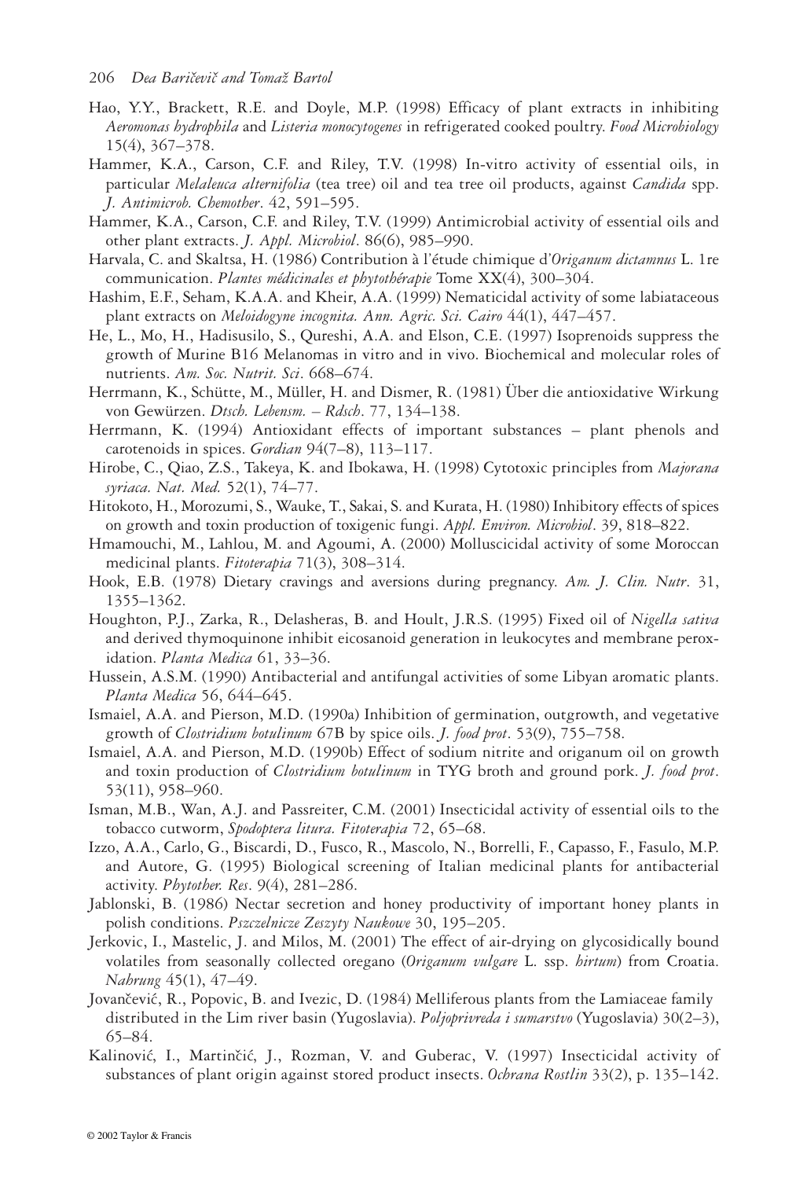Hao, Y.Y., Brackett, R.E. and Doyle, M.P. (1998) Efficacy of plant extracts in inhibiting *Aeromonas hydrophila* and *Listeria monocytogenes* in refrigerated cooked poultry. *Food Microbiology* 15(4), 367–378.

Hammer, K.A., Carson, C.F. and Riley, T.V. (1998) In-vitro activity of essential oils, in particular *Melaleuca alternifolia* (tea tree) oil and tea tree oil products, against *Candida* spp. *J. Antimicrob. Chemother*. 42, 591–595.

Hammer, K.A., Carson, C.F. and Riley, T.V. (1999) Antimicrobial activity of essential oils and other plant extracts. *J. Appl. Microbiol*. 86(6), 985–990.

Harvala, C. and Skaltsa, H. (1986) Contribution à l'étude chimique d'*Origanum dictamnus* L. 1re communication. *Plantes médicinales et phytothérapie* Tome XX(4), 300–304.

Hashim, E.F., Seham, K.A.A. and Kheir, A.A. (1999) Nematicidal activity of some labiataceous plant extracts on *Meloidogyne incognita. Ann. Agric. Sci. Cairo* 44(1), 447–457.

He, L., Mo, H., Hadisusilo, S., Qureshi, A.A. and Elson, C.E. (1997) Isoprenoids suppress the growth of Murine B16 Melanomas in vitro and in vivo. Biochemical and molecular roles of nutrients. *Am. Soc. Nutrit. Sci*. 668–674.

Herrmann, K., Schütte, M., Müller, H. and Dismer, R. (1981) Über die antioxidative Wirkung von Gewürzen. *Dtsch. Lebensm. – Rdsch*. 77, 134–138.

Herrmann, K. (1994) Antioxidant effects of important substances – plant phenols and carotenoids in spices. *Gordian* 94(7–8), 113–117.

Hirobe, C., Qiao, Z.S., Takeya, K. and Ibokawa, H. (1998) Cytotoxic principles from *Majorana syriaca. Nat. Med.* 52(1), 74–77.

Hitokoto, H., Morozumi, S., Wauke, T., Sakai, S. and Kurata, H. (1980) Inhibitory effects of spices on growth and toxin production of toxigenic fungi. *Appl. Environ. Microbiol*. 39, 818–822.

Hmamouchi, M., Lahlou, M. and Agoumi, A. (2000) Molluscicidal activity of some Moroccan medicinal plants. *Fitoterapia* 71(3), 308–314.

Hook, E.B. (1978) Dietary cravings and aversions during pregnancy. *Am. J. Clin. Nutr*. 31, 1355–1362.

Houghton, P.J., Zarka, R., Delasheras, B. and Hoult, J.R.S. (1995) Fixed oil of *Nigella sativa* and derived thymoquinone inhibit eicosanoid generation in leukocytes and membrane peroxidation. *Planta Medica* 61, 33–36.

Hussein, A.S.M. (1990) Antibacterial and antifungal activities of some Libyan aromatic plants. *Planta Medica* 56, 644–645.

Ismaiel, A.A. and Pierson, M.D. (1990a) Inhibition of germination, outgrowth, and vegetative growth of *Clostridium botulinum* 67B by spice oils. *J. food prot*. 53(9), 755–758.

Ismaiel, A.A. and Pierson, M.D. (1990b) Effect of sodium nitrite and origanum oil on growth and toxin production of *Clostridium botulinum* in TYG broth and ground pork. *J. food prot*. 53(11), 958–960.

Isman, M.B., Wan, A.J. and Passreiter, C.M. (2001) Insecticidal activity of essential oils to the tobacco cutworm, *Spodoptera litura. Fitoterapia* 72, 65–68.

Izzo, A.A., Carlo, G., Biscardi, D., Fusco, R., Mascolo, N., Borrelli, F., Capasso, F., Fasulo, M.P. and Autore, G. (1995) Biological screening of Italian medicinal plants for antibacterial activity. *Phytother. Res*. 9(4), 281–286.

Jablonski, B. (1986) Nectar secretion and honey productivity of important honey plants in polish conditions. *Pszczelnicze Zeszyty Naukowe* 30, 195–205.

Jerkovic, I., Mastelic, J. and Milos, M. (2001) The effect of air-drying on glycosidically bound volatiles from seasonally collected oregano (*Origanum vulgare* L. ssp. *hirtum*) from Croatia. *Nahrung* 45(1), 47–49.

Jovančević, R., Popovic, B. and Ivezic, D. (1984) Melliferous plants from the Lamiaceae family distributed in the Lim river basin (Yugoslavia). *Poljoprivreda i sumarstvo* (Yugoslavia) 30(2–3), 65–84.

Kalinović, I., Martinčić, J., Rozman, V. and Guberac, V. (1997) Insecticidal activity of substances of plant origin against stored product insects. *Ochrana Rostlin* 33(2), p. 135–142.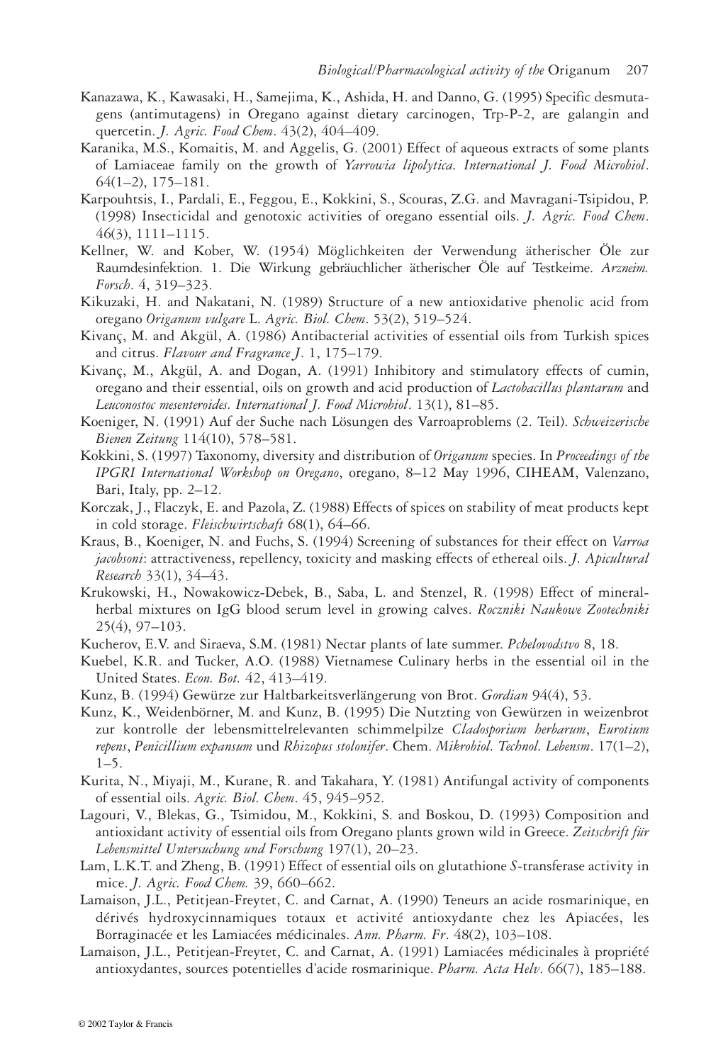Kanazawa, K., Kawasaki, H., Samejima, K., Ashida, H. and Danno, G. (1995) Specific desmutagens (antimutagens) in Oregano against dietary carcinogen, Trp-P-2, are galangin and quercetin. *J. Agric. Food Chem*. 43(2), 404–409.

Karanika, M.S., Komaitis, M. and Aggelis, G. (2001) Effect of aqueous extracts of some plants of Lamiaceae family on the growth of *Yarrowia lipolytica. International J. Food Microbiol*. 64(1–2), 175–181.

Karpouhtsis, I., Pardali, E., Feggou, E., Kokkini, S., Scouras, Z.G. and Mavragani-Tsipidou, P. (1998) Insecticidal and genotoxic activities of oregano essential oils. *J. Agric. Food Chem*. 46(3), 1111–1115.

Kellner, W. and Kober, W. (1954) Möglichkeiten der Verwendung ätherischer Öle zur Raumdesinfektion. 1. Die Wirkung gebräuchlicher ätherischer Öle auf Testkeime. *Arzneim. Forsch*. 4, 319–323.

Kikuzaki, H. and Nakatani, N. (1989) Structure of a new antioxidative phenolic acid from oregano *Origanum vulgare* L. *Agric. Biol. Chem*. 53(2), 519–524.

Kivanç, M. and Akgül, A. (1986) Antibacterial activities of essential oils from Turkish spices and citrus. *Flavour and Fragrance J*. 1, 175–179.

Kivanç, M., Akgül, A. and Dogan, A. (1991) Inhibitory and stimulatory effects of cumin, oregano and their essential, oils on growth and acid production of *Lactobacillus plantarum* and *Leuconostoc mesenteroides. International J. Food Microbiol*. 13(1), 81–85.

Koeniger, N. (1991) Auf der Suche nach Lösungen des Varroaproblems (2. Teil). *Schweizerische Bienen Zeitung* 114(10), 578–581.

Kokkini, S. (1997) Taxonomy, diversity and distribution of *Origanum* species. In *Proceedings of the IPGRI International Workshop on Oregano*, oregano, 8–12 May 1996, CIHEAM, Valenzano, Bari, Italy, pp. 2–12.

Korczak, J., Flaczyk, E. and Pazola, Z. (1988) Effects of spices on stability of meat products kept in cold storage. *Fleischwirtschaft* 68(1), 64–66.

Kraus, B., Koeniger, N. and Fuchs, S. (1994) Screening of substances for their effect on *Varroa jacobsoni*: attractiveness, repellency, toxicity and masking effects of ethereal oils. *J. Apicultural Research* 33(1), 34–43.

Krukowski, H., Nowakowicz-Debek, B., Saba, L. and Stenzel, R. (1998) Effect of mineral-herbal mixtures on IgG blood serum level in growing calves. *Roczniki Naukowe Zootechniki* 25(4), 97–103.

Kucherov, E.V. and Siraeva, S.M. (1981) Nectar plants of late summer. *Pchelovodstvo* 8, 18.

Kuebel, K.R. and Tucker, A.O. (1988) Vietnamese Culinary herbs in the essential oil in the United States. *Econ. Bot.* 42, 413–419.

Kunz, B. (1994) Gewürze zur Haltbarkeitsverlängerung von Brot. *Gordian* 94(4), 53.

Kunz, K., Weidenbörner, M. and Kunz, B. (1995) Die Nutzting von Gewürzen in weizenbrot zur kontrolle der lebensmittelrelevanten schimmelpilze *Cladosporium herbarum*, *Eurotium repens*, *Penicillium expansum* und *Rhizopus stolonifer*. Chem. *Mikrobiol. Technol. Lebensm*. 17(1–2), 1–5.

Kurita, N., Miyaji, M., Kurane, R. and Takahara, Y. (1981) Antifungal activity of components of essential oils. *Agric. Biol. Chem*. 45, 945–952.

Lagouri, V., Blekas, G., Tsimidou, M., Kokkini, S. and Boskou, D. (1993) Composition and antioxidant activity of essential oils from Oregano plants grown wild in Greece. *Zeitschrift für Lebensmittel Untersuchung und Forschung* 197(1), 20–23.

Lam, L.K.T. and Zheng, B. (1991) Effect of essential oils on glutathione *S*-transferase activity in mice. *J. Agric. Food Chem.* 39, 660–662.

Lamaison, J.L., Petitjean-Freytet, C. and Carnat, A. (1990) Teneurs an acide rosmarinique, en dérivés hydroxycinnamiques totaux et activité antioxydante chez les Apiacées, les Borraginacée et les Lamiacées médicinales. *Ann. Pharm. Fr*. 48(2), 103–108.

Lamaison, J.L., Petitjean-Freytet, C. and Carnat, A. (1991) Lamiacées médicinales à propriété antioxydantes, sources potentielles d'acide rosmarinique. *Pharm. Acta Helv*. 66(7), 185–188.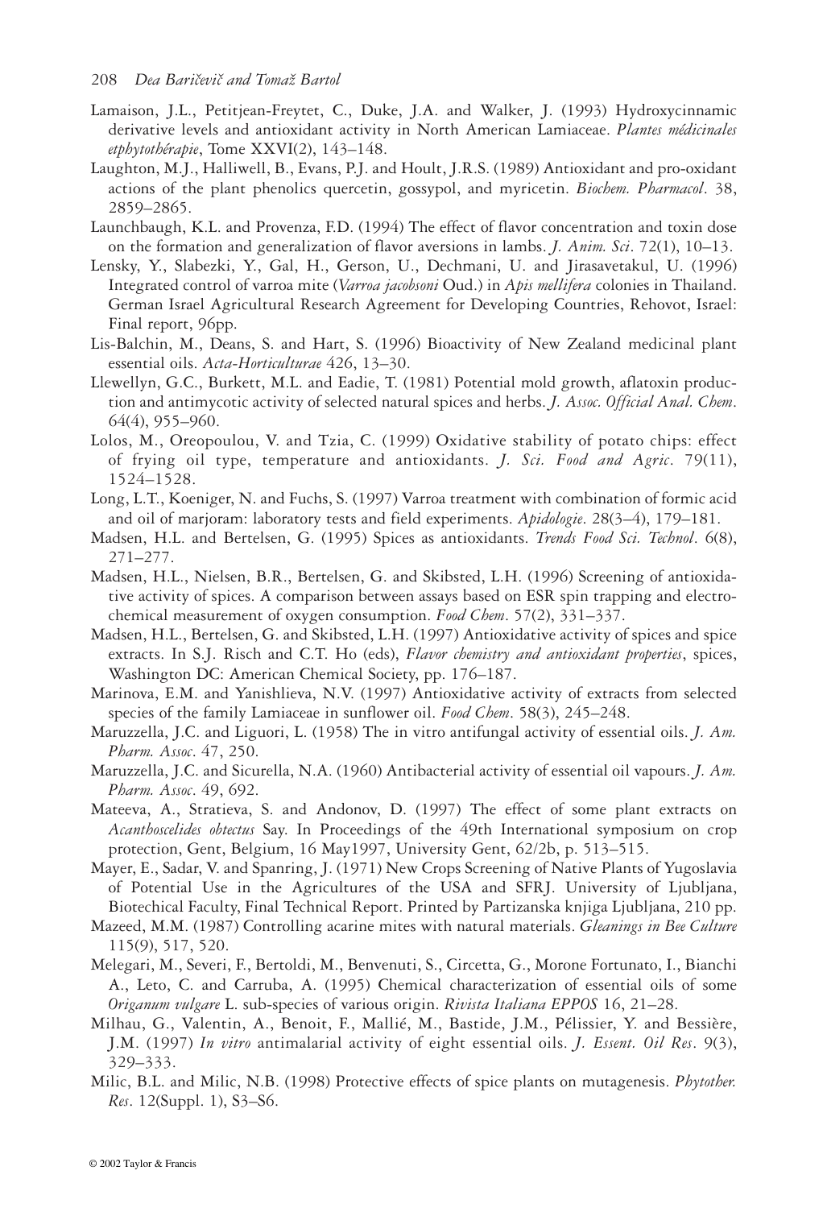Lamaison, J.L., Petitjean-Freytet, C., Duke, J.A. and Walker, J. (1993) Hydroxycinnamic derivative levels and antioxidant activity in North American Lamiaceae. *Plantes médicinales etphytothérapie*, Tome XXVI(2), 143–148.

Laughton, M.J., Halliwell, B., Evans, P.J. and Hoult, J.R.S. (1989) Antioxidant and pro-oxidant actions of the plant phenolics quercetin, gossypol, and myricetin. *Biochem. Pharmacol*. 38, 2859–2865.

Launchbaugh, K.L. and Provenza, F.D. (1994) The effect of flavor concentration and toxin dose on the formation and generalization of flavor aversions in lambs. *J. Anim. Sci*. 72(1), 10–13.

Lensky, Y., Slabezki, Y., Gal, H., Gerson, U., Dechmani, U. and Jirasavetakul, U. (1996) Integrated control of varroa mite (*Varroa jacobsoni* Oud.) in *Apis mellifera* colonies in Thailand. German Israel Agricultural Research Agreement for Developing Countries, Rehovot, Israel: Final report, 96pp.

Lis-Balchin, M., Deans, S. and Hart, S. (1996) Bioactivity of New Zealand medicinal plant essential oils. *Acta-Horticulturae* 426, 13–30.

Llewellyn, G.C., Burkett, M.L. and Eadie, T. (1981) Potential mold growth, aflatoxin production and antimycotic activity of selected natural spices and herbs. *J. Assoc. Official Anal. Chem*. 64(4), 955–960.

Lolos, M., Oreopoulou, V. and Tzia, C. (1999) Oxidative stability of potato chips: effect of frying oil type, temperature and antioxidants. *J. Sci. Food and Agric*. 79(11), 1524–1528.

Long, L.T., Koeniger, N. and Fuchs, S. (1997) Varroa treatment with combination of formic acid and oil of marjoram: laboratory tests and field experiments. *Apidologie*. 28(3–4), 179–181.

Madsen, H.L. and Bertelsen, G. (1995) Spices as antioxidants. *Trends Food Sci. Technol*. 6(8), 271–277.

Madsen, H.L., Nielsen, B.R., Bertelsen, G. and Skibsted, L.H. (1996) Screening of antioxidative activity of spices. A comparison between assays based on ESR spin trapping and electrochemical measurement of oxygen consumption. *Food Chem*. 57(2), 331–337.

Madsen, H.L., Bertelsen, G. and Skibsted, L.H. (1997) Antioxidative activity of spices and spice extracts. In S.J. Risch and C.T. Ho (eds), *Flavor chemistry and antioxidant properties*, spices, Washington DC: American Chemical Society, pp. 176–187.

Marinova, E.M. and Yanishlieva, N.V. (1997) Antioxidative activity of extracts from selected species of the family Lamiaceae in sunflower oil. *Food Chem*. 58(3), 245–248.

Maruzzella, J.C. and Liguori, L. (1958) The in vitro antifungal activity of essential oils. *J. Am. Pharm. Assoc*. 47, 250.

Maruzzella, J.C. and Sicurella, N.A. (1960) Antibacterial activity of essential oil vapours. *J. Am. Pharm. Assoc*. 49, 692.

Mateeva, A., Stratieva, S. and Andonov, D. (1997) The effect of some plant extracts on *Acanthoscelides obtectus* Say. In Proceedings of the 49th International symposium on crop protection, Gent, Belgium, 16 May1997, University Gent, 62/2b, p. 513–515.

Mayer, E., Sadar, V. and Spanring, J. (1971) New Crops Screening of Native Plants of Yugoslavia of Potential Use in the Agricultures of the USA and SFRJ. University of Ljubljana, Biotechical Faculty, Final Technical Report. Printed by Partizanska knjiga Ljubljana, 210 pp.

Mazeed, M.M. (1987) Controlling acarine mites with natural materials. *Gleanings in Bee Culture* 115(9), 517, 520.

Melegari, M., Severi, F., Bertoldi, M., Benvenuti, S., Circetta, G., Morone Fortunato, I., Bianchi A., Leto, C. and Carruba, A. (1995) Chemical characterization of essential oils of some *Origanum vulgare* L. sub-species of various origin. *Rivista Italiana EPPOS* 16, 21–28.

Milhau, G., Valentin, A., Benoit, F., Mallié, M., Bastide, J.M., Pélissier, Y. and Bessière, J.M. (1997) *In vitro* antimalarial activity of eight essential oils. *J. Essent. Oil Res*. 9(3), 329–333.

Milic, B.L. and Milic, N.B. (1998) Protective effects of spice plants on mutagenesis. *Phytother. Res*. 12(Suppl. 1), S3–S6.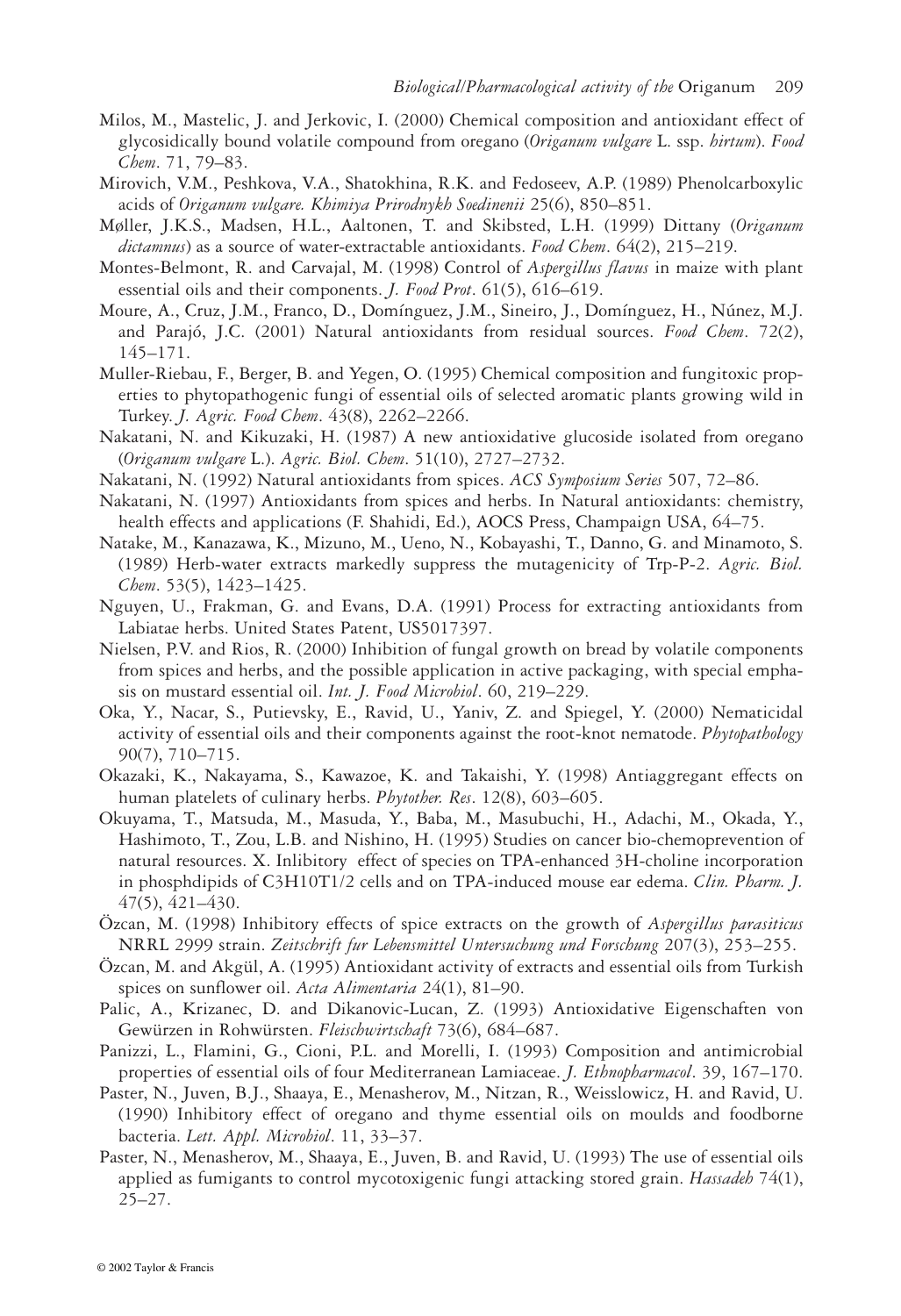Milos, M., Mastelic, J. and Jerkovic, I. (2000) Chemical composition and antioxidant effect of glycosidically bound volatile compound from oregano (*Origanum vulgare* L. ssp. *hirtum*). *Food Chem*. 71, 79–83.

Mirovich, V.M., Peshkova, V.A., Shatokhina, R.K. and Fedoseev, A.P. (1989) Phenolcarboxylic acids of *Origanum vulgare. Khimiya Prirodnykh Soedinenii* 25(6), 850–851.

Møller, J.K.S., Madsen, H.L., Aaltonen, T. and Skibsted, L.H. (1999) Dittany (*Origanum dictamnus*) as a source of water-extractable antioxidants. *Food Chem*. 64(2), 215–219.

Montes-Belmont, R. and Carvajal, M. (1998) Control of *Aspergillus flavus* in maize with plant essential oils and their components. *J. Food Prot*. 61(5), 616–619.

Moure, A., Cruz, J.M., Franco, D., Domínguez, J.M., Sineiro, J., Domínguez, H., Núnez, M.J. and Parajó, J.C. (2001) Natural antioxidants from residual sources. *Food Chem*. 72(2), 145–171.

Muller-Riebau, F., Berger, B. and Yegen, O. (1995) Chemical composition and fungitoxic properties to phytopathogenic fungi of essential oils of selected aromatic plants growing wild in Turkey. *J. Agric. Food Chem*. 43(8), 2262–2266.

Nakatani, N. and Kikuzaki, H. (1987) A new antioxidative glucoside isolated from oregano (*Origanum vulgare* L.). *Agric. Biol. Chem*. 51(10), 2727–2732.

Nakatani, N. (1992) Natural antioxidants from spices. *ACS Symposium Series* 507, 72–86.

Nakatani, N. (1997) Antioxidants from spices and herbs. In Natural antioxidants: chemistry, health effects and applications (F. Shahidi, Ed.), AOCS Press, Champaign USA, 64–75.

Natake, M., Kanazawa, K., Mizuno, M., Ueno, N., Kobayashi, T., Danno, G. and Minamoto, S. (1989) Herb-water extracts markedly suppress the mutagenicity of Trp-P-2. *Agric. Biol. Chem*. 53(5), 1423–1425.

Nguyen, U., Frakman, G. and Evans, D.A. (1991) Process for extracting antioxidants from Labiatae herbs. United States Patent, US5017397.

Nielsen, P.V. and Rios, R. (2000) Inhibition of fungal growth on bread by volatile components from spices and herbs, and the possible application in active packaging, with special emphasis on mustard essential oil. *Int. J. Food Microbiol*. 60, 219–229.

Oka, Y., Nacar, S., Putievsky, E., Ravid, U., Yaniv, Z. and Spiegel, Y. (2000) Nematicidal activity of essential oils and their components against the root-knot nematode. *Phytopathology* 90(7), 710–715.

Okazaki, K., Nakayama, S., Kawazoe, K. and Takaishi, Y. (1998) Antiaggregant effects on human platelets of culinary herbs. *Phytother. Res*. 12(8), 603–605.

Okuyama, T., Matsuda, M., Masuda, Y., Baba, M., Masubuchi, H., Adachi, M., Okada, Y., Hashimoto, T., Zou, L.B. and Nishino, H. (1995) Studies on cancer bio-chemoprevention of natural resources. X. Inlibitory effect of species on TPA-enhanced 3H-choline incorporation in phosphdipids of C3H10T1/2 cells and on TPA-induced mouse ear edema. *Clin. Pharm. J.* 47(5), 421–430.

Özcan, M. (1998) Inhibitory effects of spice extracts on the growth of *Aspergillus parasiticus* NRRL 2999 strain. *Zeitschrift fur Lebensmittel Untersuchung und Forschung* 207(3), 253–255.

Özcan, M. and Akgül, A. (1995) Antioxidant activity of extracts and essential oils from Turkish spices on sunflower oil. *Acta Alimentaria* 24(1), 81–90.

Palic, A., Krizanec, D. and Dikanovic-Lucan, Z. (1993) Antioxidative Eigenschaften von Gewürzen in Rohwürsten. *Fleischwirtschaft* 73(6), 684–687.

Panizzi, L., Flamini, G., Cioni, P.L. and Morelli, I. (1993) Composition and antimicrobial properties of essential oils of four Mediterranean Lamiaceae. *J. Ethnopharmacol*. 39, 167–170.

Paster, N., Juven, B.J., Shaaya, E., Menasherov, M., Nitzan, R., Weisslowicz, H. and Ravid, U. (1990) Inhibitory effect of oregano and thyme essential oils on moulds and foodborne bacteria. *Lett. Appl. Microbiol*. 11, 33–37.

Paster, N., Menasherov, M., Shaaya, E., Juven, B. and Ravid, U. (1993) The use of essential oils applied as fumigants to control mycotoxigenic fungi attacking stored grain. *Hassadeh* 74(1), 25–27.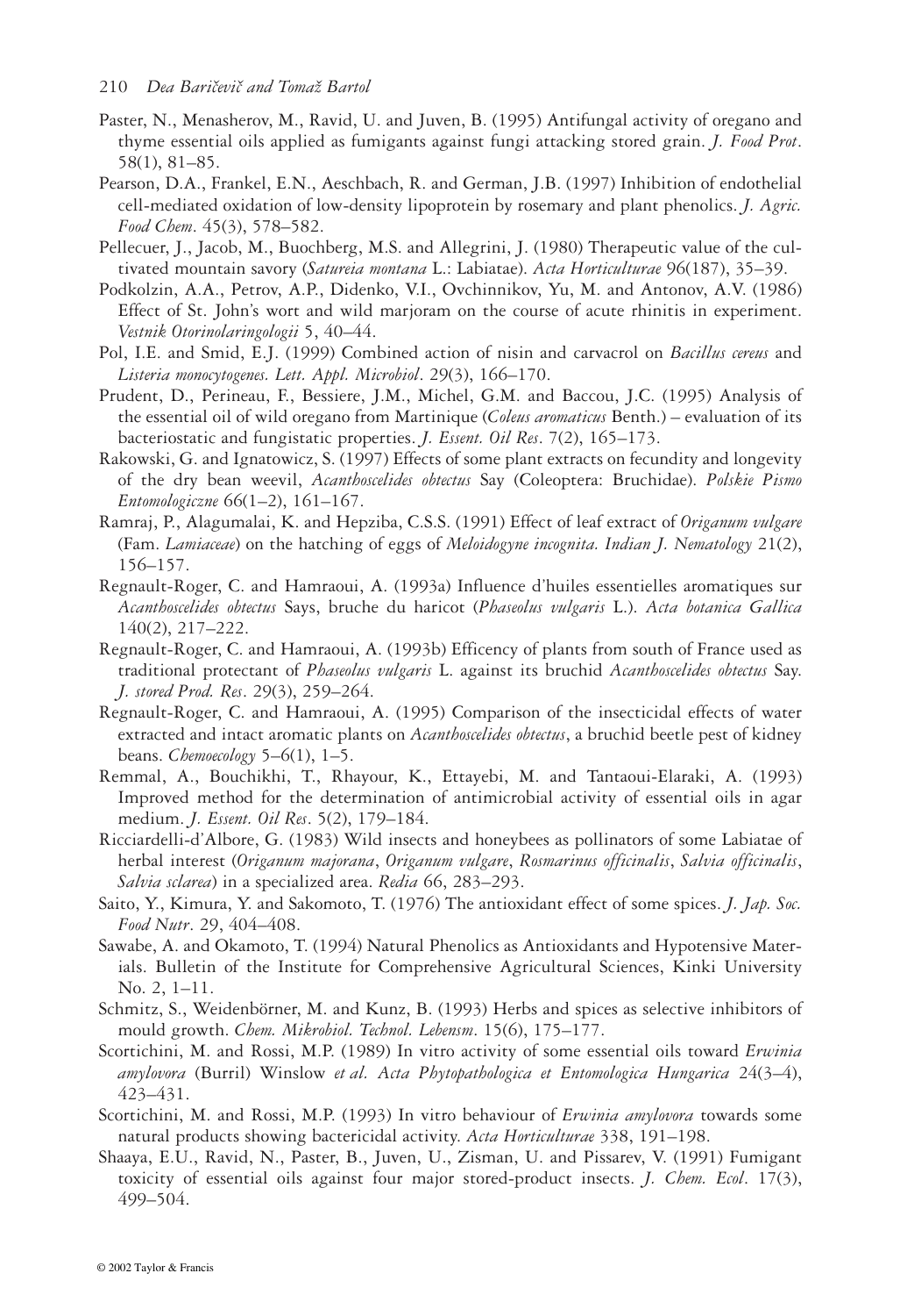Paster, N., Menasherov, M., Ravid, U. and Juven, B. (1995) Antifungal activity of oregano and thyme essential oils applied as fumigants against fungi attacking stored grain. *J. Food Prot*. 58(1), 81–85.

Pearson, D.A., Frankel, E.N., Aeschbach, R. and German, J.B. (1997) Inhibition of endothelial cell-mediated oxidation of low-density lipoprotein by rosemary and plant phenolics. *J. Agric. Food Chem*. 45(3), 578–582.

Pellecuer, J., Jacob, M., Buochberg, M.S. and Allegrini, J. (1980) Therapeutic value of the cultivated mountain savory (*Satureia montana* L.: Labiatae). *Acta Horticulturae* 96(187), 35–39.

Podkolzin, A.A., Petrov, A.P., Didenko, V.I., Ovchinnikov, Yu, M. and Antonov, A.V. (1986) Effect of St. John's wort and wild marjoram on the course of acute rhinitis in experiment. *Vestnik Otorinolaringologii* 5, 40–44.

Pol, I.E. and Smid, E.J. (1999) Combined action of nisin and carvacrol on *Bacillus cereus* and *Listeria monocytogenes*. *Lett. Appl. Microbiol*. 29(3), 166–170.

Prudent, D., Perineau, F., Bessiere, J.M., Michel, G.M. and Baccou, J.C. (1995) Analysis of the essential oil of wild oregano from Martinique (*Coleus aromaticus* Benth.) – evaluation of its bacteriostatic and fungistatic properties. *J. Essent. Oil Res*. 7(2), 165–173.

Rakowski, G. and Ignatowicz, S. (1997) Effects of some plant extracts on fecundity and longevity of the dry bean weevil, *Acanthoscelides obtectus* Say (Coleoptera: Bruchidae). *Polskie Pismo Entomologiczne* 66(1–2), 161–167.

Ramraj, P., Alagumalai, K. and Hepziba, C.S.S. (1991) Effect of leaf extract of *Origanum vulgare* (Fam. *Lamiaceae*) on the hatching of eggs of *Meloidogyne incognita*. *Indian J. Nematology* 21(2), 156–157.

Regnault-Roger, C. and Hamraoui, A. (1993a) Influence d'huiles essentielles aromatiques sur *Acanthoscelides obtectus* Says, bruche du haricot (*Phaseolus vulgaris* L.). *Acta botanica Gallica* 140(2), 217–222.

Regnault-Roger, C. and Hamraoui, A. (1993b) Efficency of plants from south of France used as traditional protectant of *Phaseolus vulgaris* L. against its bruchid *Acanthoscelides obtectus* Say. *J. stored Prod. Res*. 29(3), 259–264.

Regnault-Roger, C. and Hamraoui, A. (1995) Comparison of the insecticidal effects of water extracted and intact aromatic plants on *Acanthoscelides obtectus*, a bruchid beetle pest of kidney beans. *Chemoecology* 5–6(1), 1–5.

Remmal, A., Bouchikhi, T., Rhayour, K., Ettayebi, M. and Tantaoui-Elaraki, A. (1993) Improved method for the determination of antimicrobial activity of essential oils in agar medium. *J. Essent. Oil Res*. 5(2), 179–184.

Ricciardelli-d'Albore, G. (1983) Wild insects and honeybees as pollinators of some Labiatae of herbal interest (*Origanum majorana*, *Origanum vulgare*, *Rosmarinus officinalis*, *Salvia officinalis*, *Salvia sclarea*) in a specialized area. *Redia* 66, 283–293.

Saito, Y., Kimura, Y. and Sakomoto, T. (1976) The antioxidant effect of some spices. *J. Jap. Soc. Food Nutr*. 29, 404–408.

Sawabe, A. and Okamoto, T. (1994) Natural Phenolics as Antioxidants and Hypotensive Materials. Bulletin of the Institute for Comprehensive Agricultural Sciences, Kinki University No. 2, 1–11.

Schmitz, S., Weidenbörner, M. and Kunz, B. (1993) Herbs and spices as selective inhibitors of mould growth. *Chem. Mikrobiol. Technol. Lebensm*. 15(6), 175–177.

Scortichini, M. and Rossi, M.P. (1989) In vitro activity of some essential oils toward *Erwinia amylovora* (Burril) Winslow *et al. Acta Phytopathologica et Entomologica Hungarica* 24(3–4), 423–431.

Scortichini, M. and Rossi, M.P. (1993) In vitro behaviour of *Erwinia amylovora* towards some natural products showing bactericidal activity. *Acta Horticulturae* 338, 191–198.

Shaaya, E.U., Ravid, N., Paster, B., Juven, U., Zisman, U. and Pissarev, V. (1991) Fumigant toxicity of essential oils against four major stored-product insects. *J. Chem. Ecol*. 17(3), 499–504.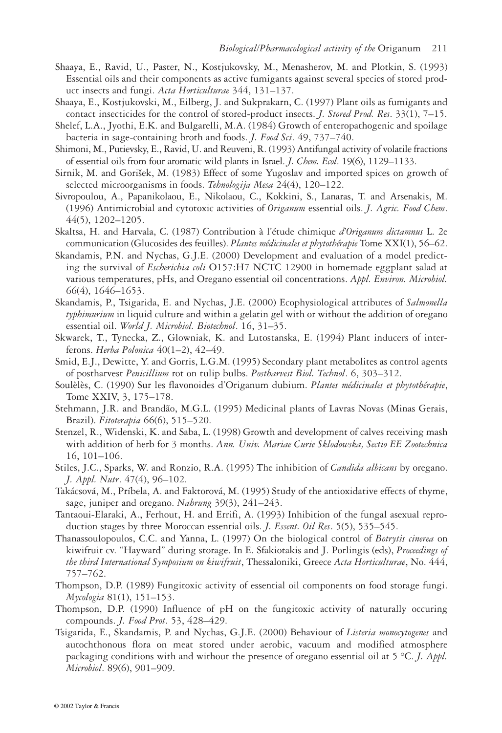Shaaya, E., Ravid, U., Paster, N., Kostjukovsky, M., Menasherov, M. and Plotkin, S. (1993) Essential oils and their components as active fumigants against several species of stored product insects and fungi. *Acta Horticulturae* 344, 131–137.

Shaaya, E., Kostjukovski, M., Eilberg, J. and Sukprakarn, C. (1997) Plant oils as fumigants and contact insecticides for the control of stored-product insects. *J. Stored Prod. Res*. 33(1), 7–15.

Shelef, L.A., Jyothi, E.K. and Bulgarelli, M.A. (1984) Growth of enteropathogenic and spoilage bacteria in sage-containing broth and foods. *J. Food Sci*. 49, 737–740.

Shimoni, M., Putievsky, E., Ravid, U. and Reuveni, R. (1993) Antifungal activity of volatile fractions of essential oils from four aromatic wild plants in Israel. *J. Chem. Ecol*. 19(6), 1129–1133.

Sirnik, M. and Gorišek, M. (1983) Effect of some Yugoslav and imported spices on growth of selected microorganisms in foods. *Tehnologija Mesa* 24(4), 120–122.

Sivropoulou, A., Papanikolaou, E., Nikolaou, C., Kokkini, S., Lanaras, T. and Arsenakis, M. (1996) Antimicrobial and cytotoxic activities of *Origanum* essential oils. *J. Agric. Food Chem*. 44(5), 1202–1205.

Skaltsa, H. and Harvala, C. (1987) Contribution à l'étude chimique *d'Origanum dictamnus* L. 2e communication (Glucosides des feuilles). *Plantes médicinales et phytothérapie* Tome XXI(1), 56–62.

Skandamis, P.N. and Nychas, G.J.E. (2000) Development and evaluation of a model predicting the survival of *Escherichia coli* O157:H7 NCTC 12900 in homemade eggplant salad at various temperatures, pHs, and Oregano essential oil concentrations. *Appl. Environ. Microbiol.* 66(4), 1646–1653.

Skandamis, P., Tsigarida, E. and Nychas, J.E. (2000) Ecophysiological attributes of *Salmonella typhimurium* in liquid culture and within a gelatin gel with or without the addition of oregano essential oil. *World J. Microbiol. Biotechnol*. 16, 31–35.

Skwarek, T., Tynecka, Z., Glowniak, K. and Lutostanska, E. (1994) Plant inducers of interferons. *Herba Polonica* 40(1–2), 42–49.

Smid, E.J., Dewitte, Y. and Gorris, L.G.M. (1995) Secondary plant metabolites as control agents of postharvest *Penicillium* rot on tulip bulbs. *Postharvest Biol. Technol*. 6, 303–312.

Soulèlès, C. (1990) Sur les flavonoides d'Origanum dubium. *Plantes médicinales et phytothérapie*, Tome XXIV, 3, 175–178.

Stehmann, J.R. and Brandão, M.G.L. (1995) Medicinal plants of Lavras Novas (Minas Gerais, Brazil). *Fitoterapia* 66(6), 515–520.

Stenzel, R., Widenski, K. and Saba, L. (1998) Growth and development of calves receiving mash with addition of herb for 3 months. *Ann. Univ. Mariae Curie Sklodowska, Sectio EE Zootechnica* 16, 101–106.

Stiles, J.C., Sparks, W. and Ronzio, R.A. (1995) The inhibition of *Candida albicans* by oregano. *J. Appl. Nutr*. 47(4), 96–102.

Takácsová, M., Príbela, A. and Faktorová, M. (1995) Study of the antioxidative effects of thyme, sage, juniper and oregano. *Nahrung* 39(3), 241–243.

Tantaoui-Elaraki, A., Ferhout, H. and Errifi, A. (1993) Inhibition of the fungal asexual reproduction stages by three Moroccan essential oils. *J. Essent. Oil Res*. 5(5), 535–545.

Thanassoulopoulos, C.C. and Yanna, L. (1997) On the biological control of *Botrytis cinerea* on kiwifruit cv. "Hayward" during storage. In E. Sfakiotakis and J. Porlingis (eds), *Proceedings of the third International Symposium on kiwifruit*, Thessaloniki, Greece *Acta Horticulturae*, No. 444, 757–762.

Thompson, D.P. (1989) Fungitoxic activity of essential oil components on food storage fungi. *Mycologia* 81(1), 151–153.

Thompson, D.P. (1990) Influence of pH on the fungitoxic activity of naturally occuring compounds. *J. Food Prot*. 53, 428–429.

Tsigarida, E., Skandamis, P. and Nychas, G.J.E. (2000) Behaviour of *Listeria monocytogenes* and autochthonous flora on meat stored under aerobic, vacuum and modified atmosphere packaging conditions with and without the presence of oregano essential oil at 5 °C. *J. Appl. Microbiol*. 89(6), 901–909.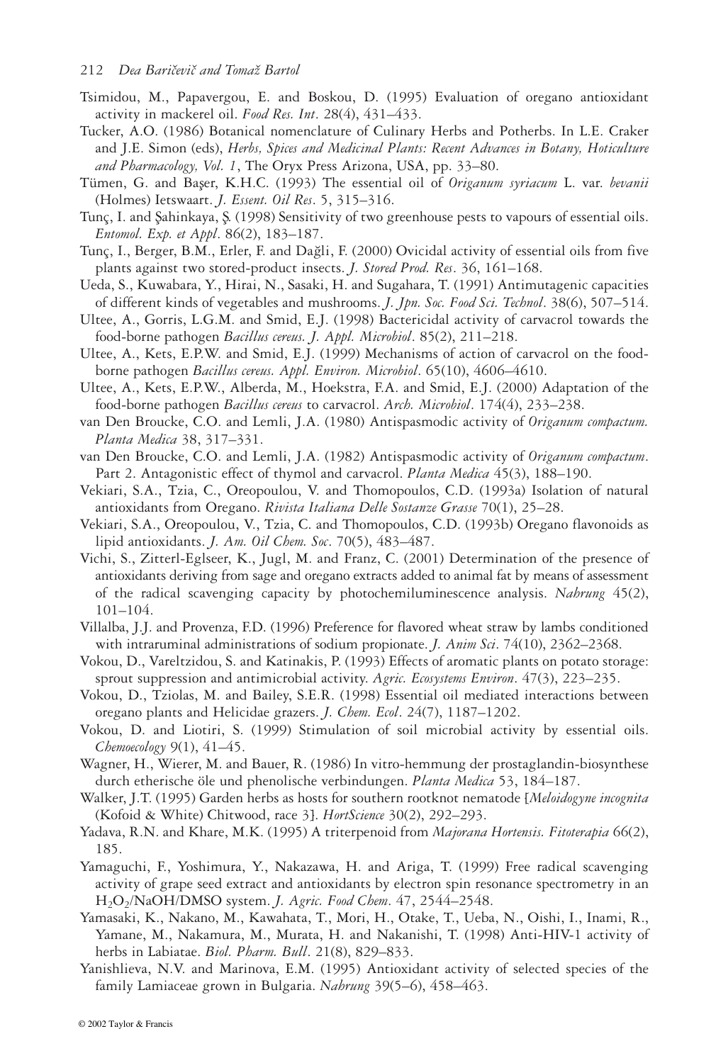Tsimidou, M., Papavergou, E. and Boskou, D. (1995) Evaluation of oregano antioxidant activity in mackerel oil. *Food Res. Int*. 28(4), 431–433.

Tucker, A.O. (1986) Botanical nomenclature of Culinary Herbs and Potherbs. In L.E. Craker and J.E. Simon (eds), *Herbs, Spices and Medicinal Plants: Recent Advances in Botany, Hoticulture and Pharmacology, Vol. 1*, The Oryx Press Arizona, USA, pp. 33–80.

Tümen, G. and Başer, K.H.C. (1993) The essential oil of *Origanum syriacum* L. var. *bevanii* (Holmes) Ietswaart. *J. Essent. Oil Res*. 5, 315–316.

Tunç, I. and Şahinkaya, Ş. (1998) Sensitivity of two greenhouse pests to vapours of essential oils. *Entomol. Exp. et Appl*. 86(2), 183–187.

Tunç, I., Berger, B.M., Erler, F. and Dağli, F. (2000) Ovicidal activity of essential oils from five plants against two stored-product insects. *J. Stored Prod. Res*. 36, 161–168.

Ueda, S., Kuwabara, Y., Hirai, N., Sasaki, H. and Sugahara, T. (1991) Antimutagenic capacities of different kinds of vegetables and mushrooms. *J. Jpn. Soc. Food Sci. Technol*. 38(6), 507–514.

Ultee, A., Gorris, L.G.M. and Smid, E.J. (1998) Bactericidal activity of carvacrol towards the food-borne pathogen *Bacillus cereus. J. Appl. Microbiol*. 85(2), 211–218.

Ultee, A., Kets, E.P.W. and Smid, E.J. (1999) Mechanisms of action of carvacrol on the food-borne pathogen *Bacillus cereus. Appl. Environ. Microbiol*. 65(10), 4606–4610.

Ultee, A., Kets, E.P.W., Alberda, M., Hoekstra, F.A. and Smid, E.J. (2000) Adaptation of the food-borne pathogen *Bacillus cereus* to carvacrol. *Arch. Microbiol*. 174(4), 233–238.

van Den Broucke, C.O. and Lemli, J.A. (1980) Antispasmodic activity of *Origanum compactum. Planta Medica* 38, 317–331.

van Den Broucke, C.O. and Lemli, J.A. (1982) Antispasmodic activity of *Origanum compactum*. Part 2. Antagonistic effect of thymol and carvacrol. *Planta Medica* 45(3), 188–190.

Vekiari, S.A., Tzia, C., Oreopoulou, V. and Thomopoulos, C.D. (1993a) Isolation of natural antioxidants from Oregano. *Rivista Italiana Delle Sostanze Grasse* 70(1), 25–28.

Vekiari, S.A., Oreopoulou, V., Tzia, C. and Thomopoulos, C.D. (1993b) Oregano flavonoids as lipid antioxidants. *J. Am. Oil Chem. Soc*. 70(5), 483–487.

Vichi, S., Zitterl-Eglseer, K., Jugl, M. and Franz, C. (2001) Determination of the presence of antioxidants deriving from sage and oregano extracts added to animal fat by means of assessment of the radical scavenging capacity by photochemiluminescence analysis. *Nahrung* 45(2), 101–104.

Villalba, J.J. and Provenza, F.D. (1996) Preference for flavored wheat straw by lambs conditioned with intraruminal administrations of sodium propionate. *J. Anim Sci*. 74(10), 2362–2368.

Vokou, D., Vareltzidou, S. and Katinakis, P. (1993) Effects of aromatic plants on potato storage: sprout suppression and antimicrobial activity. *Agric. Ecosystems Environ*. 47(3), 223–235.

Vokou, D., Tziolas, M. and Bailey, S.E.R. (1998) Essential oil mediated interactions between oregano plants and Helicidae grazers. *J. Chem. Ecol*. 24(7), 1187–1202.

Vokou, D. and Liotiri, S. (1999) Stimulation of soil microbial activity by essential oils. *Chemoecology* 9(1), 41–45.

Wagner, H., Wierer, M. and Bauer, R. (1986) In vitro-hemmung der prostaglandin-biosynthese durch etherische öle und phenolische verbindungen. *Planta Medica* 53, 184–187.

Walker, J.T. (1995) Garden herbs as hosts for southern rootknot nematode [*Meloidogyne incognita* (Kofoid & White) Chitwood, race 3]. *HortScience* 30(2), 292–293.

Yadava, R.N. and Khare, M.K. (1995) A triterpenoid from *Majorana Hortensis. Fitoterapia* 66(2), 185.

Yamaguchi, F., Yoshimura, Y., Nakazawa, H. and Ariga, T. (1999) Free radical scavenging activity of grape seed extract and antioxidants by electron spin resonance spectrometry in an $H_2O_2$/NaOH/DMSO system. *J. Agric. Food Chem*. 47, 2544–2548.

Yamasaki, K., Nakano, M., Kawahata, T., Mori, H., Otake, T., Ueba, N., Oishi, I., Inami, R., Yamane, M., Nakamura, M., Murata, H. and Nakanishi, T. (1998) Anti-HIV-1 activity of herbs in Labiatae. *Biol. Pharm. Bull*. 21(8), 829–833.

Yanishlieva, N.V. and Marinova, E.M. (1995) Antioxidant activity of selected species of the family Lamiaceae grown in Bulgaria. *Nahrung* 39(5–6), 458–463.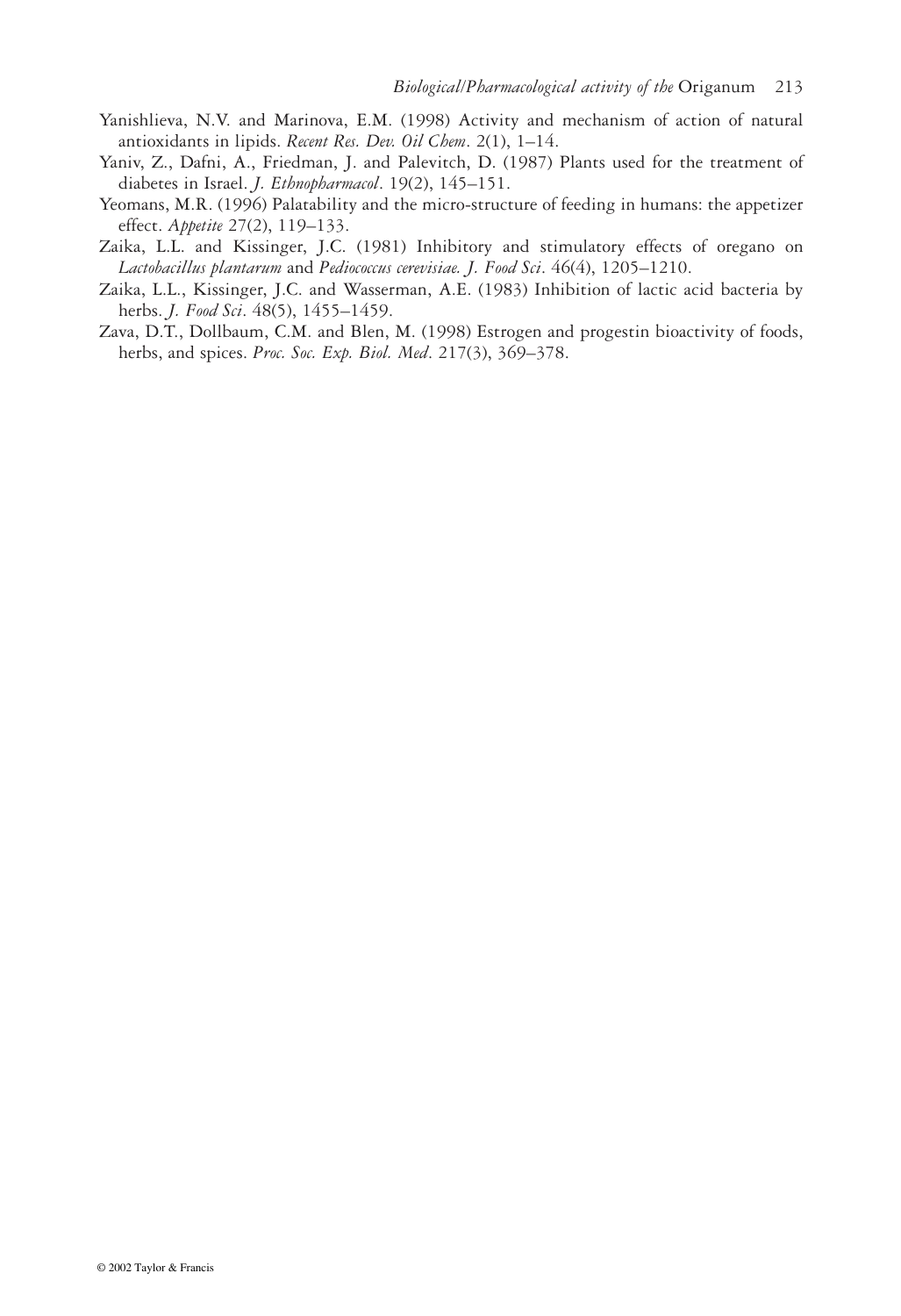Yanishlieva, N.V. and Marinova, E.M. (1998) Activity and mechanism of action of natural antioxidants in lipids. *Recent Res. Dev. Oil Chem*. 2(1), 1–14.

Yaniv, Z., Dafni, A., Friedman, J. and Palevitch, D. (1987) Plants used for the treatment of diabetes in Israel. *J. Ethnopharmacol*. 19(2), 145–151.

Yeomans, M.R. (1996) Palatability and the micro-structure of feeding in humans: the appetizer effect. *Appetite* 27(2), 119–133.

Zaika, L.L. and Kissinger, J.C. (1981) Inhibitory and stimulatory effects of oregano on *Lactobacillus plantarum* and *Pediococcus cerevisiae. J. Food Sci*. 46(4), 1205–1210.

Zaika, L.L., Kissinger, J.C. and Wasserman, A.E. (1983) Inhibition of lactic acid bacteria by herbs. *J. Food Sci*. 48(5), 1455–1459.

Zava, D.T., Dollbaum, C.M. and Blen, M. (1998) Estrogen and progestin bioactivity of foods, herbs, and spices. *Proc. Soc. Exp. Biol. Med*. 217(3), 369–378.

© 2002 Taylor & Francis